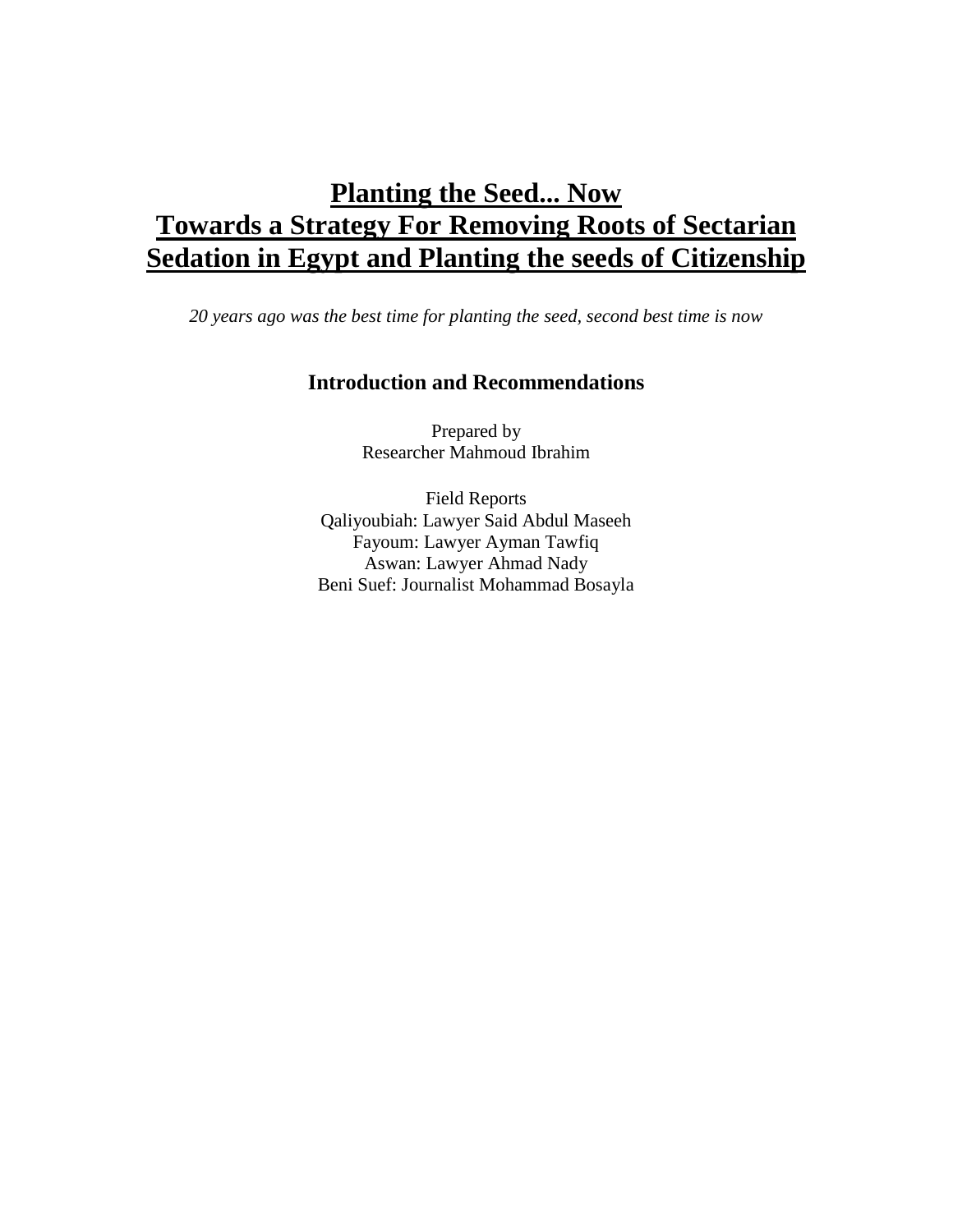# Planting the Seed... Now
# Towards a Strategy For Removing Roots of Sectarian Sedation in Egypt and Planting the seeds of Citizenship

*20 years ago was the best time for planting the seed, second best time is now*

## Introduction and Recommendations

Prepared by
Researcher Mahmoud Ibrahim

Field Reports
Qaliyoubiah: Lawyer Said Abdul Maseeh
Fayoum: Lawyer Ayman Tawfiq
Aswan: Lawyer Ahmad Nady
Beni Suef: Journalist Mohammad Bosayla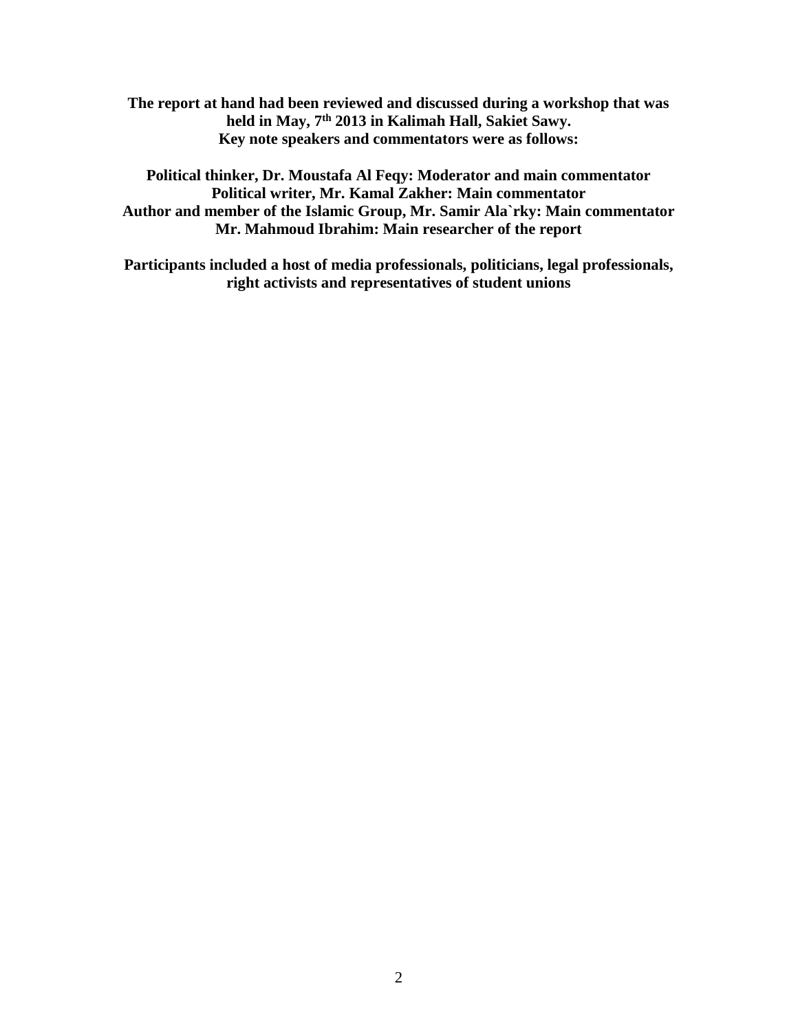**The report at hand had been reviewed and discussed during a workshop that was held in May, 7th 2013 in Kalimah Hall, Sakiet Sawy.**
**Key note speakers and commentators were as follows:**

**Political thinker, Dr. Moustafa Al Feqy: Moderator and main commentator**
**Political writer, Mr. Kamal Zakher: Main commentator**
**Author and member of the Islamic Group, Mr. Samir Ala`rky: Main commentator**
**Mr. Mahmoud Ibrahim: Main researcher of the report**

**Participants included a host of media professionals, politicians, legal professionals, right activists and representatives of student unions**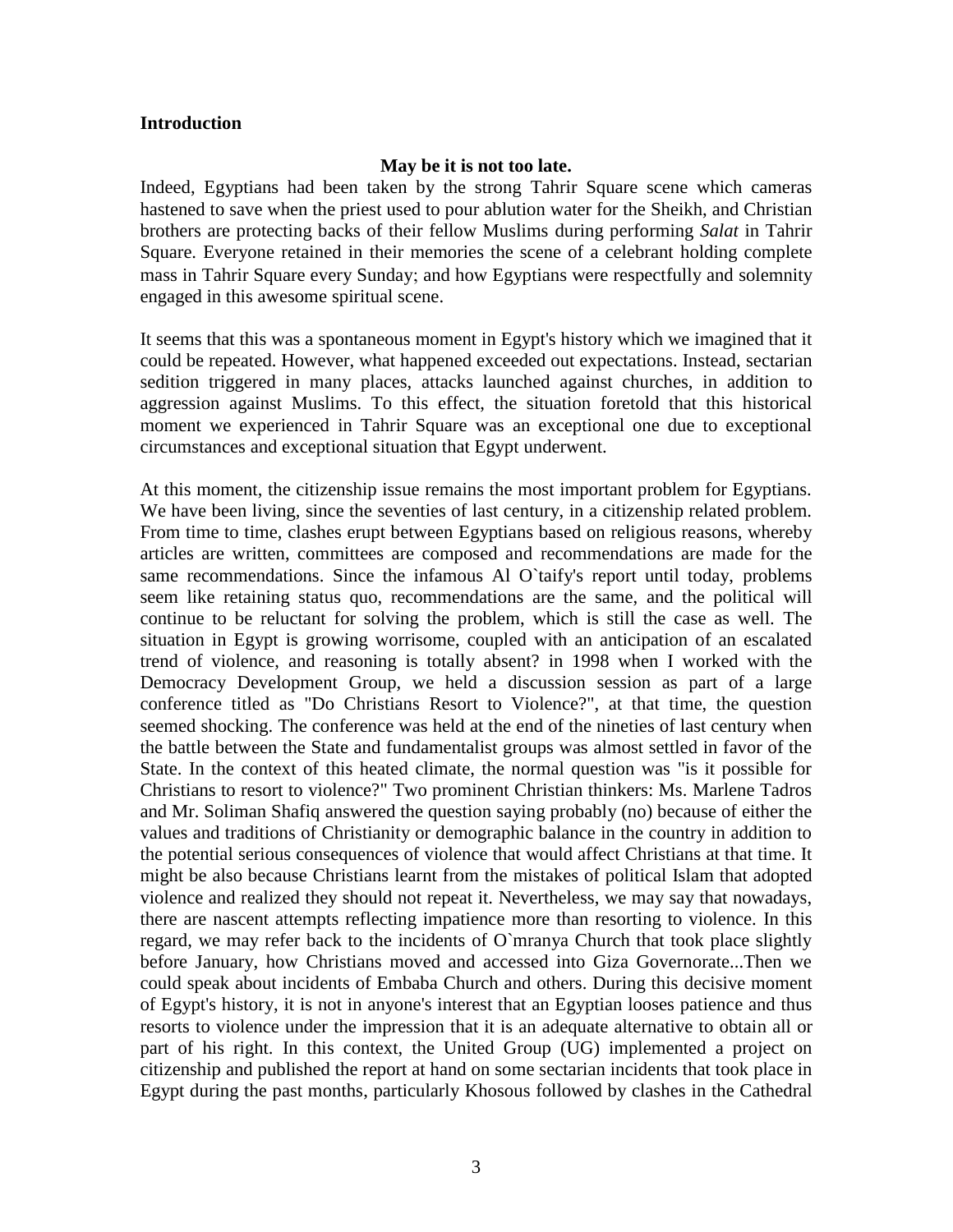## Introduction

**May be it is not too late.**

Indeed, Egyptians had been taken by the strong Tahrir Square scene which cameras hastened to save when the priest used to pour ablution water for the Sheikh, and Christian brothers are protecting backs of their fellow Muslims during performing *Salat* in Tahrir Square. Everyone retained in their memories the scene of a celebrant holding complete mass in Tahrir Square every Sunday; and how Egyptians were respectfully and solemnity engaged in this awesome spiritual scene.

It seems that this was a spontaneous moment in Egypt's history which we imagined that it could be repeated. However, what happened exceeded out expectations. Instead, sectarian sedition triggered in many places, attacks launched against churches, in addition to aggression against Muslims. To this effect, the situation foretold that this historical moment we experienced in Tahrir Square was an exceptional one due to exceptional circumstances and exceptional situation that Egypt underwent.

At this moment, the citizenship issue remains the most important problem for Egyptians. We have been living, since the seventies of last century, in a citizenship related problem. From time to time, clashes erupt between Egyptians based on religious reasons, whereby articles are written, committees are composed and recommendations are made for the same recommendations. Since the infamous Al O`taify's report until today, problems seem like retaining status quo, recommendations are the same, and the political will continue to be reluctant for solving the problem, which is still the case as well. The situation in Egypt is growing worrisome, coupled with an anticipation of an escalated trend of violence, and reasoning is totally absent? in 1998 when I worked with the Democracy Development Group, we held a discussion session as part of a large conference titled as "Do Christians Resort to Violence?", at that time, the question seemed shocking. The conference was held at the end of the nineties of last century when the battle between the State and fundamentalist groups was almost settled in favor of the State. In the context of this heated climate, the normal question was "is it possible for Christians to resort to violence?" Two prominent Christian thinkers: Ms. Marlene Tadros and Mr. Soliman Shafiq answered the question saying probably (no) because of either the values and traditions of Christianity or demographic balance in the country in addition to the potential serious consequences of violence that would affect Christians at that time. It might be also because Christians learnt from the mistakes of political Islam that adopted violence and realized they should not repeat it. Nevertheless, we may say that nowadays, there are nascent attempts reflecting impatience more than resorting to violence. In this regard, we may refer back to the incidents of O`mranya Church that took place slightly before January, how Christians moved and accessed into Giza Governorate...Then we could speak about incidents of Embaba Church and others. During this decisive moment of Egypt's history, it is not in anyone's interest that an Egyptian looses patience and thus resorts to violence under the impression that it is an adequate alternative to obtain all or part of his right. In this context, the United Group (UG) implemented a project on citizenship and published the report at hand on some sectarian incidents that took place in Egypt during the past months, particularly Khosous followed by clashes in the Cathedral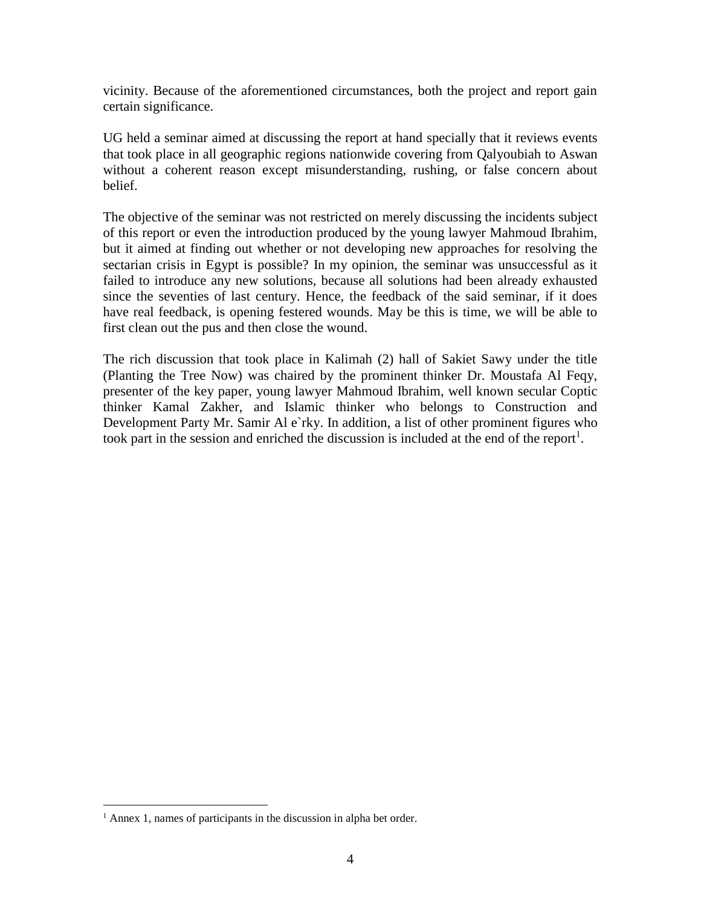vicinity. Because of the aforementioned circumstances, both the project and report gain certain significance.

UG held a seminar aimed at discussing the report at hand specially that it reviews events that took place in all geographic regions nationwide covering from Qalyoubiah to Aswan without a coherent reason except misunderstanding, rushing, or false concern about belief.

The objective of the seminar was not restricted on merely discussing the incidents subject of this report or even the introduction produced by the young lawyer Mahmoud Ibrahim, but it aimed at finding out whether or not developing new approaches for resolving the sectarian crisis in Egypt is possible? In my opinion, the seminar was unsuccessful as it failed to introduce any new solutions, because all solutions had been already exhausted since the seventies of last century. Hence, the feedback of the said seminar, if it does have real feedback, is opening festered wounds. May be this is time, we will be able to first clean out the pus and then close the wound.

The rich discussion that took place in Kalimah (2) hall of Sakiet Sawy under the title (Planting the Tree Now) was chaired by the prominent thinker Dr. Moustafa Al Feqy, presenter of the key paper, young lawyer Mahmoud Ibrahim, well known secular Coptic thinker Kamal Zakher, and Islamic thinker who belongs to Construction and Development Party Mr. Samir Al e`rky. In addition, a list of other prominent figures who took part in the session and enriched the discussion is included at the end of the report[1].

[1] Annex 1, names of participants in the discussion in alpha bet order.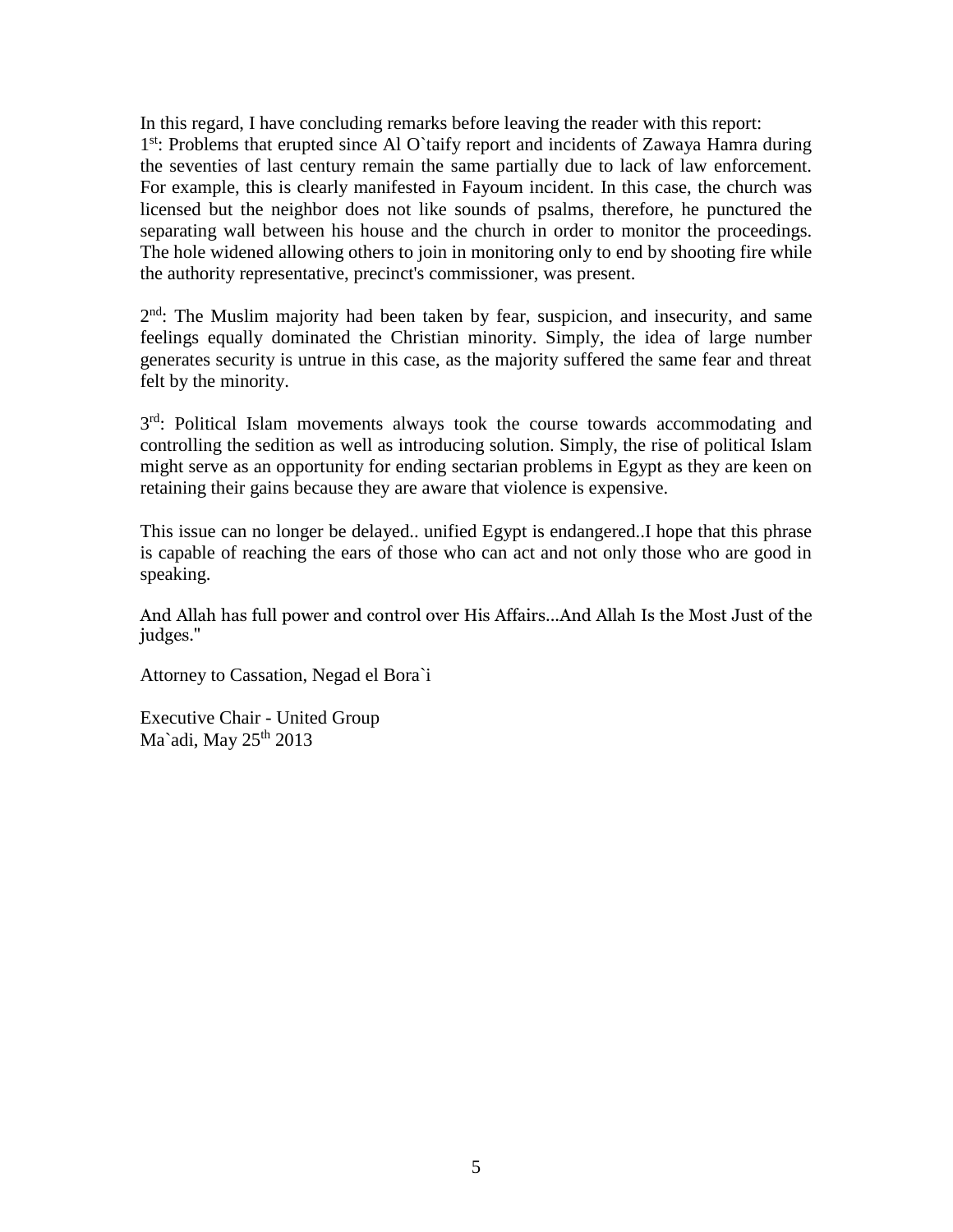In this regard, I have concluding remarks before leaving the reader with this report:

1st: Problems that erupted since Al O`taify report and incidents of Zawaya Hamra during the seventies of last century remain the same partially due to lack of law enforcement. For example, this is clearly manifested in Fayoum incident. In this case, the church was licensed but the neighbor does not like sounds of psalms, therefore, he punctured the separating wall between his house and the church in order to monitor the proceedings. The hole widened allowing others to join in monitoring only to end by shooting fire while the authority representative, precinct's commissioner, was present.

2nd: The Muslim majority had been taken by fear, suspicion, and insecurity, and same feelings equally dominated the Christian minority. Simply, the idea of large number generates security is untrue in this case, as the majority suffered the same fear and threat felt by the minority.

3rd: Political Islam movements always took the course towards accommodating and controlling the sedition as well as introducing solution. Simply, the rise of political Islam might serve as an opportunity for ending sectarian problems in Egypt as they are keen on retaining their gains because they are aware that violence is expensive.

This issue can no longer be delayed.. unified Egypt is endangered..I hope that this phrase is capable of reaching the ears of those who can act and not only those who are good in speaking.

And Allah has full power and control over His Affairs...And Allah Is the Most Just of the judges."

Attorney to Cassation, Negad el Bora`i

Executive Chair - United Group
Ma`adi, May 25th 2013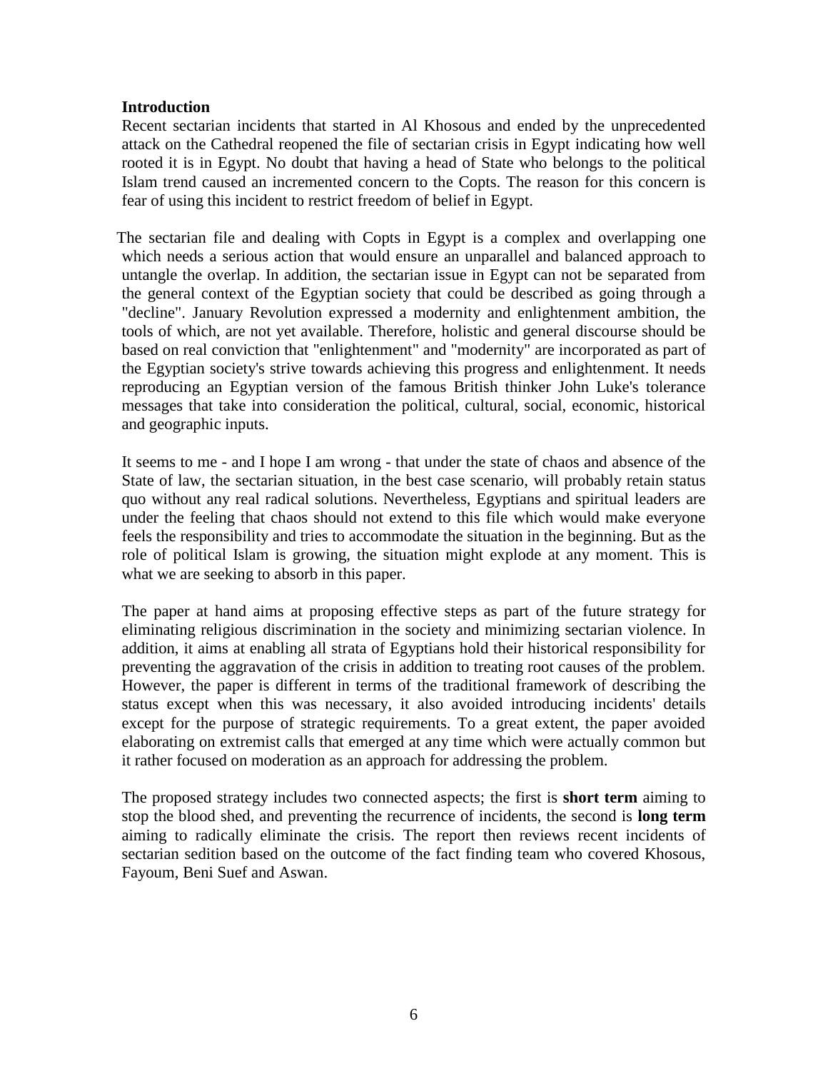**Introduction**

Recent sectarian incidents that started in Al Khosous and ended by the unprecedented attack on the Cathedral reopened the file of sectarian crisis in Egypt indicating how well rooted it is in Egypt. No doubt that having a head of State who belongs to the political Islam trend caused an incremented concern to the Copts. The reason for this concern is fear of using this incident to restrict freedom of belief in Egypt.

The sectarian file and dealing with Copts in Egypt is a complex and overlapping one which needs a serious action that would ensure an unparallel and balanced approach to untangle the overlap. In addition, the sectarian issue in Egypt can not be separated from the general context of the Egyptian society that could be described as going through a "decline". January Revolution expressed a modernity and enlightenment ambition, the tools of which, are not yet available. Therefore, holistic and general discourse should be based on real conviction that "enlightenment" and "modernity" are incorporated as part of the Egyptian society's strive towards achieving this progress and enlightenment. It needs reproducing an Egyptian version of the famous British thinker John Luke's tolerance messages that take into consideration the political, cultural, social, economic, historical and geographic inputs.

It seems to me - and I hope I am wrong - that under the state of chaos and absence of the State of law, the sectarian situation, in the best case scenario, will probably retain status quo without any real radical solutions. Nevertheless, Egyptians and spiritual leaders are under the feeling that chaos should not extend to this file which would make everyone feels the responsibility and tries to accommodate the situation in the beginning. But as the role of political Islam is growing, the situation might explode at any moment. This is what we are seeking to absorb in this paper.

The paper at hand aims at proposing effective steps as part of the future strategy for eliminating religious discrimination in the society and minimizing sectarian violence. In addition, it aims at enabling all strata of Egyptians hold their historical responsibility for preventing the aggravation of the crisis in addition to treating root causes of the problem. However, the paper is different in terms of the traditional framework of describing the status except when this was necessary, it also avoided introducing incidents' details except for the purpose of strategic requirements. To a great extent, the paper avoided elaborating on extremist calls that emerged at any time which were actually common but it rather focused on moderation as an approach for addressing the problem.

The proposed strategy includes two connected aspects; the first is **short term** aiming to stop the blood shed, and preventing the recurrence of incidents, the second is **long term** aiming to radically eliminate the crisis. The report then reviews recent incidents of sectarian sedition based on the outcome of the fact finding team who covered Khosous, Fayoum, Beni Suef and Aswan.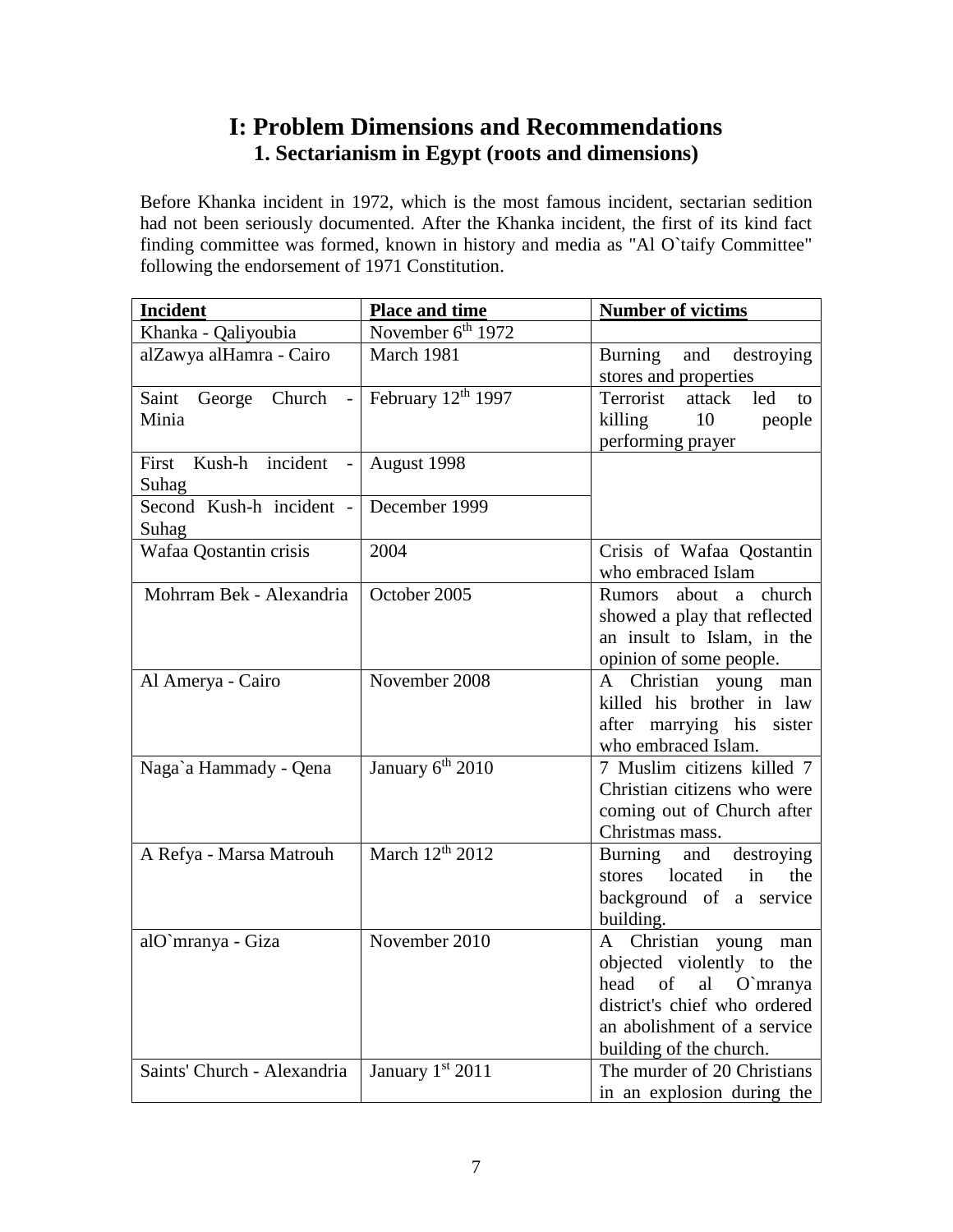# I: Problem Dimensions and Recommendations

## 1. Sectarianism in Egypt (roots and dimensions)

Before Khanka incident in 1972, which is the most famous incident, sectarian sedition had not been seriously documented. After the Khanka incident, the first of its kind fact finding committee was formed, known in history and media as "Al O`taify Committee" following the endorsement of 1971 Constitution.

| **Incident** | **Place and time** | **Number of victims** |
|---|---|---|
| Khanka - Qaliyoubia | November 6th 1972 | |
| alZawya alHamra - Cairo | March 1981 | Burning and destroying stores and properties |
| Saint George Church - Minia | February 12th 1997 | Terrorist attack led to killing 10 people performing prayer |
| First Kush-h incident - Suhag | August 1998 | |
| Second Kush-h incident - Suhag | December 1999 | |
| Wafaa Qostantin crisis | 2004 | Crisis of Wafaa Qostantin who embraced Islam |
| Mohrram Bek - Alexandria | October 2005 | Rumors about a church showed a play that reflected an insult to Islam, in the opinion of some people. |
| Al Amerya - Cairo | November 2008 | A Christian young man killed his brother in law after marrying his sister who embraced Islam. |
| Naga`a Hammady - Qena | January 6th 2010 | 7 Muslim citizens killed 7 Christian citizens who were coming out of Church after Christmas mass. |
| A Refya - Marsa Matrouh | March 12th 2012 | Burning and destroying stores located in the background of a service building. |
| alO`mranya - Giza | November 2010 | A Christian young man objected violently to the head of al O`mranya district's chief who ordered an abolishment of a service building of the church. |
| Saints' Church - Alexandria | January 1st 2011 | The murder of 20 Christians in an explosion during the |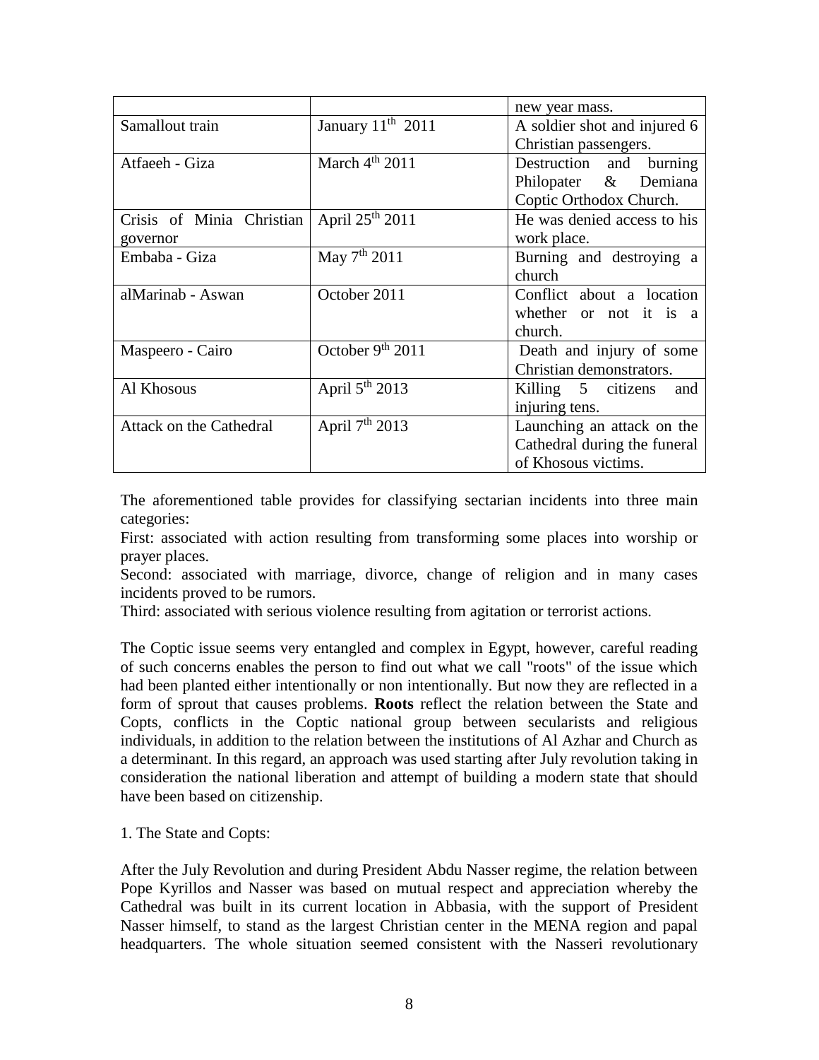| | | |
|---|---|---|
| | | new year mass. |
| Samallout train | January 11th 2011 | A soldier shot and injured 6 Christian passengers. |
| Atfaeeh - Giza | March 4th 2011 | Destruction and burning Philopater & Demiana Coptic Orthodox Church. |
| Crisis of Minia Christian governor | April 25th 2011 | He was denied access to his work place. |
| Embaba - Giza | May 7th 2011 | Burning and destroying a church |
| alMarinab - Aswan | October 2011 | Conflict about a location whether or not it is a church. |
| Maspeero - Cairo | October 9th 2011 | Death and injury of some Christian demonstrators. |
| Al Khosous | April 5th 2013 | Killing 5 citizens and injuring tens. |
| Attack on the Cathedral | April 7th 2013 | Launching an attack on the Cathedral during the funeral of Khosous victims. |

The aforementioned table provides for classifying sectarian incidents into three main categories:

First: associated with action resulting from transforming some places into worship or prayer places.

Second: associated with marriage, divorce, change of religion and in many cases incidents proved to be rumors.

Third: associated with serious violence resulting from agitation or terrorist actions.

The Coptic issue seems very entangled and complex in Egypt, however, careful reading of such concerns enables the person to find out what we call "roots" of the issue which had been planted either intentionally or non intentionally. But now they are reflected in a form of sprout that causes problems. **Roots** reflect the relation between the State and Copts, conflicts in the Coptic national group between secularists and religious individuals, in addition to the relation between the institutions of Al Azhar and Church as a determinant. In this regard, an approach was used starting after July revolution taking in consideration the national liberation and attempt of building a modern state that should have been based on citizenship.

1. The State and Copts:

After the July Revolution and during President Abdu Nasser regime, the relation between Pope Kyrillos and Nasser was based on mutual respect and appreciation whereby the Cathedral was built in its current location in Abbasia, with the support of President Nasser himself, to stand as the largest Christian center in the MENA region and papal headquarters. The whole situation seemed consistent with the Nasseri revolutionary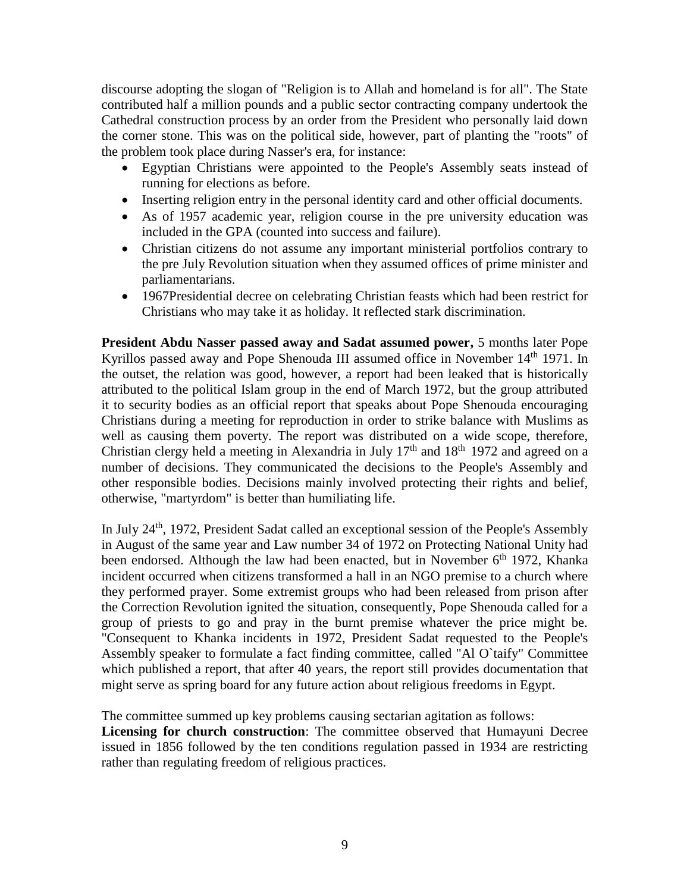discourse adopting the slogan of "Religion is to Allah and homeland is for all". The State contributed half a million pounds and a public sector contracting company undertook the Cathedral construction process by an order from the President who personally laid down the corner stone. This was on the political side, however, part of planting the "roots" of the problem took place during Nasser's era, for instance:

- Egyptian Christians were appointed to the People's Assembly seats instead of running for elections as before.
- Inserting religion entry in the personal identity card and other official documents.
- As of 1957 academic year, religion course in the pre university education was included in the GPA (counted into success and failure).
- Christian citizens do not assume any important ministerial portfolios contrary to the pre July Revolution situation when they assumed offices of prime minister and parliamentarians.
- 1967Presidential decree on celebrating Christian feasts which had been restrict for Christians who may take it as holiday. It reflected stark discrimination.

**President Abdu Nasser passed away and Sadat assumed power,** 5 months later Pope Kyrillos passed away and Pope Shenouda III assumed office in November 14th 1971. In the outset, the relation was good, however, a report had been leaked that is historically attributed to the political Islam group in the end of March 1972, but the group attributed it to security bodies as an official report that speaks about Pope Shenouda encouraging Christians during a meeting for reproduction in order to strike balance with Muslims as well as causing them poverty. The report was distributed on a wide scope, therefore, Christian clergy held a meeting in Alexandria in July 17th and 18th 1972 and agreed on a number of decisions. They communicated the decisions to the People's Assembly and other responsible bodies. Decisions mainly involved protecting their rights and belief, otherwise, "martyrdom" is better than humiliating life.

In July 24th, 1972, President Sadat called an exceptional session of the People's Assembly in August of the same year and Law number 34 of 1972 on Protecting National Unity had been endorsed. Although the law had been enacted, but in November 6th 1972, Khanka incident occurred when citizens transformed a hall in an NGO premise to a church where they performed prayer. Some extremist groups who had been released from prison after the Correction Revolution ignited the situation, consequently, Pope Shenouda called for a group of priests to go and pray in the burnt premise whatever the price might be. "Consequent to Khanka incidents in 1972, President Sadat requested to the People's Assembly speaker to formulate a fact finding committee, called "Al O`taify" Committee which published a report, that after 40 years, the report still provides documentation that might serve as spring board for any future action about religious freedoms in Egypt.

The committee summed up key problems causing sectarian agitation as follows:
**Licensing for church construction**: The committee observed that Humayuni Decree issued in 1856 followed by the ten conditions regulation passed in 1934 are restricting rather than regulating freedom of religious practices.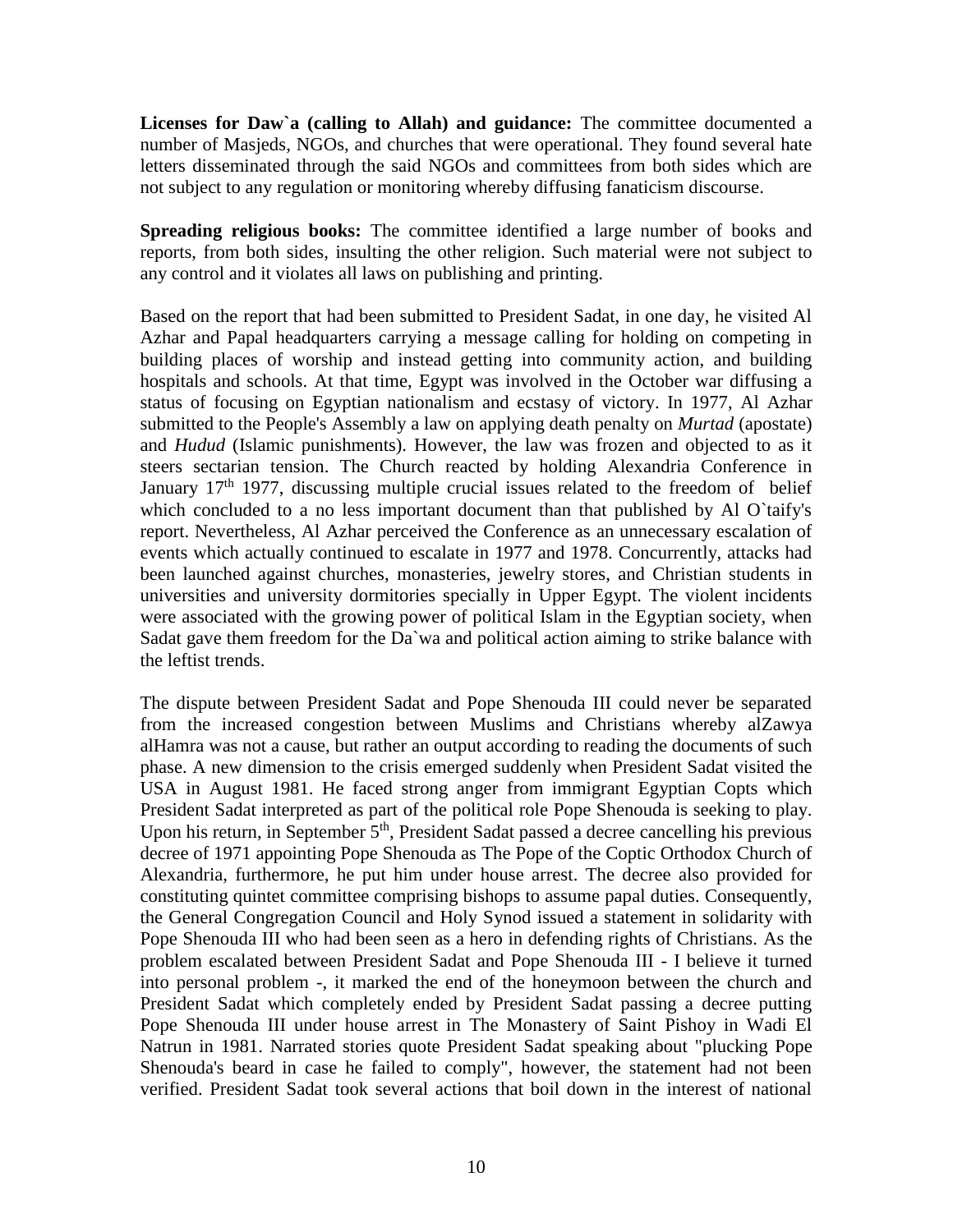**Licenses for Daw`a (calling to Allah) and guidance:** The committee documented a number of Masjeds, NGOs, and churches that were operational. They found several hate letters disseminated through the said NGOs and committees from both sides which are not subject to any regulation or monitoring whereby diffusing fanaticism discourse.

**Spreading religious books:** The committee identified a large number of books and reports, from both sides, insulting the other religion. Such material were not subject to any control and it violates all laws on publishing and printing.

Based on the report that had been submitted to President Sadat, in one day, he visited Al Azhar and Papal headquarters carrying a message calling for holding on competing in building places of worship and instead getting into community action, and building hospitals and schools. At that time, Egypt was involved in the October war diffusing a status of focusing on Egyptian nationalism and ecstasy of victory. In 1977, Al Azhar submitted to the People's Assembly a law on applying death penalty on *Murtad* (apostate) and *Hudud* (Islamic punishments). However, the law was frozen and objected to as it steers sectarian tension. The Church reacted by holding Alexandria Conference in January 17th 1977, discussing multiple crucial issues related to the freedom of belief which concluded to a no less important document than that published by Al O`taify's report. Nevertheless, Al Azhar perceived the Conference as an unnecessary escalation of events which actually continued to escalate in 1977 and 1978. Concurrently, attacks had been launched against churches, monasteries, jewelry stores, and Christian students in universities and university dormitories specially in Upper Egypt. The violent incidents were associated with the growing power of political Islam in the Egyptian society, when Sadat gave them freedom for the Da`wa and political action aiming to strike balance with the leftist trends.

The dispute between President Sadat and Pope Shenouda III could never be separated from the increased congestion between Muslims and Christians whereby alZawya alHamra was not a cause, but rather an output according to reading the documents of such phase. A new dimension to the crisis emerged suddenly when President Sadat visited the USA in August 1981. He faced strong anger from immigrant Egyptian Copts which President Sadat interpreted as part of the political role Pope Shenouda is seeking to play. Upon his return, in September 5th, President Sadat passed a decree cancelling his previous decree of 1971 appointing Pope Shenouda as The Pope of the Coptic Orthodox Church of Alexandria, furthermore, he put him under house arrest. The decree also provided for constituting quintet committee comprising bishops to assume papal duties. Consequently, the General Congregation Council and Holy Synod issued a statement in solidarity with Pope Shenouda III who had been seen as a hero in defending rights of Christians. As the problem escalated between President Sadat and Pope Shenouda III - I believe it turned into personal problem -, it marked the end of the honeymoon between the church and President Sadat which completely ended by President Sadat passing a decree putting Pope Shenouda III under house arrest in The Monastery of Saint Pishoy in Wadi El Natrun in 1981. Narrated stories quote President Sadat speaking about "plucking Pope Shenouda's beard in case he failed to comply", however, the statement had not been verified. President Sadat took several actions that boil down in the interest of national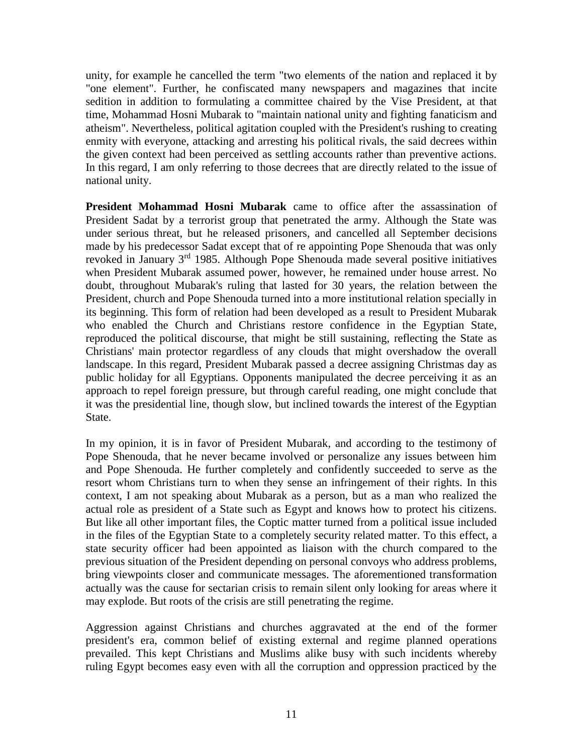unity, for example he cancelled the term "two elements of the nation and replaced it by "one element". Further, he confiscated many newspapers and magazines that incite sedition in addition to formulating a committee chaired by the Vise President, at that time, Mohammad Hosni Mubarak to "maintain national unity and fighting fanaticism and atheism". Nevertheless, political agitation coupled with the President's rushing to creating enmity with everyone, attacking and arresting his political rivals, the said decrees within the given context had been perceived as settling accounts rather than preventive actions. In this regard, I am only referring to those decrees that are directly related to the issue of national unity.

**President Mohammad Hosni Mubarak** came to office after the assassination of President Sadat by a terrorist group that penetrated the army. Although the State was under serious threat, but he released prisoners, and cancelled all September decisions made by his predecessor Sadat except that of re appointing Pope Shenouda that was only revoked in January 3rd 1985. Although Pope Shenouda made several positive initiatives when President Mubarak assumed power, however, he remained under house arrest. No doubt, throughout Mubarak's ruling that lasted for 30 years, the relation between the President, church and Pope Shenouda turned into a more institutional relation specially in its beginning. This form of relation had been developed as a result to President Mubarak who enabled the Church and Christians restore confidence in the Egyptian State, reproduced the political discourse, that might be still sustaining, reflecting the State as Christians' main protector regardless of any clouds that might overshadow the overall landscape. In this regard, President Mubarak passed a decree assigning Christmas day as public holiday for all Egyptians. Opponents manipulated the decree perceiving it as an approach to repel foreign pressure, but through careful reading, one might conclude that it was the presidential line, though slow, but inclined towards the interest of the Egyptian State.

In my opinion, it is in favor of President Mubarak, and according to the testimony of Pope Shenouda, that he never became involved or personalize any issues between him and Pope Shenouda. He further completely and confidently succeeded to serve as the resort whom Christians turn to when they sense an infringement of their rights. In this context, I am not speaking about Mubarak as a person, but as a man who realized the actual role as president of a State such as Egypt and knows how to protect his citizens. But like all other important files, the Coptic matter turned from a political issue included in the files of the Egyptian State to a completely security related matter. To this effect, a state security officer had been appointed as liaison with the church compared to the previous situation of the President depending on personal convoys who address problems, bring viewpoints closer and communicate messages. The aforementioned transformation actually was the cause for sectarian crisis to remain silent only looking for areas where it may explode. But roots of the crisis are still penetrating the regime.

Aggression against Christians and churches aggravated at the end of the former president's era, common belief of existing external and regime planned operations prevailed. This kept Christians and Muslims alike busy with such incidents whereby ruling Egypt becomes easy even with all the corruption and oppression practiced by the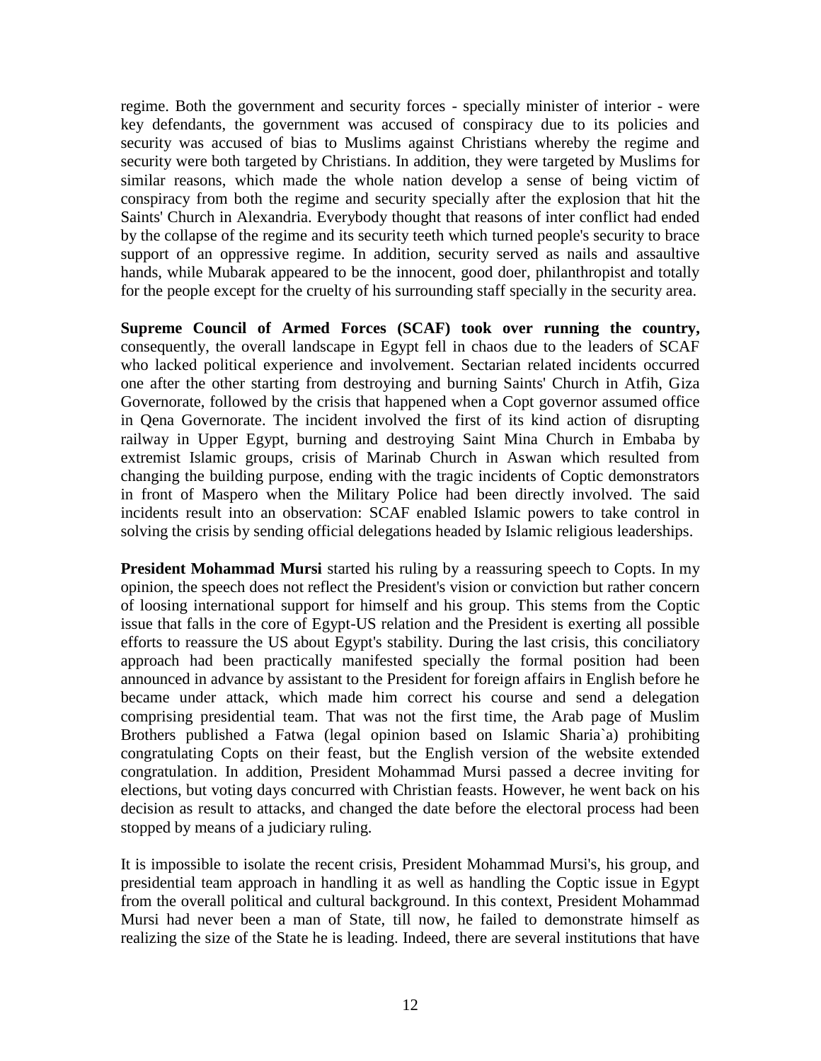regime. Both the government and security forces - specially minister of interior - were key defendants, the government was accused of conspiracy due to its policies and security was accused of bias to Muslims against Christians whereby the regime and security were both targeted by Christians. In addition, they were targeted by Muslims for similar reasons, which made the whole nation develop a sense of being victim of conspiracy from both the regime and security specially after the explosion that hit the Saints' Church in Alexandria. Everybody thought that reasons of inter conflict had ended by the collapse of the regime and its security teeth which turned people's security to brace support of an oppressive regime. In addition, security served as nails and assaultive hands, while Mubarak appeared to be the innocent, good doer, philanthropist and totally for the people except for the cruelty of his surrounding staff specially in the security area.

**Supreme Council of Armed Forces (SCAF) took over running the country,** consequently, the overall landscape in Egypt fell in chaos due to the leaders of SCAF who lacked political experience and involvement. Sectarian related incidents occurred one after the other starting from destroying and burning Saints' Church in Atfih, Giza Governorate, followed by the crisis that happened when a Copt governor assumed office in Qena Governorate. The incident involved the first of its kind action of disrupting railway in Upper Egypt, burning and destroying Saint Mina Church in Embaba by extremist Islamic groups, crisis of Marinab Church in Aswan which resulted from changing the building purpose, ending with the tragic incidents of Coptic demonstrators in front of Maspero when the Military Police had been directly involved. The said incidents result into an observation: SCAF enabled Islamic powers to take control in solving the crisis by sending official delegations headed by Islamic religious leaderships.

**President Mohammad Mursi** started his ruling by a reassuring speech to Copts. In my opinion, the speech does not reflect the President's vision or conviction but rather concern of loosing international support for himself and his group. This stems from the Coptic issue that falls in the core of Egypt-US relation and the President is exerting all possible efforts to reassure the US about Egypt's stability. During the last crisis, this conciliatory approach had been practically manifested specially the formal position had been announced in advance by assistant to the President for foreign affairs in English before he became under attack, which made him correct his course and send a delegation comprising presidential team. That was not the first time, the Arab page of Muslim Brothers published a Fatwa (legal opinion based on Islamic Sharia`a) prohibiting congratulating Copts on their feast, but the English version of the website extended congratulation. In addition, President Mohammad Mursi passed a decree inviting for elections, but voting days concurred with Christian feasts. However, he went back on his decision as result to attacks, and changed the date before the electoral process had been stopped by means of a judiciary ruling.

It is impossible to isolate the recent crisis, President Mohammad Mursi's, his group, and presidential team approach in handling it as well as handling the Coptic issue in Egypt from the overall political and cultural background. In this context, President Mohammad Mursi had never been a man of State, till now, he failed to demonstrate himself as realizing the size of the State he is leading. Indeed, there are several institutions that have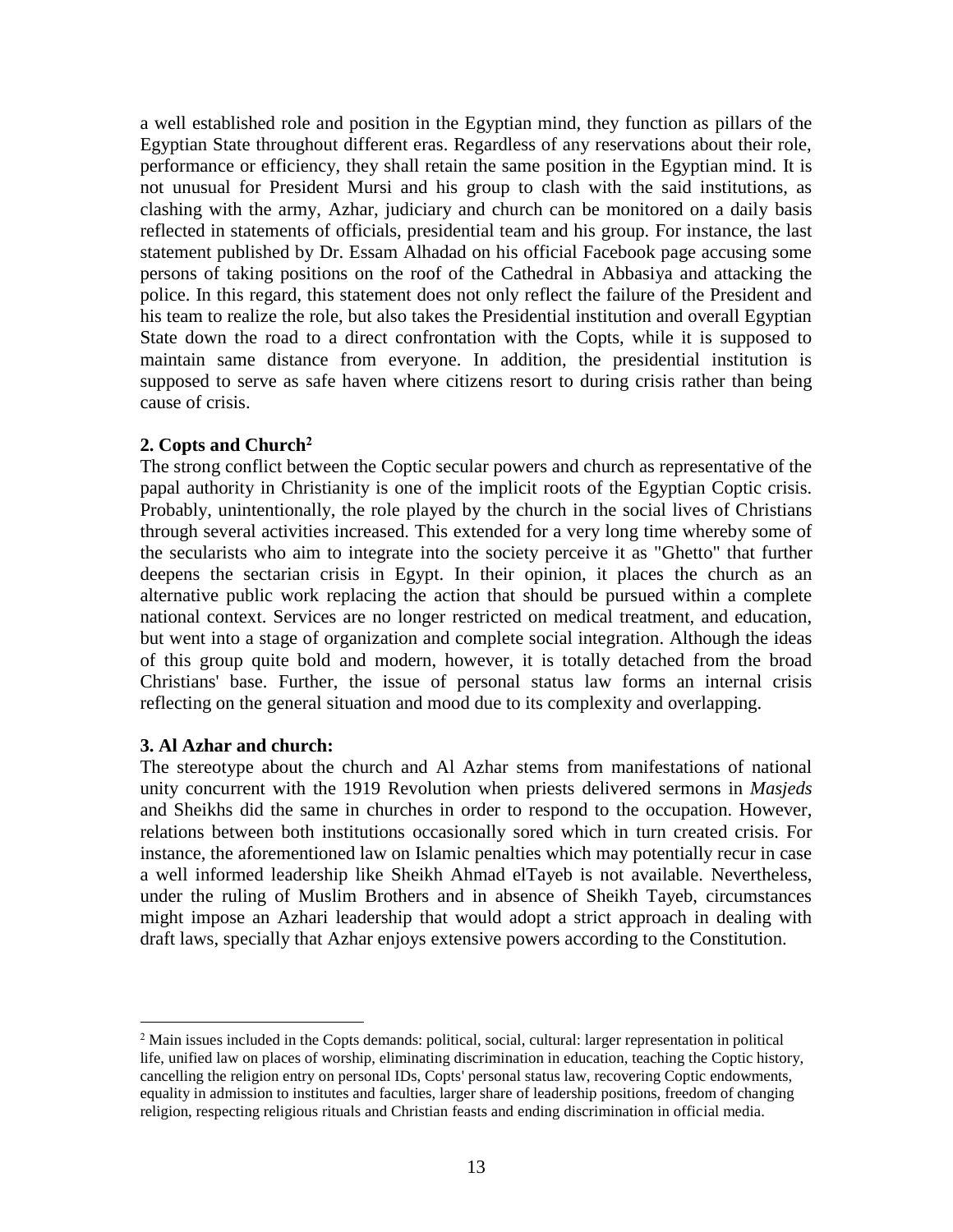a well established role and position in the Egyptian mind, they function as pillars of the Egyptian State throughout different eras. Regardless of any reservations about their role, performance or efficiency, they shall retain the same position in the Egyptian mind. It is not unusual for President Mursi and his group to clash with the said institutions, as clashing with the army, Azhar, judiciary and church can be monitored on a daily basis reflected in statements of officials, presidential team and his group. For instance, the last statement published by Dr. Essam Alhadad on his official Facebook page accusing some persons of taking positions on the roof of the Cathedral in Abbasiya and attacking the police. In this regard, this statement does not only reflect the failure of the President and his team to realize the role, but also takes the Presidential institution and overall Egyptian State down the road to a direct confrontation with the Copts, while it is supposed to maintain same distance from everyone. In addition, the presidential institution is supposed to serve as safe haven where citizens resort to during crisis rather than being cause of crisis.

**2. Copts and Church[2]**

The strong conflict between the Coptic secular powers and church as representative of the papal authority in Christianity is one of the implicit roots of the Egyptian Coptic crisis. Probably, unintentionally, the role played by the church in the social lives of Christians through several activities increased. This extended for a very long time whereby some of the secularists who aim to integrate into the society perceive it as "Ghetto" that further deepens the sectarian crisis in Egypt. In their opinion, it places the church as an alternative public work replacing the action that should be pursued within a complete national context. Services are no longer restricted on medical treatment, and education, but went into a stage of organization and complete social integration. Although the ideas of this group quite bold and modern, however, it is totally detached from the broad Christians' base. Further, the issue of personal status law forms an internal crisis reflecting on the general situation and mood due to its complexity and overlapping.

**3. Al Azhar and church:**

The stereotype about the church and Al Azhar stems from manifestations of national unity concurrent with the 1919 Revolution when priests delivered sermons in *Masjeds* and Sheikhs did the same in churches in order to respond to the occupation. However, relations between both institutions occasionally sored which in turn created crisis. For instance, the aforementioned law on Islamic penalties which may potentially recur in case a well informed leadership like Sheikh Ahmad elTayeb is not available. Nevertheless, under the ruling of Muslim Brothers and in absence of Sheikh Tayeb, circumstances might impose an Azhari leadership that would adopt a strict approach in dealing with draft laws, specially that Azhar enjoys extensive powers according to the Constitution.

---

[2] Main issues included in the Copts demands: political, social, cultural: larger representation in political life, unified law on places of worship, eliminating discrimination in education, teaching the Coptic history, cancelling the religion entry on personal IDs, Copts' personal status law, recovering Coptic endowments, equality in admission to institutes and faculties, larger share of leadership positions, freedom of changing religion, respecting religious rituals and Christian feasts and ending discrimination in official media.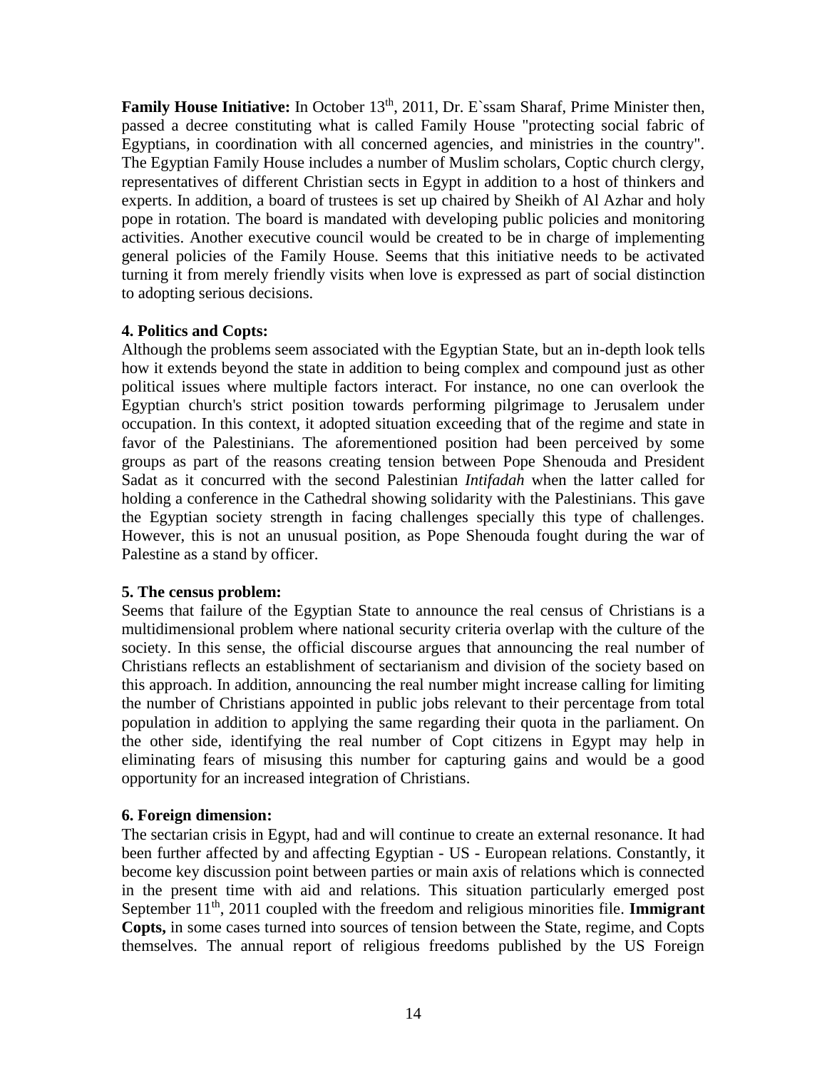**Family House Initiative:** In October 13th, 2011, Dr. E`ssam Sharaf, Prime Minister then, passed a decree constituting what is called Family House "protecting social fabric of Egyptians, in coordination with all concerned agencies, and ministries in the country". The Egyptian Family House includes a number of Muslim scholars, Coptic church clergy, representatives of different Christian sects in Egypt in addition to a host of thinkers and experts. In addition, a board of trustees is set up chaired by Sheikh of Al Azhar and holy pope in rotation. The board is mandated with developing public policies and monitoring activities. Another executive council would be created to be in charge of implementing general policies of the Family House. Seems that this initiative needs to be activated turning it from merely friendly visits when love is expressed as part of social distinction to adopting serious decisions.

**4. Politics and Copts:**

Although the problems seem associated with the Egyptian State, but an in-depth look tells how it extends beyond the state in addition to being complex and compound just as other political issues where multiple factors interact. For instance, no one can overlook the Egyptian church's strict position towards performing pilgrimage to Jerusalem under occupation. In this context, it adopted situation exceeding that of the regime and state in favor of the Palestinians. The aforementioned position had been perceived by some groups as part of the reasons creating tension between Pope Shenouda and President Sadat as it concurred with the second Palestinian *Intifadah* when the latter called for holding a conference in the Cathedral showing solidarity with the Palestinians. This gave the Egyptian society strength in facing challenges specially this type of challenges. However, this is not an unusual position, as Pope Shenouda fought during the war of Palestine as a stand by officer.

**5. The census problem:**

Seems that failure of the Egyptian State to announce the real census of Christians is a multidimensional problem where national security criteria overlap with the culture of the society. In this sense, the official discourse argues that announcing the real number of Christians reflects an establishment of sectarianism and division of the society based on this approach. In addition, announcing the real number might increase calling for limiting the number of Christians appointed in public jobs relevant to their percentage from total population in addition to applying the same regarding their quota in the parliament. On the other side, identifying the real number of Copt citizens in Egypt may help in eliminating fears of misusing this number for capturing gains and would be a good opportunity for an increased integration of Christians.

**6. Foreign dimension:**

The sectarian crisis in Egypt, had and will continue to create an external resonance. It had been further affected by and affecting Egyptian - US - European relations. Constantly, it become key discussion point between parties or main axis of relations which is connected in the present time with aid and relations. This situation particularly emerged post September 11th, 2011 coupled with the freedom and religious minorities file. **Immigrant Copts,** in some cases turned into sources of tension between the State, regime, and Copts themselves. The annual report of religious freedoms published by the US Foreign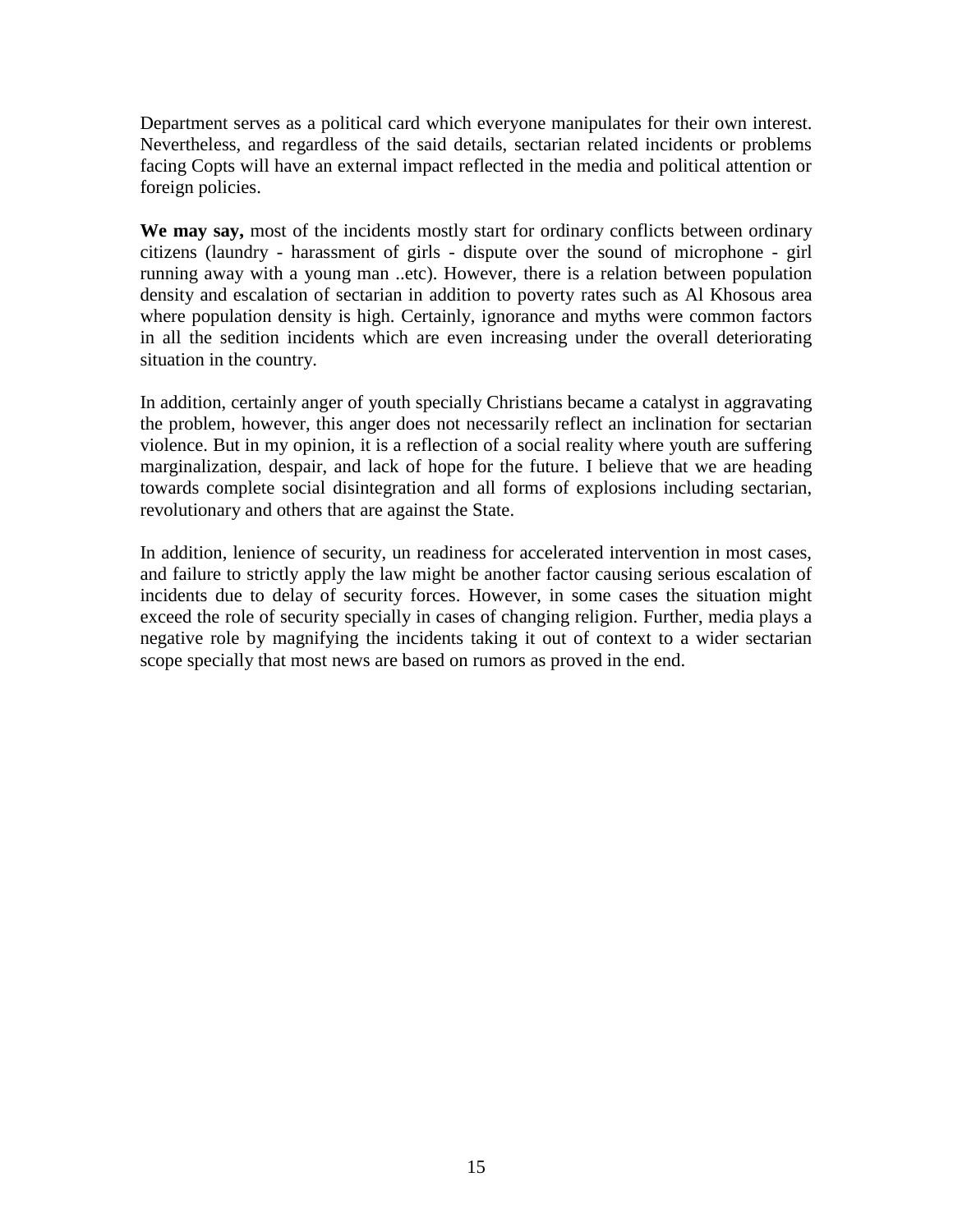Department serves as a political card which everyone manipulates for their own interest. Nevertheless, and regardless of the said details, sectarian related incidents or problems facing Copts will have an external impact reflected in the media and political attention or foreign policies.

**We may say,** most of the incidents mostly start for ordinary conflicts between ordinary citizens (laundry - harassment of girls - dispute over the sound of microphone - girl running away with a young man ..etc). However, there is a relation between population density and escalation of sectarian in addition to poverty rates such as Al Khosous area where population density is high. Certainly, ignorance and myths were common factors in all the sedition incidents which are even increasing under the overall deteriorating situation in the country.

In addition, certainly anger of youth specially Christians became a catalyst in aggravating the problem, however, this anger does not necessarily reflect an inclination for sectarian violence. But in my opinion, it is a reflection of a social reality where youth are suffering marginalization, despair, and lack of hope for the future. I believe that we are heading towards complete social disintegration and all forms of explosions including sectarian, revolutionary and others that are against the State.

In addition, lenience of security, un readiness for accelerated intervention in most cases, and failure to strictly apply the law might be another factor causing serious escalation of incidents due to delay of security forces. However, in some cases the situation might exceed the role of security specially in cases of changing religion. Further, media plays a negative role by magnifying the incidents taking it out of context to a wider sectarian scope specially that most news are based on rumors as proved in the end.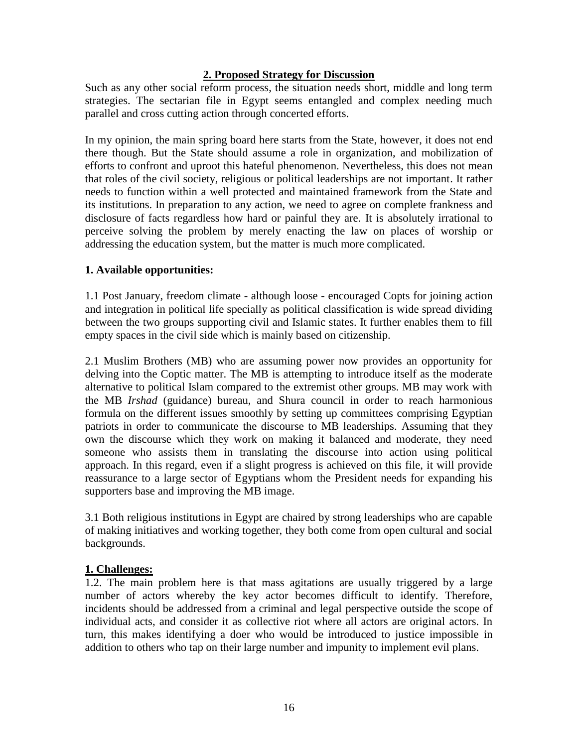## 2. Proposed Strategy for Discussion

Such as any other social reform process, the situation needs short, middle and long term strategies. The sectarian file in Egypt seems entangled and complex needing much parallel and cross cutting action through concerted efforts.

In my opinion, the main spring board here starts from the State, however, it does not end there though. But the State should assume a role in organization, and mobilization of efforts to confront and uproot this hateful phenomenon. Nevertheless, this does not mean that roles of the civil society, religious or political leaderships are not important. It rather needs to function within a well protected and maintained framework from the State and its institutions. In preparation to any action, we need to agree on complete frankness and disclosure of facts regardless how hard or painful they are. It is absolutely irrational to perceive solving the problem by merely enacting the law on places of worship or addressing the education system, but the matter is much more complicated.

### 1. Available opportunities:

1.1 Post January, freedom climate - although loose - encouraged Copts for joining action and integration in political life specially as political classification is wide spread dividing between the two groups supporting civil and Islamic states. It further enables them to fill empty spaces in the civil side which is mainly based on citizenship.

2.1 Muslim Brothers (MB) who are assuming power now provides an opportunity for delving into the Coptic matter. The MB is attempting to introduce itself as the moderate alternative to political Islam compared to the extremist other groups. MB may work with the MB *Irshad* (guidance) bureau, and Shura council in order to reach harmonious formula on the different issues smoothly by setting up committees comprising Egyptian patriots in order to communicate the discourse to MB leaderships. Assuming that they own the discourse which they work on making it balanced and moderate, they need someone who assists them in translating the discourse into action using political approach. In this regard, even if a slight progress is achieved on this file, it will provide reassurance to a large sector of Egyptians whom the President needs for expanding his supporters base and improving the MB image.

3.1 Both religious institutions in Egypt are chaired by strong leaderships who are capable of making initiatives and working together, they both come from open cultural and social backgrounds.

### 1. Challenges:

1.2. The main problem here is that mass agitations are usually triggered by a large number of actors whereby the key actor becomes difficult to identify. Therefore, incidents should be addressed from a criminal and legal perspective outside the scope of individual acts, and consider it as collective riot where all actors are original actors. In turn, this makes identifying a doer who would be introduced to justice impossible in addition to others who tap on their large number and impunity to implement evil plans.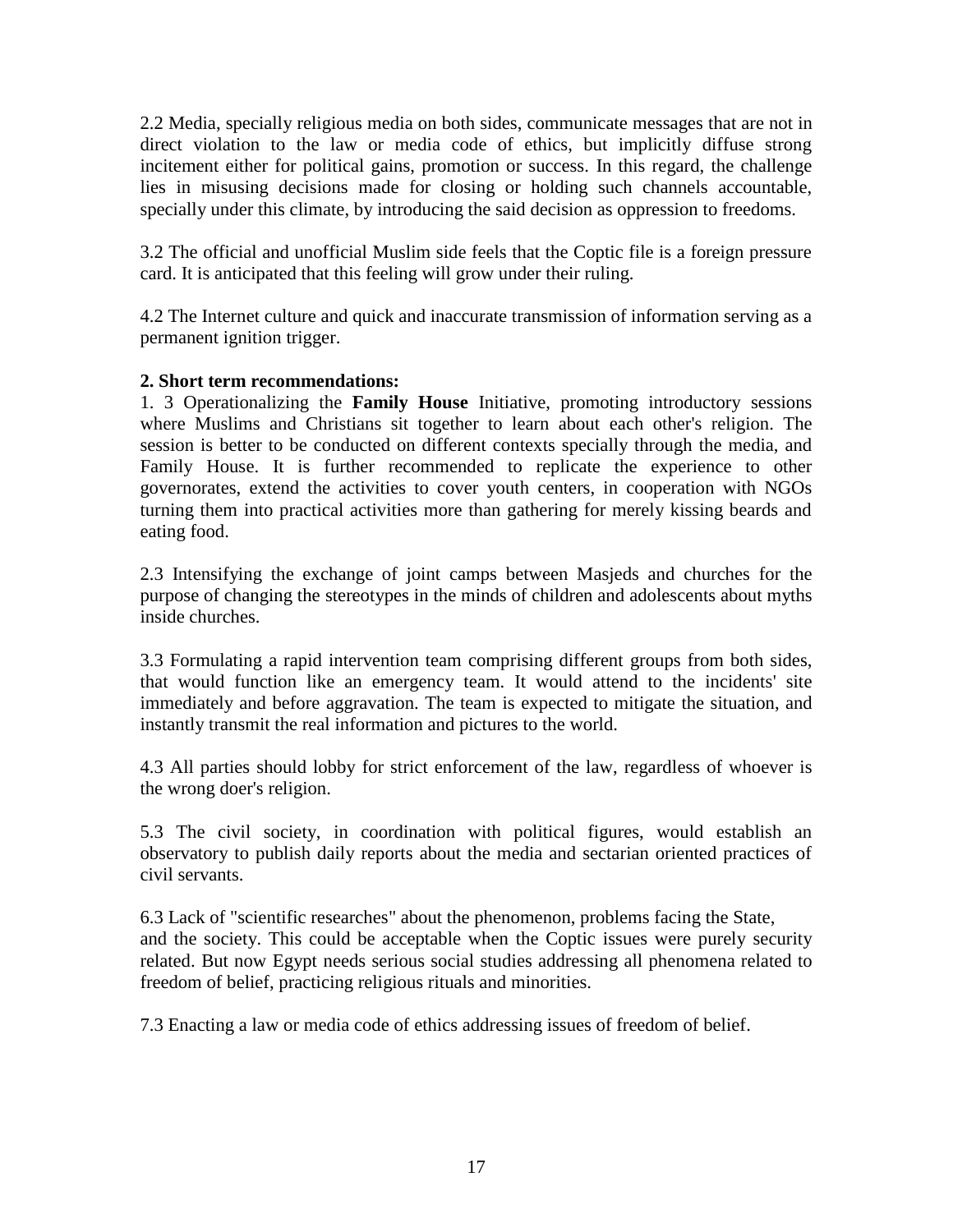2.2 Media, specially religious media on both sides, communicate messages that are not in direct violation to the law or media code of ethics, but implicitly diffuse strong incitement either for political gains, promotion or success. In this regard, the challenge lies in misusing decisions made for closing or holding such channels accountable, specially under this climate, by introducing the said decision as oppression to freedoms.

3.2 The official and unofficial Muslim side feels that the Coptic file is a foreign pressure card. It is anticipated that this feeling will grow under their ruling.

4.2 The Internet culture and quick and inaccurate transmission of information serving as a permanent ignition trigger.

**2. Short term recommendations:**

1. 3 Operationalizing the **Family House** Initiative, promoting introductory sessions where Muslims and Christians sit together to learn about each other's religion. The session is better to be conducted on different contexts specially through the media, and Family House. It is further recommended to replicate the experience to other governorates, extend the activities to cover youth centers, in cooperation with NGOs turning them into practical activities more than gathering for merely kissing beards and eating food.

2.3 Intensifying the exchange of joint camps between Masjeds and churches for the purpose of changing the stereotypes in the minds of children and adolescents about myths inside churches.

3.3 Formulating a rapid intervention team comprising different groups from both sides, that would function like an emergency team. It would attend to the incidents' site immediately and before aggravation. The team is expected to mitigate the situation, and instantly transmit the real information and pictures to the world.

4.3 All parties should lobby for strict enforcement of the law, regardless of whoever is the wrong doer's religion.

5.3 The civil society, in coordination with political figures, would establish an observatory to publish daily reports about the media and sectarian oriented practices of civil servants.

6.3 Lack of "scientific researches" about the phenomenon, problems facing the State, and the society. This could be acceptable when the Coptic issues were purely security related. But now Egypt needs serious social studies addressing all phenomena related to freedom of belief, practicing religious rituals and minorities.

7.3 Enacting a law or media code of ethics addressing issues of freedom of belief.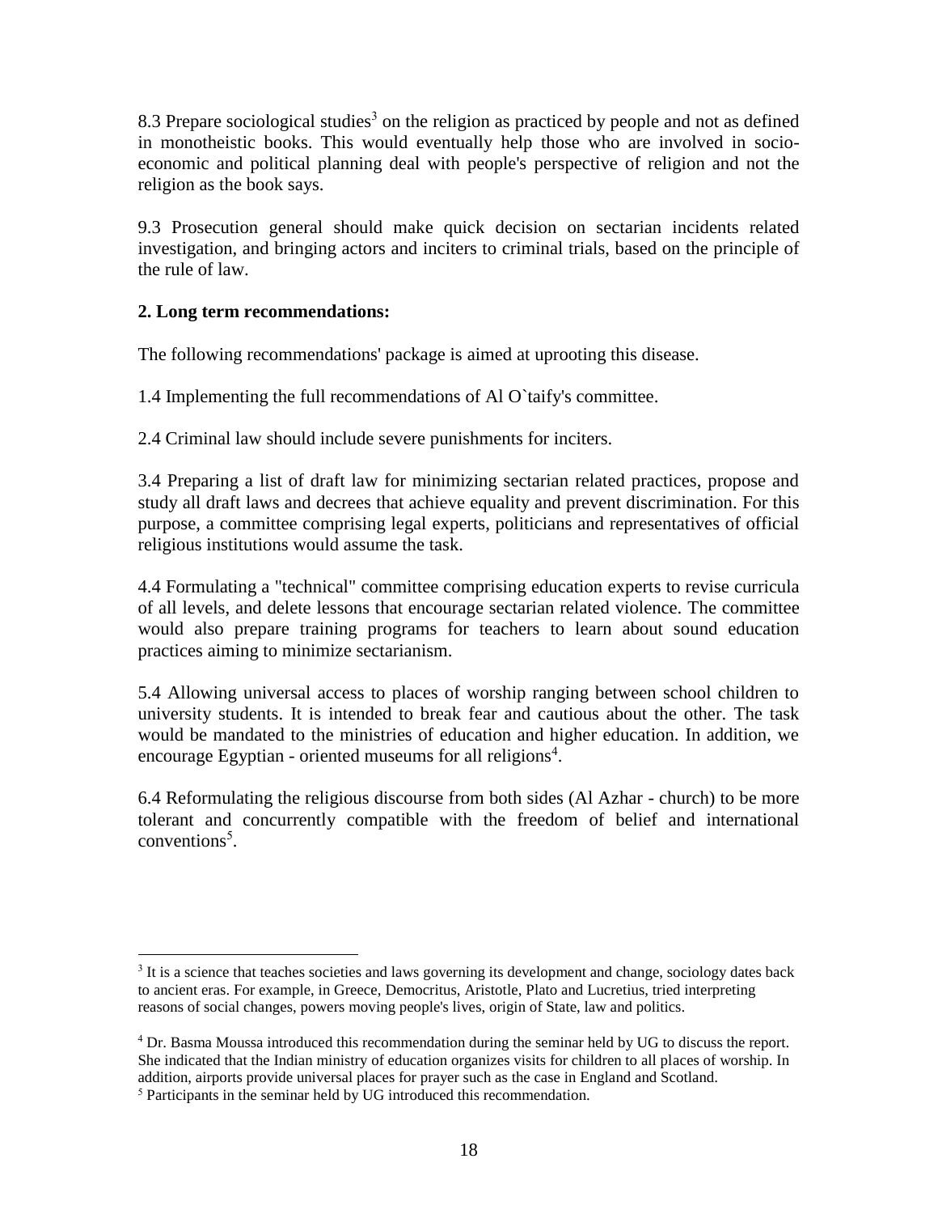8.3 Prepare sociological studies[3] on the religion as practiced by people and not as defined in monotheistic books. This would eventually help those who are involved in socio-economic and political planning deal with people's perspective of religion and not the religion as the book says.

9.3 Prosecution general should make quick decision on sectarian incidents related investigation, and bringing actors and inciters to criminal trials, based on the principle of the rule of law.

**2. Long term recommendations:**

The following recommendations' package is aimed at uprooting this disease.

1.4 Implementing the full recommendations of Al O`taify's committee.

2.4 Criminal law should include severe punishments for inciters.

3.4 Preparing a list of draft law for minimizing sectarian related practices, propose and study all draft laws and decrees that achieve equality and prevent discrimination. For this purpose, a committee comprising legal experts, politicians and representatives of official religious institutions would assume the task.

4.4 Formulating a "technical" committee comprising education experts to revise curricula of all levels, and delete lessons that encourage sectarian related violence. The committee would also prepare training programs for teachers to learn about sound education practices aiming to minimize sectarianism.

5.4 Allowing universal access to places of worship ranging between school children to university students. It is intended to break fear and cautious about the other. The task would be mandated to the ministries of education and higher education. In addition, we encourage Egyptian - oriented museums for all religions[4].

6.4 Reformulating the religious discourse from both sides (Al Azhar - church) to be more tolerant and concurrently compatible with the freedom of belief and international conventions[5].

---

[3] It is a science that teaches societies and laws governing its development and change, sociology dates back to ancient eras. For example, in Greece, Democritus, Aristotle, Plato and Lucretius, tried interpreting reasons of social changes, powers moving people's lives, origin of State, law and politics.

[4] Dr. Basma Moussa introduced this recommendation during the seminar held by UG to discuss the report. She indicated that the Indian ministry of education organizes visits for children to all places of worship. In addition, airports provide universal places for prayer such as the case in England and Scotland.

[5] Participants in the seminar held by UG introduced this recommendation.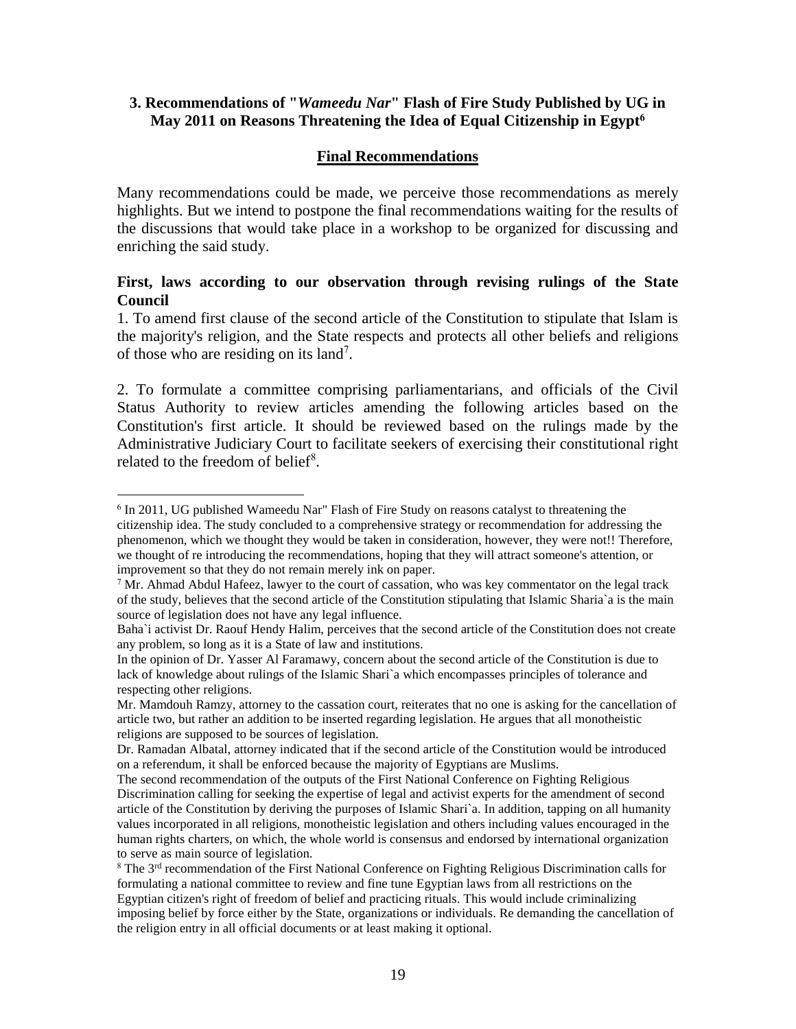### 3. Recommendations of "*Wameedu Nar*" Flash of Fire Study Published by UG in May 2011 on Reasons Threatening the Idea of Equal Citizenship in Egypt[6]

**Final Recommendations**

Many recommendations could be made, we perceive those recommendations as merely highlights. But we intend to postpone the final recommendations waiting for the results of the discussions that would take place in a workshop to be organized for discussing and enriching the said study.

**First, laws according to our observation through revising rulings of the State Council**

1. To amend first clause of the second article of the Constitution to stipulate that Islam is the majority's religion, and the State respects and protects all other beliefs and religions of those who are residing on its land[7].

2. To formulate a committee comprising parliamentarians, and officials of the Civil Status Authority to review articles amending the following articles based on the Constitution's first article. It should be reviewed based on the rulings made by the Administrative Judiciary Court to facilitate seekers of exercising their constitutional right related to the freedom of belief[8].

---

[6] In 2011, UG published Wameedu Nar" Flash of Fire Study on reasons catalyst to threatening the citizenship idea. The study concluded to a comprehensive strategy or recommendation for addressing the phenomenon, which we thought they would be taken in consideration, however, they were not!! Therefore, we thought of re introducing the recommendations, hoping that they will attract someone's attention, or improvement so that they do not remain merely ink on paper.

[7] Mr. Ahmad Abdul Hafeez, lawyer to the court of cassation, who was key commentator on the legal track of the study, believes that the second article of the Constitution stipulating that Islamic Sharia`a is the main source of legislation does not have any legal influence.

Baha`i activist Dr. Raouf Hendy Halim, perceives that the second article of the Constitution does not create any problem, so long as it is a State of law and institutions.

In the opinion of Dr. Yasser Al Faramawy, concern about the second article of the Constitution is due to lack of knowledge about rulings of the Islamic Shari`a which encompasses principles of tolerance and respecting other religions.

Mr. Mamdouh Ramzy, attorney to the cassation court, reiterates that no one is asking for the cancellation of article two, but rather an addition to be inserted regarding legislation. He argues that all monotheistic religions are supposed to be sources of legislation.

Dr. Ramadan Albatal, attorney indicated that if the second article of the Constitution would be introduced on a referendum, it shall be enforced because the majority of Egyptians are Muslims.

The second recommendation of the outputs of the First National Conference on Fighting Religious Discrimination calling for seeking the expertise of legal and activist experts for the amendment of second article of the Constitution by deriving the purposes of Islamic Shari`a. In addition, tapping on all humanity values incorporated in all religions, monotheistic legislation and others including values encouraged in the human rights charters, on which, the whole world is consensus and endorsed by international organization to serve as main source of legislation.

[8] The 3rd recommendation of the First National Conference on Fighting Religious Discrimination calls for formulating a national committee to review and fine tune Egyptian laws from all restrictions on the Egyptian citizen's right of freedom of belief and practicing rituals. This would include criminalizing imposing belief by force either by the State, organizations or individuals. Re demanding the cancellation of the religion entry in all official documents or at least making it optional.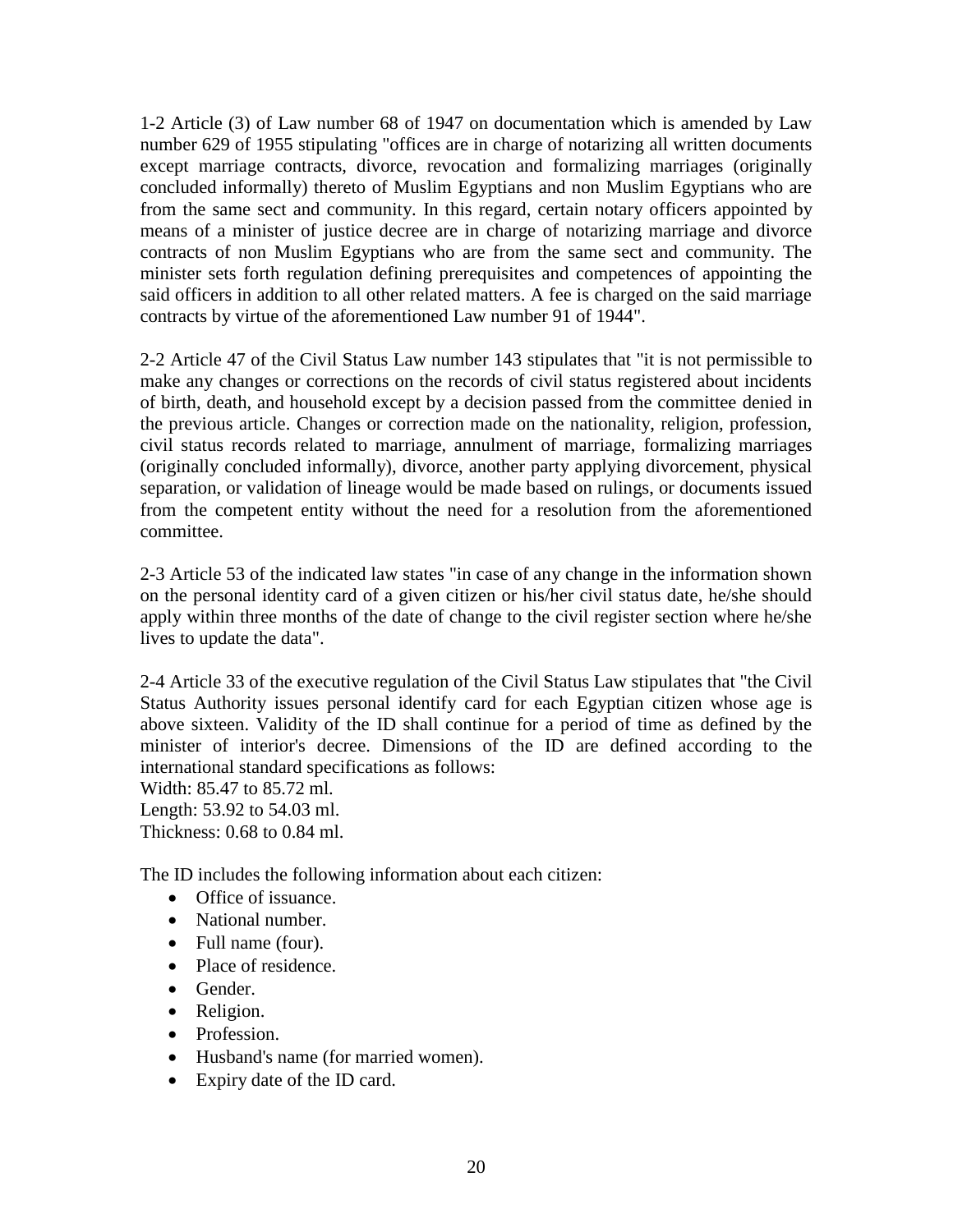1-2 Article (3) of Law number 68 of 1947 on documentation which is amended by Law number 629 of 1955 stipulating "offices are in charge of notarizing all written documents except marriage contracts, divorce, revocation and formalizing marriages (originally concluded informally) thereto of Muslim Egyptians and non Muslim Egyptians who are from the same sect and community. In this regard, certain notary officers appointed by means of a minister of justice decree are in charge of notarizing marriage and divorce contracts of non Muslim Egyptians who are from the same sect and community. The minister sets forth regulation defining prerequisites and competences of appointing the said officers in addition to all other related matters. A fee is charged on the said marriage contracts by virtue of the aforementioned Law number 91 of 1944".

2-2 Article 47 of the Civil Status Law number 143 stipulates that "it is not permissible to make any changes or corrections on the records of civil status registered about incidents of birth, death, and household except by a decision passed from the committee denied in the previous article. Changes or correction made on the nationality, religion, profession, civil status records related to marriage, annulment of marriage, formalizing marriages (originally concluded informally), divorce, another party applying divorcement, physical separation, or validation of lineage would be made based on rulings, or documents issued from the competent entity without the need for a resolution from the aforementioned committee.

2-3 Article 53 of the indicated law states "in case of any change in the information shown on the personal identity card of a given citizen or his/her civil status date, he/she should apply within three months of the date of change to the civil register section where he/she lives to update the data".

2-4 Article 33 of the executive regulation of the Civil Status Law stipulates that "the Civil Status Authority issues personal identify card for each Egyptian citizen whose age is above sixteen. Validity of the ID shall continue for a period of time as defined by the minister of interior's decree. Dimensions of the ID are defined according to the international standard specifications as follows:
Width: 85.47 to 85.72 ml.
Length: 53.92 to 54.03 ml.
Thickness: 0.68 to 0.84 ml.

The ID includes the following information about each citizen:

- Office of issuance.
- National number.
- Full name (four).
- Place of residence.
- Gender.
- Religion.
- Profession.
- Husband's name (for married women).
- Expiry date of the ID card.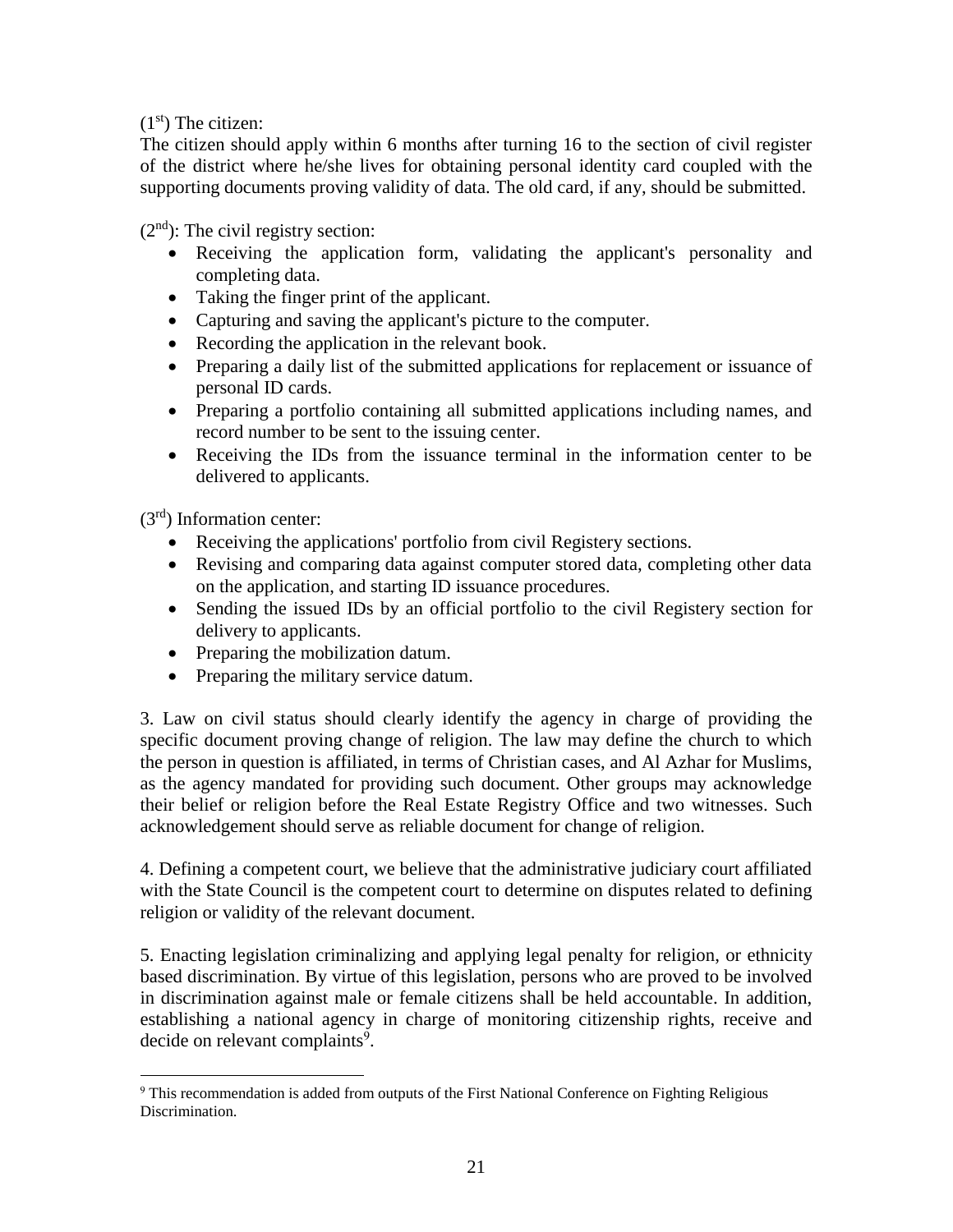(1st) The citizen:

The citizen should apply within 6 months after turning 16 to the section of civil register of the district where he/she lives for obtaining personal identity card coupled with the supporting documents proving validity of data. The old card, if any, should be submitted.

(2nd): The civil registry section:

- Receiving the application form, validating the applicant's personality and completing data.
- Taking the finger print of the applicant.
- Capturing and saving the applicant's picture to the computer.
- Recording the application in the relevant book.
- Preparing a daily list of the submitted applications for replacement or issuance of personal ID cards.
- Preparing a portfolio containing all submitted applications including names, and record number to be sent to the issuing center.
- Receiving the IDs from the issuance terminal in the information center to be delivered to applicants.

(3rd) Information center:

- Receiving the applications' portfolio from civil Registery sections.
- Revising and comparing data against computer stored data, completing other data on the application, and starting ID issuance procedures.
- Sending the issued IDs by an official portfolio to the civil Registery section for delivery to applicants.
- Preparing the mobilization datum.
- Preparing the military service datum.

3. Law on civil status should clearly identify the agency in charge of providing the specific document proving change of religion. The law may define the church to which the person in question is affiliated, in terms of Christian cases, and Al Azhar for Muslims, as the agency mandated for providing such document. Other groups may acknowledge their belief or religion before the Real Estate Registry Office and two witnesses. Such acknowledgement should serve as reliable document for change of religion.

4. Defining a competent court, we believe that the administrative judiciary court affiliated with the State Council is the competent court to determine on disputes related to defining religion or validity of the relevant document.

5. Enacting legislation criminalizing and applying legal penalty for religion, or ethnicity based discrimination. By virtue of this legislation, persons who are proved to be involved in discrimination against male or female citizens shall be held accountable. In addition, establishing a national agency in charge of monitoring citizenship rights, receive and decide on relevant complaints[9].

[9] This recommendation is added from outputs of the First National Conference on Fighting Religious Discrimination.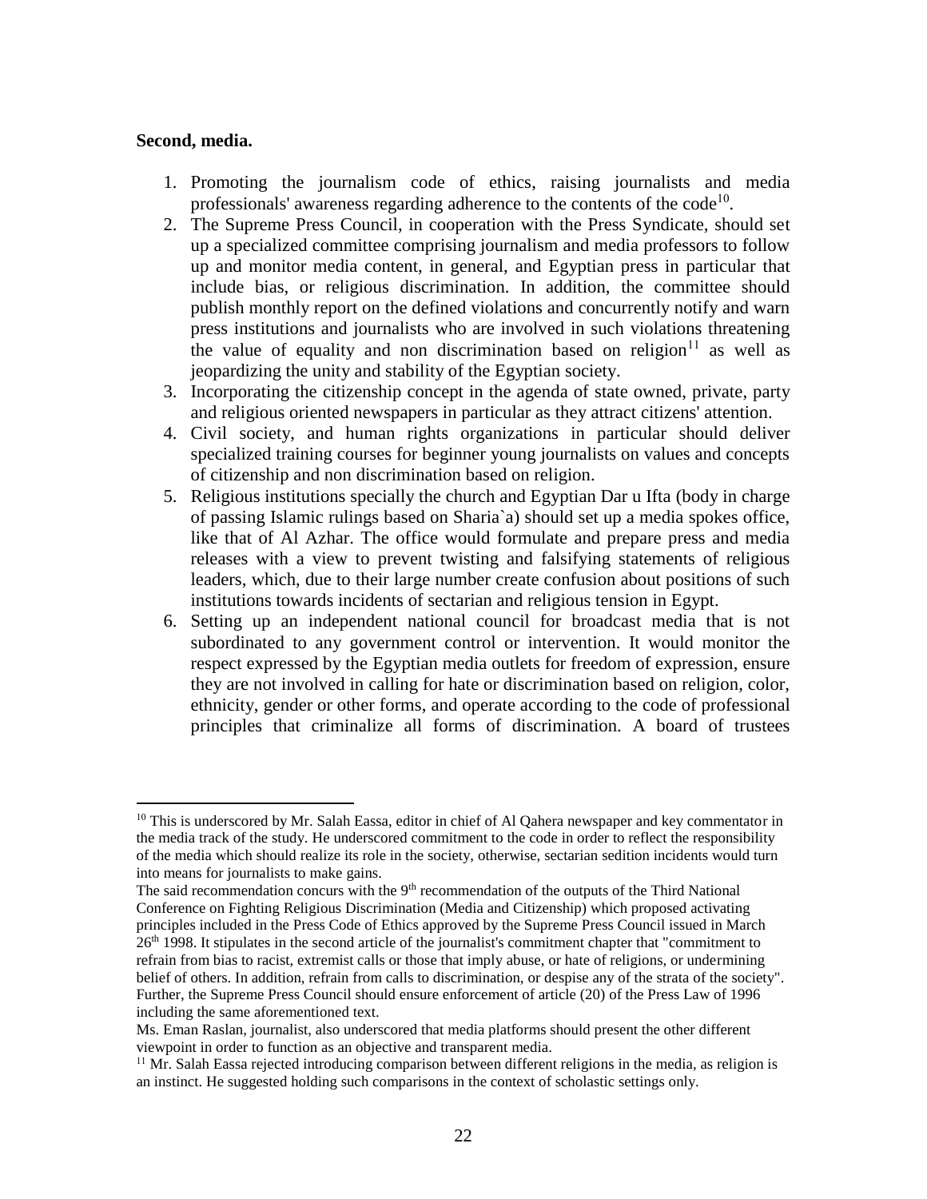**Second, media.**

1. Promoting the journalism code of ethics, raising journalists and media professionals' awareness regarding adherence to the contents of the code[10].
2. The Supreme Press Council, in cooperation with the Press Syndicate, should set up a specialized committee comprising journalism and media professors to follow up and monitor media content, in general, and Egyptian press in particular that include bias, or religious discrimination. In addition, the committee should publish monthly report on the defined violations and concurrently notify and warn press institutions and journalists who are involved in such violations threatening the value of equality and non discrimination based on religion[11] as well as jeopardizing the unity and stability of the Egyptian society.
3. Incorporating the citizenship concept in the agenda of state owned, private, party and religious oriented newspapers in particular as they attract citizens' attention.
4. Civil society, and human rights organizations in particular should deliver specialized training courses for beginner young journalists on values and concepts of citizenship and non discrimination based on religion.
5. Religious institutions specially the church and Egyptian Dar u Ifta (body in charge of passing Islamic rulings based on Sharia`a) should set up a media spokes office, like that of Al Azhar. The office would formulate and prepare press and media releases with a view to prevent twisting and falsifying statements of religious leaders, which, due to their large number create confusion about positions of such institutions towards incidents of sectarian and religious tension in Egypt.
6. Setting up an independent national council for broadcast media that is not subordinated to any government control or intervention. It would monitor the respect expressed by the Egyptian media outlets for freedom of expression, ensure they are not involved in calling for hate or discrimination based on religion, color, ethnicity, gender or other forms, and operate according to the code of professional principles that criminalize all forms of discrimination. A board of trustees

---

[10] This is underscored by Mr. Salah Eassa, editor in chief of Al Qahera newspaper and key commentator in the media track of the study. He underscored commitment to the code in order to reflect the responsibility of the media which should realize its role in the society, otherwise, sectarian sedition incidents would turn into means for journalists to make gains.

The said recommendation concurs with the 9th recommendation of the outputs of the Third National Conference on Fighting Religious Discrimination (Media and Citizenship) which proposed activating principles included in the Press Code of Ethics approved by the Supreme Press Council issued in March 26th 1998. It stipulates in the second article of the journalist's commitment chapter that "commitment to refrain from bias to racist, extremist calls or those that imply abuse, or hate of religions, or undermining belief of others. In addition, refrain from calls to discrimination, or despise any of the strata of the society". Further, the Supreme Press Council should ensure enforcement of article (20) of the Press Law of 1996 including the same aforementioned text.

Ms. Eman Raslan, journalist, also underscored that media platforms should present the other different viewpoint in order to function as an objective and transparent media.

[11] Mr. Salah Eassa rejected introducing comparison between different religions in the media, as religion is an instinct. He suggested holding such comparisons in the context of scholastic settings only.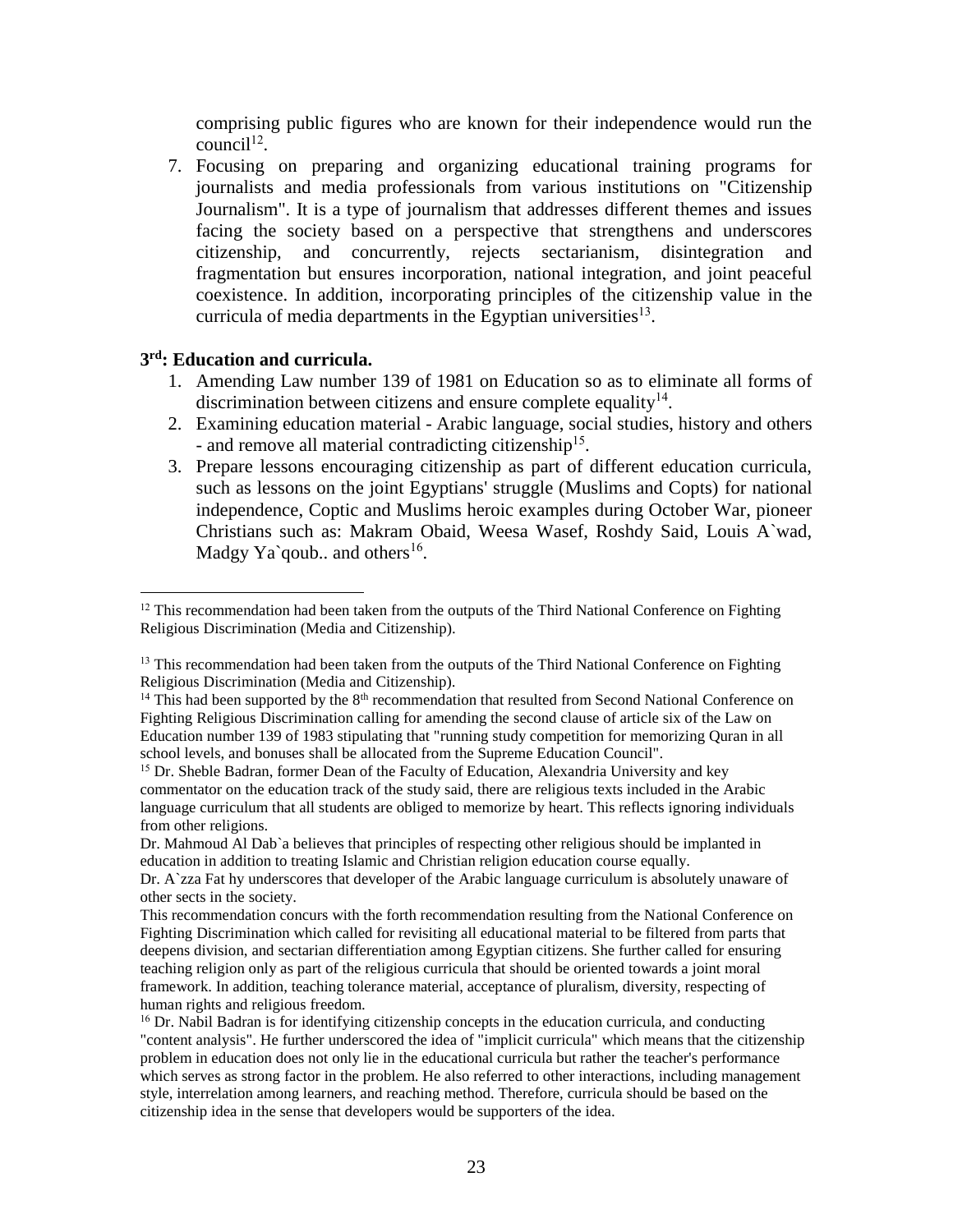comprising public figures who are known for their independence would run the council[12].

7. Focusing on preparing and organizing educational training programs for journalists and media professionals from various institutions on "Citizenship Journalism". It is a type of journalism that addresses different themes and issues facing the society based on a perspective that strengthens and underscores citizenship, and concurrently, rejects sectarianism, disintegration and fragmentation but ensures incorporation, national integration, and joint peaceful coexistence. In addition, incorporating principles of the citizenship value in the curricula of media departments in the Egyptian universities[13].

### 3rd: Education and curricula.

1. Amending Law number 139 of 1981 on Education so as to eliminate all forms of discrimination between citizens and ensure complete equality[14].
2. Examining education material - Arabic language, social studies, history and others - and remove all material contradicting citizenship[15].
3. Prepare lessons encouraging citizenship as part of different education curricula, such as lessons on the joint Egyptians' struggle (Muslims and Copts) for national independence, Coptic and Muslims heroic examples during October War, pioneer Christians such as: Makram Obaid, Weesa Wasef, Roshdy Said, Louis A`wad, Madgy Ya`qoub.. and others[16].

---

[12] This recommendation had been taken from the outputs of the Third National Conference on Fighting Religious Discrimination (Media and Citizenship).

[13] This recommendation had been taken from the outputs of the Third National Conference on Fighting Religious Discrimination (Media and Citizenship).

[14] This had been supported by the 8th recommendation that resulted from Second National Conference on Fighting Religious Discrimination calling for amending the second clause of article six of the Law on Education number 139 of 1983 stipulating that "running study competition for memorizing Quran in all school levels, and bonuses shall be allocated from the Supreme Education Council".

[15] Dr. Sheble Badran, former Dean of the Faculty of Education, Alexandria University and key commentator on the education track of the study said, there are religious texts included in the Arabic language curriculum that all students are obliged to memorize by heart. This reflects ignoring individuals from other religions.

Dr. Mahmoud Al Dab`a believes that principles of respecting other religious should be implanted in education in addition to treating Islamic and Christian religion education course equally.

Dr. A`zza Fat hy underscores that developer of the Arabic language curriculum is absolutely unaware of other sects in the society.

This recommendation concurs with the forth recommendation resulting from the National Conference on Fighting Discrimination which called for revisiting all educational material to be filtered from parts that deepens division, and sectarian differentiation among Egyptian citizens. She further called for ensuring teaching religion only as part of the religious curricula that should be oriented towards a joint moral framework. In addition, teaching tolerance material, acceptance of pluralism, diversity, respecting of human rights and religious freedom.

[16] Dr. Nabil Badran is for identifying citizenship concepts in the education curricula, and conducting "content analysis". He further underscored the idea of "implicit curricula" which means that the citizenship problem in education does not only lie in the educational curricula but rather the teacher's performance which serves as strong factor in the problem. He also referred to other interactions, including management style, interrelation among learners, and reaching method. Therefore, curricula should be based on the citizenship idea in the sense that developers would be supporters of the idea.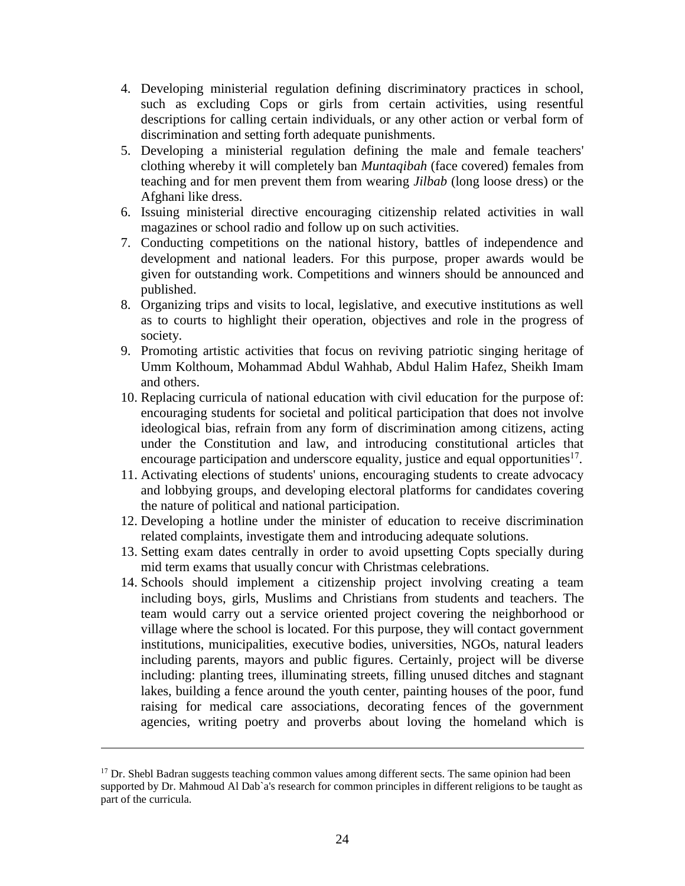4. Developing ministerial regulation defining discriminatory practices in school, such as excluding Cops or girls from certain activities, using resentful descriptions for calling certain individuals, or any other action or verbal form of discrimination and setting forth adequate punishments.
5. Developing a ministerial regulation defining the male and female teachers' clothing whereby it will completely ban *Muntaqibah* (face covered) females from teaching and for men prevent them from wearing *Jilbab* (long loose dress) or the Afghani like dress.
6. Issuing ministerial directive encouraging citizenship related activities in wall magazines or school radio and follow up on such activities.
7. Conducting competitions on the national history, battles of independence and development and national leaders. For this purpose, proper awards would be given for outstanding work. Competitions and winners should be announced and published.
8. Organizing trips and visits to local, legislative, and executive institutions as well as to courts to highlight their operation, objectives and role in the progress of society.
9. Promoting artistic activities that focus on reviving patriotic singing heritage of Umm Kolthoum, Mohammad Abdul Wahhab, Abdul Halim Hafez, Sheikh Imam and others.
10. Replacing curricula of national education with civil education for the purpose of: encouraging students for societal and political participation that does not involve ideological bias, refrain from any form of discrimination among citizens, acting under the Constitution and law, and introducing constitutional articles that encourage participation and underscore equality, justice and equal opportunities[17].
11. Activating elections of students' unions, encouraging students to create advocacy and lobbying groups, and developing electoral platforms for candidates covering the nature of political and national participation.
12. Developing a hotline under the minister of education to receive discrimination related complaints, investigate them and introducing adequate solutions.
13. Setting exam dates centrally in order to avoid upsetting Copts specially during mid term exams that usually concur with Christmas celebrations.
14. Schools should implement a citizenship project involving creating a team including boys, girls, Muslims and Christians from students and teachers. The team would carry out a service oriented project covering the neighborhood or village where the school is located. For this purpose, they will contact government institutions, municipalities, executive bodies, universities, NGOs, natural leaders including parents, mayors and public figures. Certainly, project will be diverse including: planting trees, illuminating streets, filling unused ditches and stagnant lakes, building a fence around the youth center, painting houses of the poor, fund raising for medical care associations, decorating fences of the government agencies, writing poetry and proverbs about loving the homeland which is

---

[17] Dr. Shebl Badran suggests teaching common values among different sects. The same opinion had been supported by Dr. Mahmoud Al Dab`a's research for common principles in different religions to be taught as part of the curricula.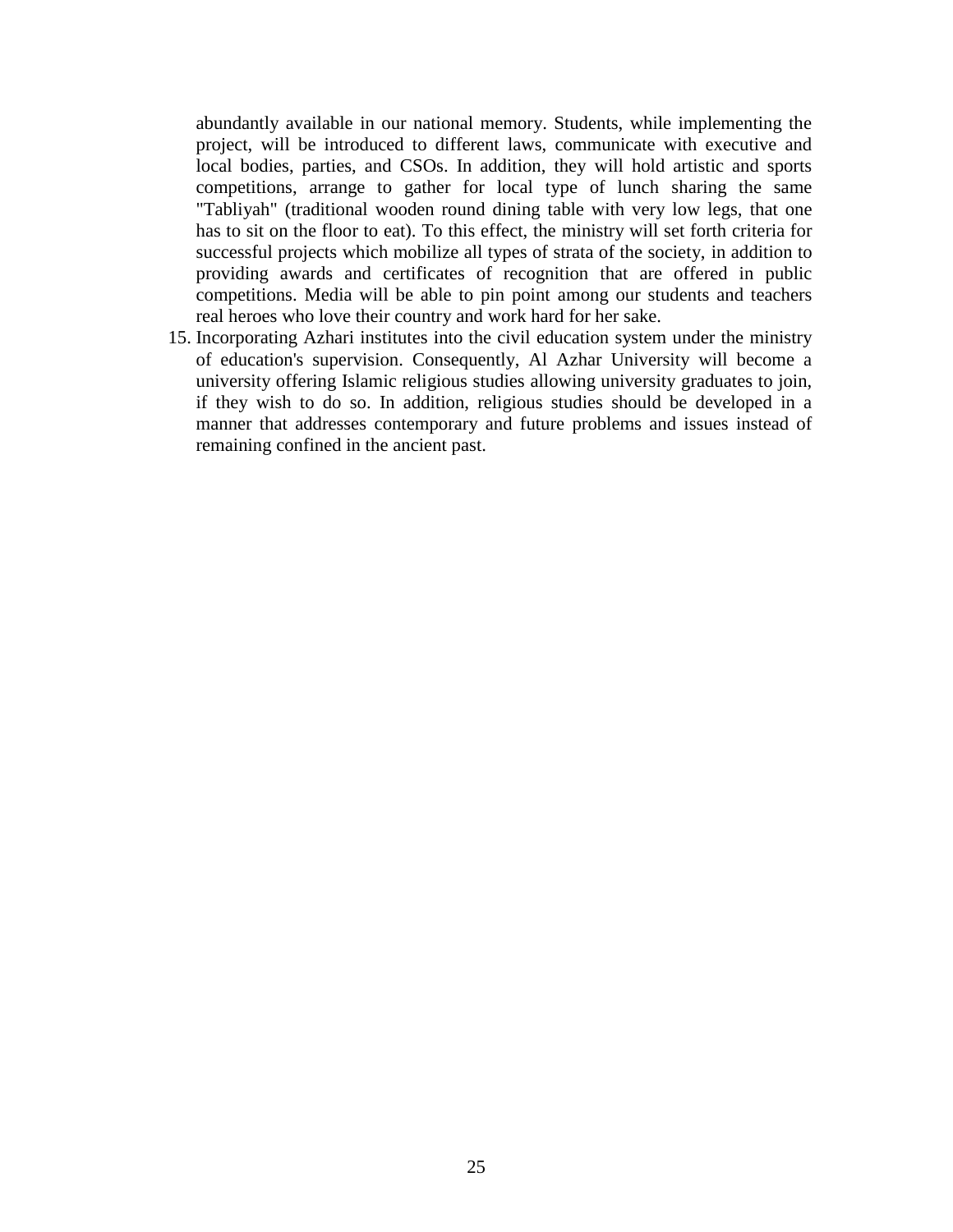abundantly available in our national memory. Students, while implementing the project, will be introduced to different laws, communicate with executive and local bodies, parties, and CSOs. In addition, they will hold artistic and sports competitions, arrange to gather for local type of lunch sharing the same "Tabliyah" (traditional wooden round dining table with very low legs, that one has to sit on the floor to eat). To this effect, the ministry will set forth criteria for successful projects which mobilize all types of strata of the society, in addition to providing awards and certificates of recognition that are offered in public competitions. Media will be able to pin point among our students and teachers real heroes who love their country and work hard for her sake.

15. Incorporating Azhari institutes into the civil education system under the ministry of education's supervision. Consequently, Al Azhar University will become a university offering Islamic religious studies allowing university graduates to join, if they wish to do so. In addition, religious studies should be developed in a manner that addresses contemporary and future problems and issues instead of remaining confined in the ancient past.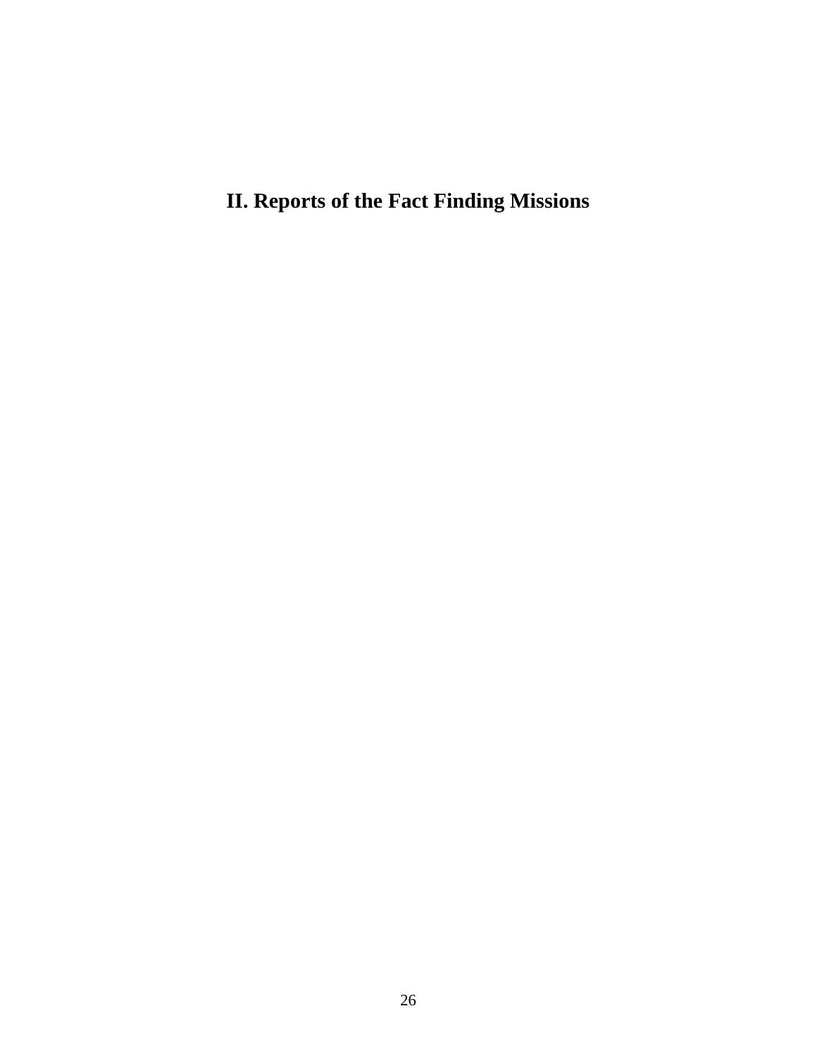# II. Reports of the Fact Finding Missions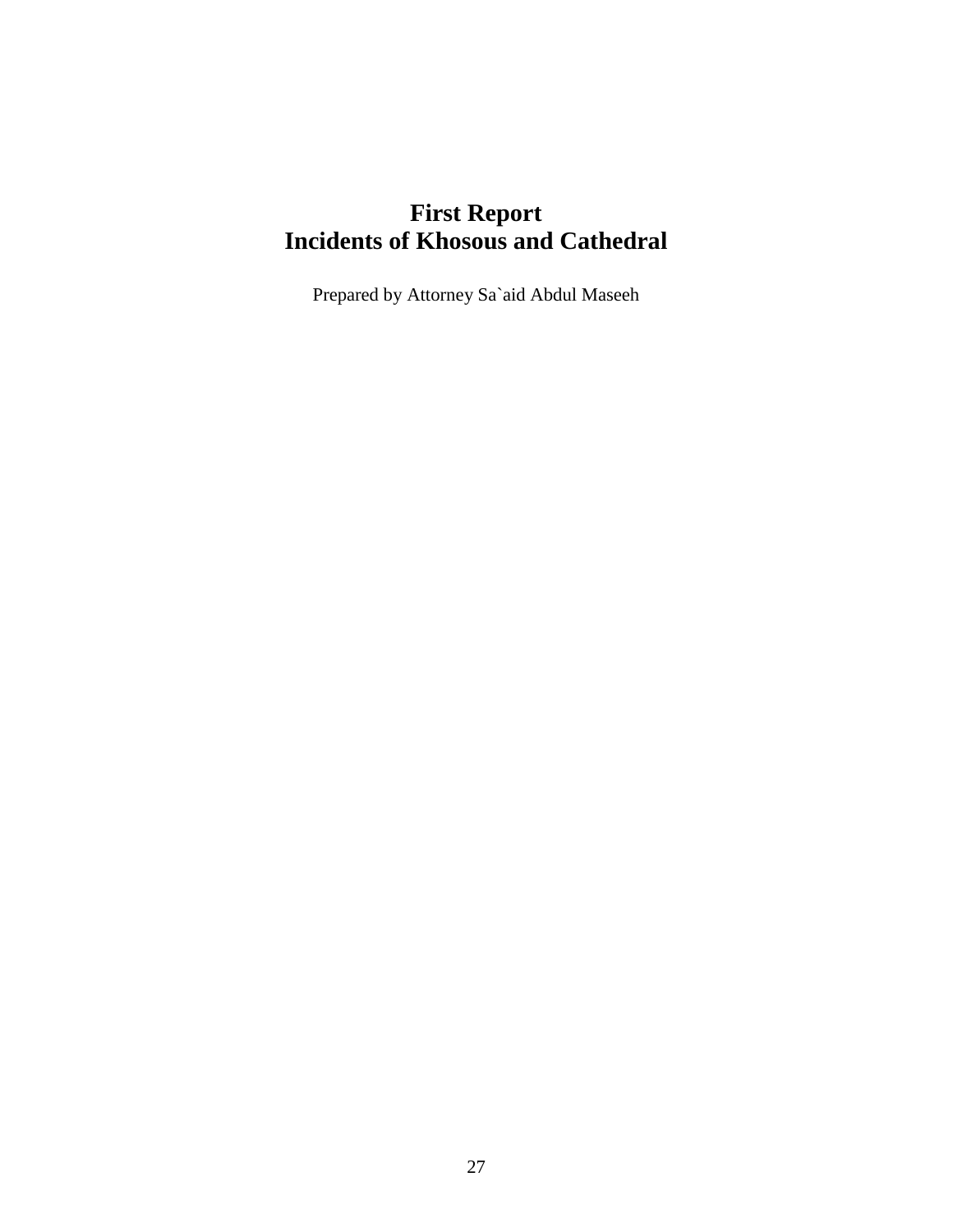# First Report
# Incidents of Khosous and Cathedral

Prepared by Attorney Sa`aid Abdul Maseeh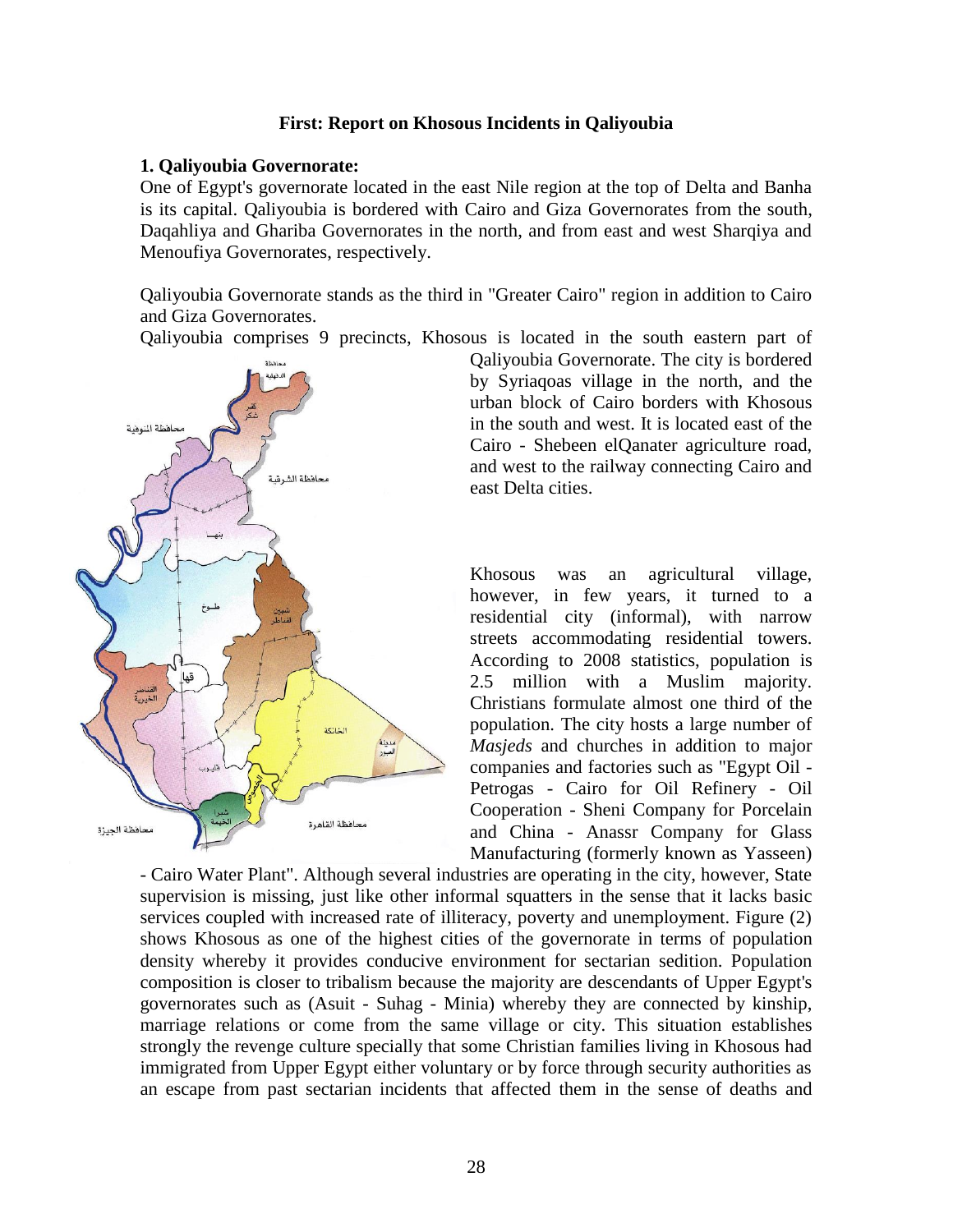### First: Report on Khosous Incidents in Qaliyoubia

**1. Qaliyoubia Governorate:**

One of Egypt's governorate located in the east Nile region at the top of Delta and Banha is its capital. Qaliyoubia is bordered with Cairo and Giza Governorates from the south, Daqahliya and Ghariba Governorates in the north, and from east and west Sharqiya and Menoufiya Governorates, respectively.

Qaliyoubia Governorate stands as the third in "Greater Cairo" region in addition to Cairo and Giza Governorates.

Qaliyoubia comprises 9 precincts, Khosous is located in the south eastern part of Qaliyoubia Governorate. The city is bordered by Syriaqoas village in the north, and the urban block of Cairo borders with Khosous in the south and west. It is located east of the Cairo - Shebeen elQanater agriculture road, and west to the railway connecting Cairo and east Delta cities.

Khosous was an agricultural village, however, in few years, it turned to a residential city (informal), with narrow streets accommodating residential towers. According to 2008 statistics, population is 2.5 million with a Muslim majority. Christians formulate almost one third of the population. The city hosts a large number of *Masjeds* and churches in addition to major companies and factories such as "Egypt Oil - Petrogas - Cairo for Oil Refinery - Oil Cooperation - Sheni Company for Porcelain and China - Anassr Company for Glass Manufacturing (formerly known as Yasseen) - Cairo Water Plant". Although several industries are operating in the city, however, State supervision is missing, just like other informal squatters in the sense that it lacks basic services coupled with increased rate of illiteracy, poverty and unemployment. Figure (2) shows Khosous as one of the highest cities of the governorate in terms of population density whereby it provides conducive environment for sectarian sedition. Population composition is closer to tribalism because the majority are descendants of Upper Egypt's governorates such as (Asuit - Suhag - Minia) whereby they are connected by kinship, marriage relations or come from the same village or city. This situation establishes strongly the revenge culture specially that some Christian families living in Khosous had immigrated from Upper Egypt either voluntary or by force through security authorities as an escape from past sectarian incidents that affected them in the sense of deaths and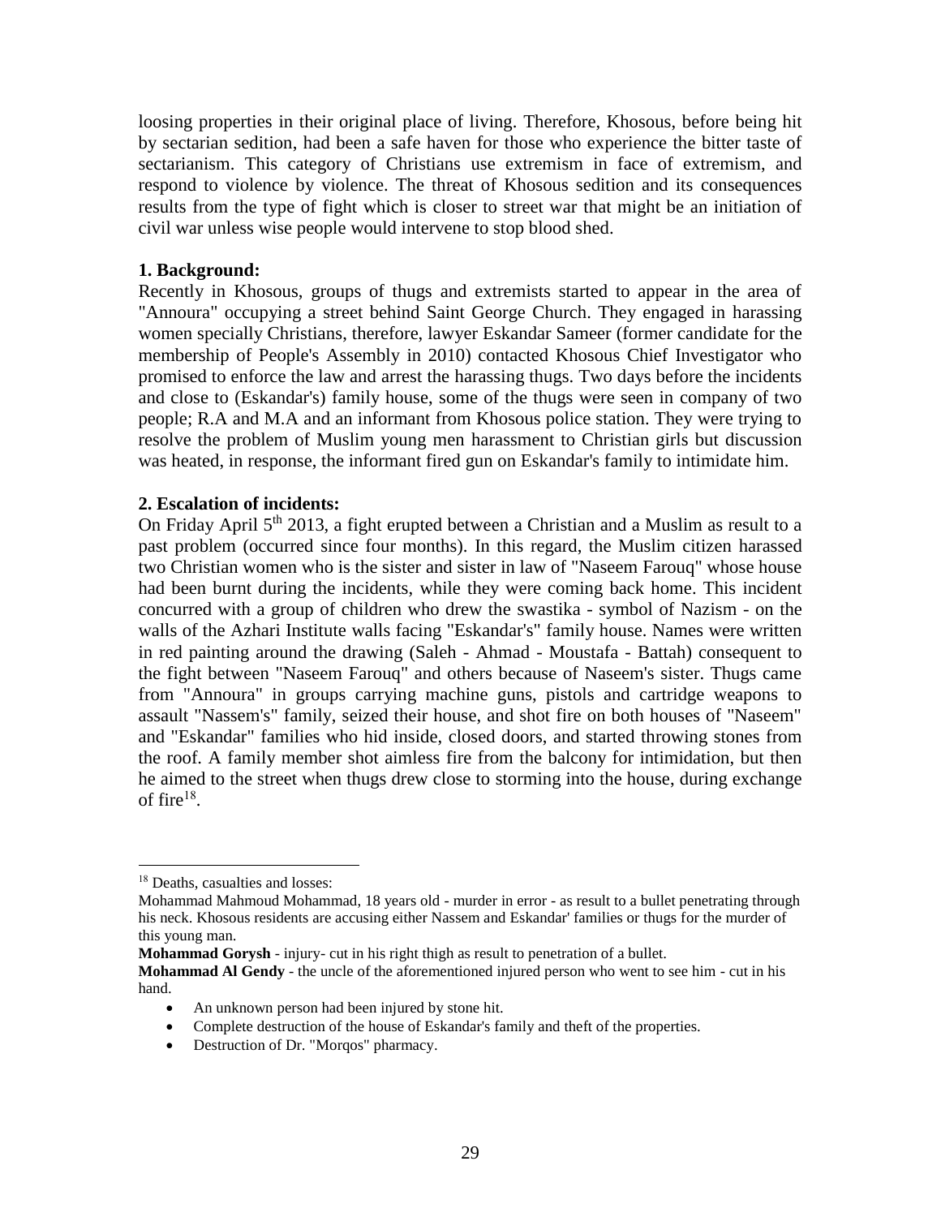loosing properties in their original place of living. Therefore, Khosous, before being hit by sectarian sedition, had been a safe haven for those who experience the bitter taste of sectarianism. This category of Christians use extremism in face of extremism, and respond to violence by violence. The threat of Khosous sedition and its consequences results from the type of fight which is closer to street war that might be an initiation of civil war unless wise people would intervene to stop blood shed.

**1. Background:**

Recently in Khosous, groups of thugs and extremists started to appear in the area of "Annoura" occupying a street behind Saint George Church. They engaged in harassing women specially Christians, therefore, lawyer Eskandar Sameer (former candidate for the membership of People's Assembly in 2010) contacted Khosous Chief Investigator who promised to enforce the law and arrest the harassing thugs. Two days before the incidents and close to (Eskandar's) family house, some of the thugs were seen in company of two people; R.A and M.A and an informant from Khosous police station. They were trying to resolve the problem of Muslim young men harassment to Christian girls but discussion was heated, in response, the informant fired gun on Eskandar's family to intimidate him.

**2. Escalation of incidents:**

On Friday April 5th 2013, a fight erupted between a Christian and a Muslim as result to a past problem (occurred since four months). In this regard, the Muslim citizen harassed two Christian women who is the sister and sister in law of "Naseem Farouq" whose house had been burnt during the incidents, while they were coming back home. This incident concurred with a group of children who drew the swastika - symbol of Nazism - on the walls of the Azhari Institute walls facing "Eskandar's" family house. Names were written in red painting around the drawing (Saleh - Ahmad - Moustafa - Battah) consequent to the fight between "Naseem Farouq" and others because of Naseem's sister. Thugs came from "Annoura" in groups carrying machine guns, pistols and cartridge weapons to assault "Nassem's" family, seized their house, and shot fire on both houses of "Naseem" and "Eskandar" families who hid inside, closed doors, and started throwing stones from the roof. A family member shot aimless fire from the balcony for intimidation, but then he aimed to the street when thugs drew close to storming into the house, during exchange of fire[18].

---

[18] Deaths, casualties and losses:

Mohammad Mahmoud Mohammad, 18 years old - murder in error - as result to a bullet penetrating through his neck. Khosous residents are accusing either Nassem and Eskandar' families or thugs for the murder of this young man.

**Mohammad Gorysh** - injury- cut in his right thigh as result to penetration of a bullet.

**Mohammad Al Gendy** - the uncle of the aforementioned injured person who went to see him - cut in his hand.

- An unknown person had been injured by stone hit.
- Complete destruction of the house of Eskandar's family and theft of the properties.
- Destruction of Dr. "Morqos" pharmacy.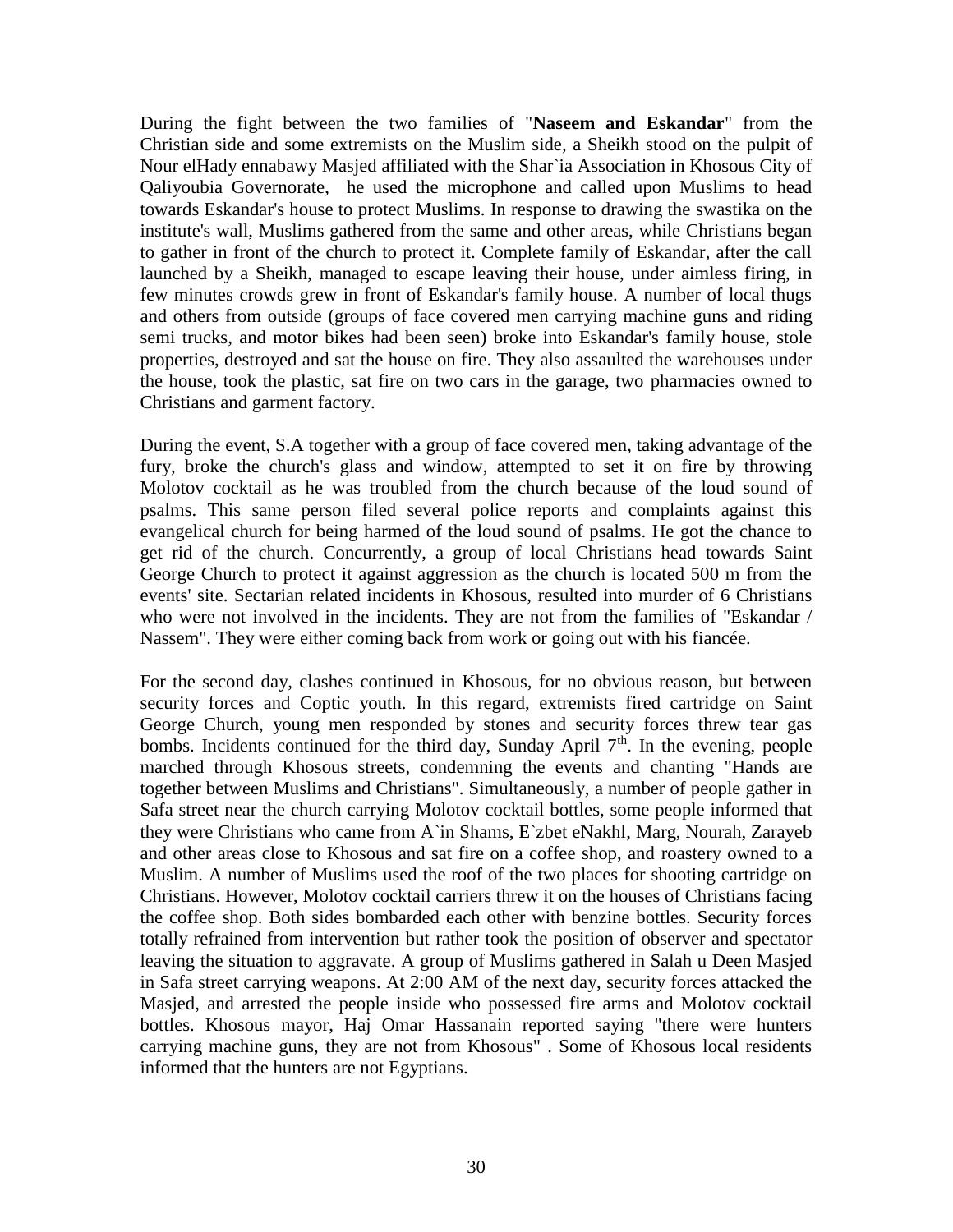During the fight between the two families of "**Naseem and Eskandar**" from the Christian side and some extremists on the Muslim side, a Sheikh stood on the pulpit of Nour elHady ennabawy Masjed affiliated with the Shar`ia Association in Khosous City of Qaliyoubia Governorate, he used the microphone and called upon Muslims to head towards Eskandar's house to protect Muslims. In response to drawing the swastika on the institute's wall, Muslims gathered from the same and other areas, while Christians began to gather in front of the church to protect it. Complete family of Eskandar, after the call launched by a Sheikh, managed to escape leaving their house, under aimless firing, in few minutes crowds grew in front of Eskandar's family house. A number of local thugs and others from outside (groups of face covered men carrying machine guns and riding semi trucks, and motor bikes had been seen) broke into Eskandar's family house, stole properties, destroyed and sat the house on fire. They also assaulted the warehouses under the house, took the plastic, sat fire on two cars in the garage, two pharmacies owned to Christians and garment factory.

During the event, S.A together with a group of face covered men, taking advantage of the fury, broke the church's glass and window, attempted to set it on fire by throwing Molotov cocktail as he was troubled from the church because of the loud sound of psalms. This same person filed several police reports and complaints against this evangelical church for being harmed of the loud sound of psalms. He got the chance to get rid of the church. Concurrently, a group of local Christians head towards Saint George Church to protect it against aggression as the church is located 500 m from the events' site. Sectarian related incidents in Khosous, resulted into murder of 6 Christians who were not involved in the incidents. They are not from the families of "Eskandar / Nassem". They were either coming back from work or going out with his fiancée.

For the second day, clashes continued in Khosous, for no obvious reason, but between security forces and Coptic youth. In this regard, extremists fired cartridge on Saint George Church, young men responded by stones and security forces threw tear gas bombs. Incidents continued for the third day, Sunday April 7th. In the evening, people marched through Khosous streets, condemning the events and chanting "Hands are together between Muslims and Christians". Simultaneously, a number of people gather in Safa street near the church carrying Molotov cocktail bottles, some people informed that they were Christians who came from A`in Shams, E`zbet eNakhl, Marg, Nourah, Zarayeb and other areas close to Khosous and sat fire on a coffee shop, and roastery owned to a Muslim. A number of Muslims used the roof of the two places for shooting cartridge on Christians. However, Molotov cocktail carriers threw it on the houses of Christians facing the coffee shop. Both sides bombarded each other with benzine bottles. Security forces totally refrained from intervention but rather took the position of observer and spectator leaving the situation to aggravate. A group of Muslims gathered in Salah u Deen Masjed in Safa street carrying weapons. At 2:00 AM of the next day, security forces attacked the Masjed, and arrested the people inside who possessed fire arms and Molotov cocktail bottles. Khosous mayor, Haj Omar Hassanain reported saying "there were hunters carrying machine guns, they are not from Khosous" . Some of Khosous local residents informed that the hunters are not Egyptians.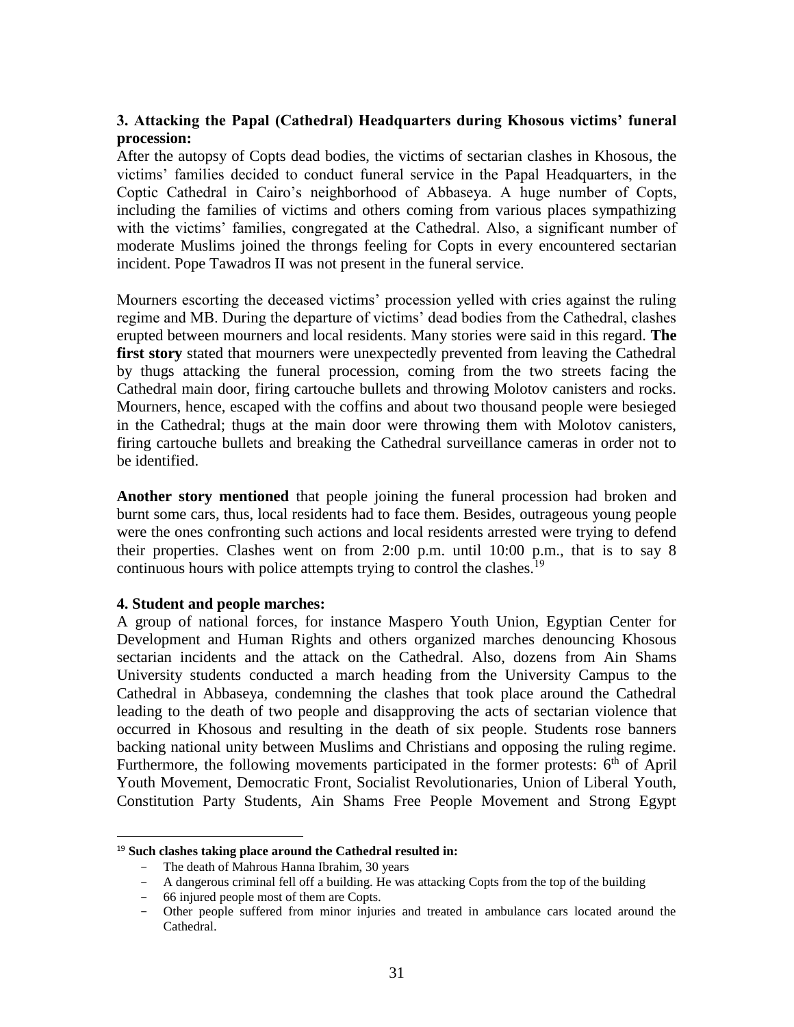**3. Attacking the Papal (Cathedral) Headquarters during Khosous victims' funeral procession:**

After the autopsy of Copts dead bodies, the victims of sectarian clashes in Khosous, the victims' families decided to conduct funeral service in the Papal Headquarters, in the Coptic Cathedral in Cairo's neighborhood of Abbaseya. A huge number of Copts, including the families of victims and others coming from various places sympathizing with the victims' families, congregated at the Cathedral. Also, a significant number of moderate Muslims joined the throngs feeling for Copts in every encountered sectarian incident. Pope Tawadros II was not present in the funeral service.

Mourners escorting the deceased victims' procession yelled with cries against the ruling regime and MB. During the departure of victims' dead bodies from the Cathedral, clashes erupted between mourners and local residents. Many stories were said in this regard. **The first story** stated that mourners were unexpectedly prevented from leaving the Cathedral by thugs attacking the funeral procession, coming from the two streets facing the Cathedral main door, firing cartouche bullets and throwing Molotov canisters and rocks. Mourners, hence, escaped with the coffins and about two thousand people were besieged in the Cathedral; thugs at the main door were throwing them with Molotov canisters, firing cartouche bullets and breaking the Cathedral surveillance cameras in order not to be identified.

**Another story mentioned** that people joining the funeral procession had broken and burnt some cars, thus, local residents had to face them. Besides, outrageous young people were the ones confronting such actions and local residents arrested were trying to defend their properties. Clashes went on from 2:00 p.m. until 10:00 p.m., that is to say 8 continuous hours with police attempts trying to control the clashes.[19]

**4. Student and people marches:**

A group of national forces, for instance Maspero Youth Union, Egyptian Center for Development and Human Rights and others organized marches denouncing Khosous sectarian incidents and the attack on the Cathedral. Also, dozens from Ain Shams University students conducted a march heading from the University Campus to the Cathedral in Abbaseya, condemning the clashes that took place around the Cathedral leading to the death of two people and disapproving the acts of sectarian violence that occurred in Khosous and resulting in the death of six people. Students rose banners backing national unity between Muslims and Christians and opposing the ruling regime. Furthermore, the following movements participated in the former protests: 6th of April Youth Movement, Democratic Front, Socialist Revolutionaries, Union of Liberal Youth, Constitution Party Students, Ain Shams Free People Movement and Strong Egypt

---

[19] **Such clashes taking place around the Cathedral resulted in:**

- The death of Mahrous Hanna Ibrahim, 30 years
- A dangerous criminal fell off a building. He was attacking Copts from the top of the building
- 66 injured people most of them are Copts.
- Other people suffered from minor injuries and treated in ambulance cars located around the Cathedral.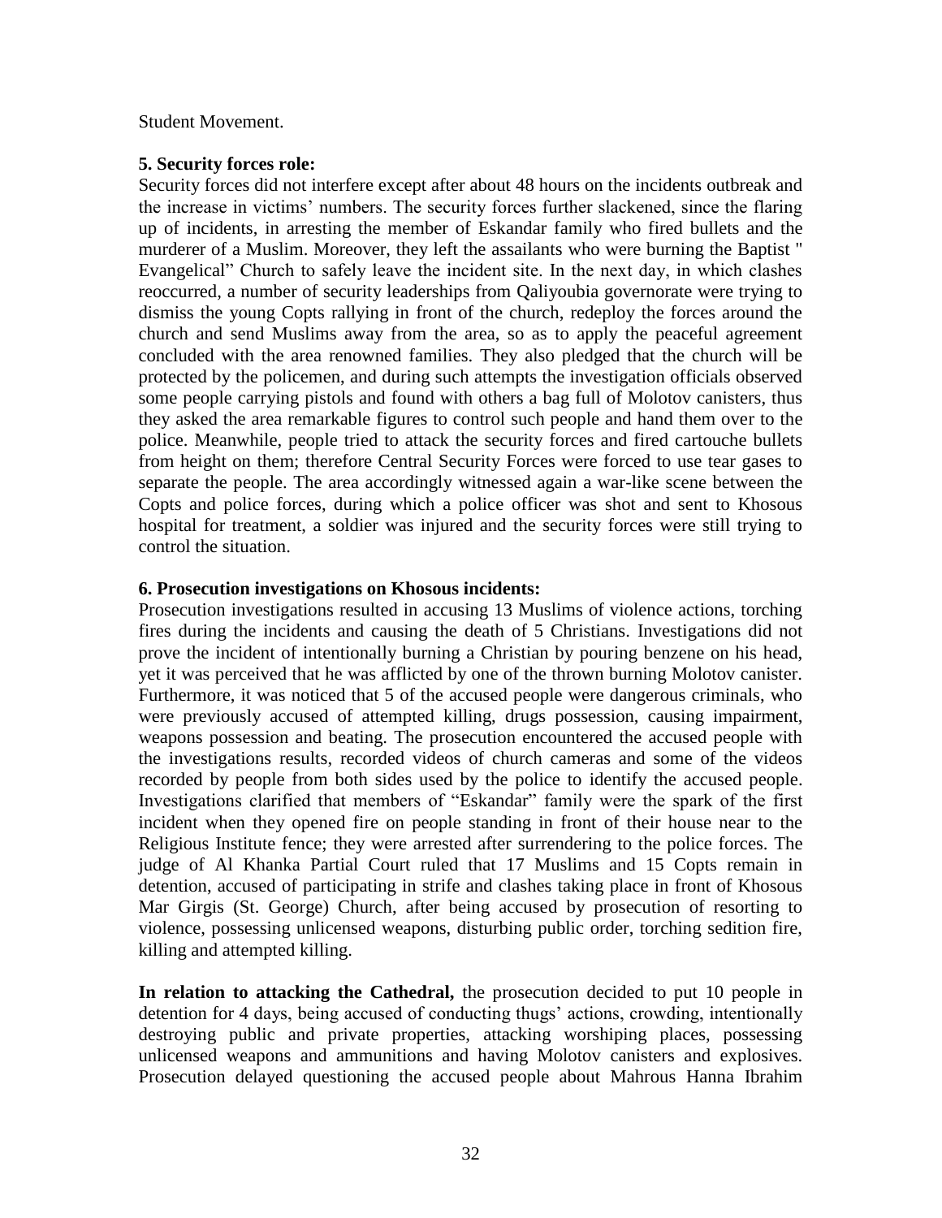Student Movement.

**5. Security forces role:**

Security forces did not interfere except after about 48 hours on the incidents outbreak and the increase in victims' numbers. The security forces further slackened, since the flaring up of incidents, in arresting the member of Eskandar family who fired bullets and the murderer of a Muslim. Moreover, they left the assailants who were burning the Baptist " Evangelical" Church to safely leave the incident site. In the next day, in which clashes reoccurred, a number of security leaderships from Qaliyoubia governorate were trying to dismiss the young Copts rallying in front of the church, redeploy the forces around the church and send Muslims away from the area, so as to apply the peaceful agreement concluded with the area renowned families. They also pledged that the church will be protected by the policemen, and during such attempts the investigation officials observed some people carrying pistols and found with others a bag full of Molotov canisters, thus they asked the area remarkable figures to control such people and hand them over to the police. Meanwhile, people tried to attack the security forces and fired cartouche bullets from height on them; therefore Central Security Forces were forced to use tear gases to separate the people. The area accordingly witnessed again a war-like scene between the Copts and police forces, during which a police officer was shot and sent to Khosous hospital for treatment, a soldier was injured and the security forces were still trying to control the situation.

**6. Prosecution investigations on Khosous incidents:**

Prosecution investigations resulted in accusing 13 Muslims of violence actions, torching fires during the incidents and causing the death of 5 Christians. Investigations did not prove the incident of intentionally burning a Christian by pouring benzene on his head, yet it was perceived that he was afflicted by one of the thrown burning Molotov canister. Furthermore, it was noticed that 5 of the accused people were dangerous criminals, who were previously accused of attempted killing, drugs possession, causing impairment, weapons possession and beating. The prosecution encountered the accused people with the investigations results, recorded videos of church cameras and some of the videos recorded by people from both sides used by the police to identify the accused people. Investigations clarified that members of "Eskandar" family were the spark of the first incident when they opened fire on people standing in front of their house near to the Religious Institute fence; they were arrested after surrendering to the police forces. The judge of Al Khanka Partial Court ruled that 17 Muslims and 15 Copts remain in detention, accused of participating in strife and clashes taking place in front of Khosous Mar Girgis (St. George) Church, after being accused by prosecution of resorting to violence, possessing unlicensed weapons, disturbing public order, torching sedition fire, killing and attempted killing.

**In relation to attacking the Cathedral,** the prosecution decided to put 10 people in detention for 4 days, being accused of conducting thugs' actions, crowding, intentionally destroying public and private properties, attacking worshiping places, possessing unlicensed weapons and ammunitions and having Molotov canisters and explosives. Prosecution delayed questioning the accused people about Mahrous Hanna Ibrahim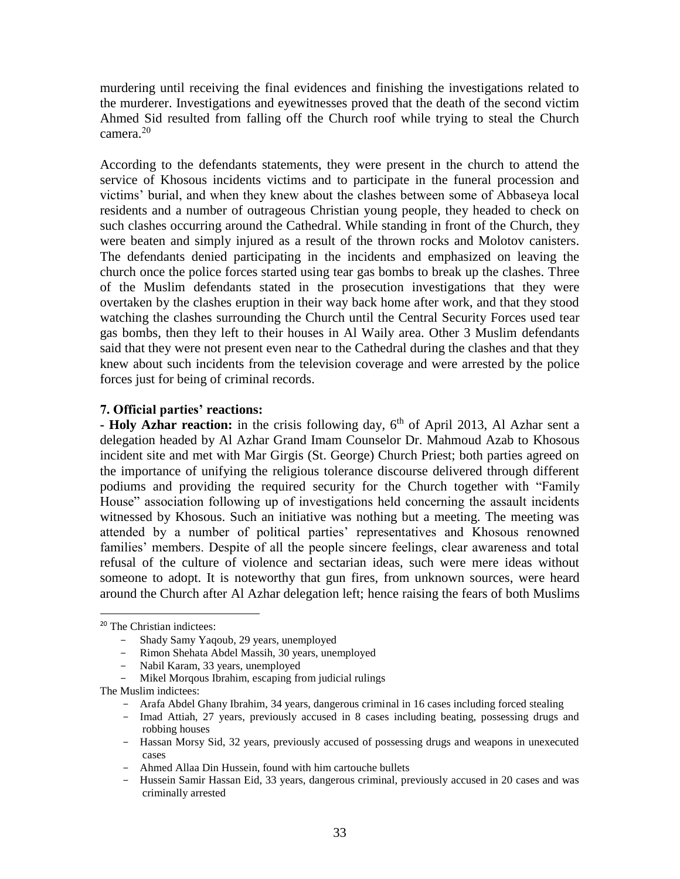murdering until receiving the final evidences and finishing the investigations related to the murderer. Investigations and eyewitnesses proved that the death of the second victim Ahmed Sid resulted from falling off the Church roof while trying to steal the Church camera.[20]

According to the defendants statements, they were present in the church to attend the service of Khosous incidents victims and to participate in the funeral procession and victims' burial, and when they knew about the clashes between some of Abbaseya local residents and a number of outrageous Christian young people, they headed to check on such clashes occurring around the Cathedral. While standing in front of the Church, they were beaten and simply injured as a result of the thrown rocks and Molotov canisters. The defendants denied participating in the incidents and emphasized on leaving the church once the police forces started using tear gas bombs to break up the clashes. Three of the Muslim defendants stated in the prosecution investigations that they were overtaken by the clashes eruption in their way back home after work, and that they stood watching the clashes surrounding the Church until the Central Security Forces used tear gas bombs, then they left to their houses in Al Waily area. Other 3 Muslim defendants said that they were not present even near to the Cathedral during the clashes and that they knew about such incidents from the television coverage and were arrested by the police forces just for being of criminal records.

### 7. Official parties' reactions:

**- Holy Azhar reaction:** in the crisis following day, 6th of April 2013, Al Azhar sent a delegation headed by Al Azhar Grand Imam Counselor Dr. Mahmoud Azab to Khosous incident site and met with Mar Girgis (St. George) Church Priest; both parties agreed on the importance of unifying the religious tolerance discourse delivered through different podiums and providing the required security for the Church together with "Family House" association following up of investigations held concerning the assault incidents witnessed by Khosous. Such an initiative was nothing but a meeting. The meeting was attended by a number of political parties' representatives and Khosous renowned families' members. Despite of all the people sincere feelings, clear awareness and total refusal of the culture of violence and sectarian ideas, such were mere ideas without someone to adopt. It is noteworthy that gun fires, from unknown sources, were heard around the Church after Al Azhar delegation left; hence raising the fears of both Muslims

---

[20] The Christian indictees:

- Shady Samy Yaqoub, 29 years, unemployed
- Rimon Shehata Abdel Massih, 30 years, unemployed
- Nabil Karam, 33 years, unemployed
- Mikel Morqous Ibrahim, escaping from judicial rulings

The Muslim indictees:

- Arafa Abdel Ghany Ibrahim, 34 years, dangerous criminal in 16 cases including forced stealing
- Imad Attiah, 27 years, previously accused in 8 cases including beating, possessing drugs and robbing houses
- Hassan Morsy Sid, 32 years, previously accused of possessing drugs and weapons in unexecuted cases
- Ahmed Allaa Din Hussein, found with him cartouche bullets
- Hussein Samir Hassan Eid, 33 years, dangerous criminal, previously accused in 20 cases and was criminally arrested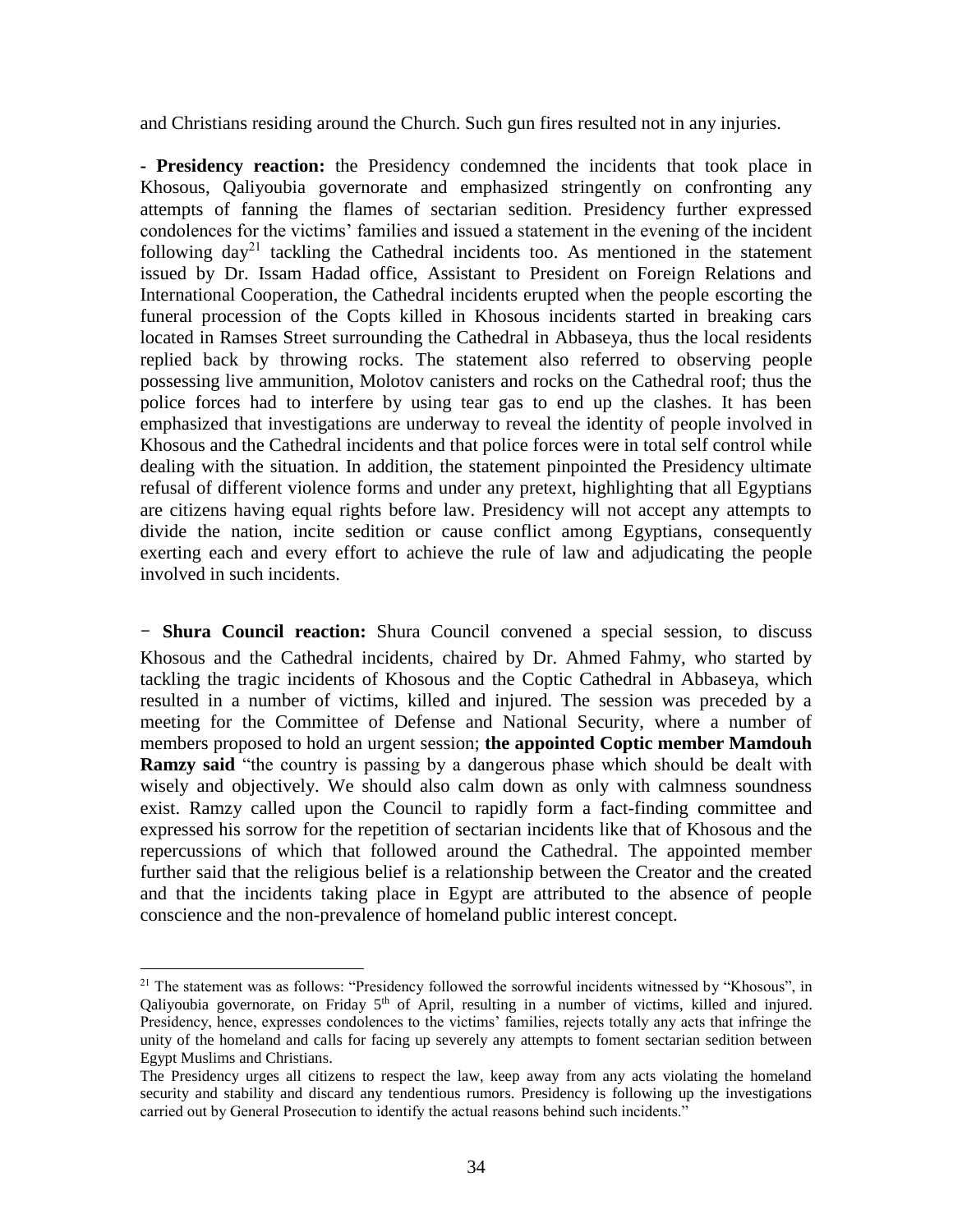and Christians residing around the Church. Such gun fires resulted not in any injuries.

**- Presidency reaction:** the Presidency condemned the incidents that took place in Khosous, Qaliyoubia governorate and emphasized stringently on confronting any attempts of fanning the flames of sectarian sedition. Presidency further expressed condolences for the victims' families and issued a statement in the evening of the incident following day[21] tackling the Cathedral incidents too. As mentioned in the statement issued by Dr. Issam Hadad office, Assistant to President on Foreign Relations and International Cooperation, the Cathedral incidents erupted when the people escorting the funeral procession of the Copts killed in Khosous incidents started in breaking cars located in Ramses Street surrounding the Cathedral in Abbaseya, thus the local residents replied back by throwing rocks. The statement also referred to observing people possessing live ammunition, Molotov canisters and rocks on the Cathedral roof; thus the police forces had to interfere by using tear gas to end up the clashes. It has been emphasized that investigations are underway to reveal the identity of people involved in Khosous and the Cathedral incidents and that police forces were in total self control while dealing with the situation. In addition, the statement pinpointed the Presidency ultimate refusal of different violence forms and under any pretext, highlighting that all Egyptians are citizens having equal rights before law. Presidency will not accept any attempts to divide the nation, incite sedition or cause conflict among Egyptians, consequently exerting each and every effort to achieve the rule of law and adjudicating the people involved in such incidents.

**- Shura Council reaction:** Shura Council convened a special session, to discuss Khosous and the Cathedral incidents, chaired by Dr. Ahmed Fahmy, who started by tackling the tragic incidents of Khosous and the Coptic Cathedral in Abbaseya, which resulted in a number of victims, killed and injured. The session was preceded by a meeting for the Committee of Defense and National Security, where a number of members proposed to hold an urgent session; **the appointed Coptic member Mamdouh Ramzy said** "the country is passing by a dangerous phase which should be dealt with wisely and objectively. We should also calm down as only with calmness soundness exist. Ramzy called upon the Council to rapidly form a fact-finding committee and expressed his sorrow for the repetition of sectarian incidents like that of Khosous and the repercussions of which that followed around the Cathedral. The appointed member further said that the religious belief is a relationship between the Creator and the created and that the incidents taking place in Egypt are attributed to the absence of people conscience and the non-prevalence of homeland public interest concept.

---

[21] The statement was as follows: "Presidency followed the sorrowful incidents witnessed by "Khosous", in Qaliyoubia governorate, on Friday 5th of April, resulting in a number of victims, killed and injured. Presidency, hence, expresses condolences to the victims' families, rejects totally any acts that infringe the unity of the homeland and calls for facing up severely any attempts to foment sectarian sedition between Egypt Muslims and Christians.

The Presidency urges all citizens to respect the law, keep away from any acts violating the homeland security and stability and discard any tendentious rumors. Presidency is following up the investigations carried out by General Prosecution to identify the actual reasons behind such incidents."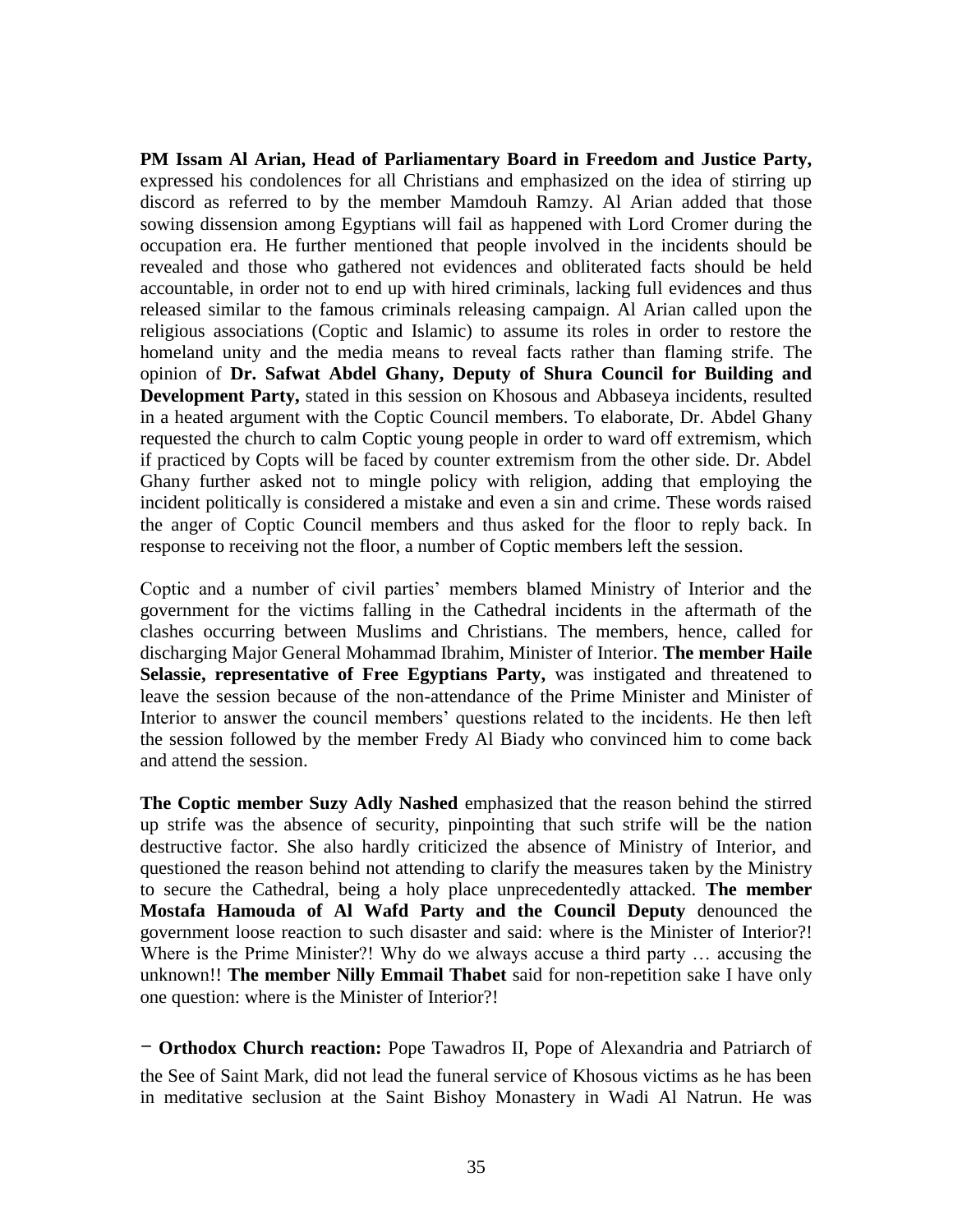**PM Issam Al Arian, Head of Parliamentary Board in Freedom and Justice Party,** expressed his condolences for all Christians and emphasized on the idea of stirring up discord as referred to by the member Mamdouh Ramzy. Al Arian added that those sowing dissension among Egyptians will fail as happened with Lord Cromer during the occupation era. He further mentioned that people involved in the incidents should be revealed and those who gathered not evidences and obliterated facts should be held accountable, in order not to end up with hired criminals, lacking full evidences and thus released similar to the famous criminals releasing campaign. Al Arian called upon the religious associations (Coptic and Islamic) to assume its roles in order to restore the homeland unity and the media means to reveal facts rather than flaming strife. The opinion of **Dr. Safwat Abdel Ghany, Deputy of Shura Council for Building and Development Party,** stated in this session on Khosous and Abbaseya incidents, resulted in a heated argument with the Coptic Council members. To elaborate, Dr. Abdel Ghany requested the church to calm Coptic young people in order to ward off extremism, which if practiced by Copts will be faced by counter extremism from the other side. Dr. Abdel Ghany further asked not to mingle policy with religion, adding that employing the incident politically is considered a mistake and even a sin and crime. These words raised the anger of Coptic Council members and thus asked for the floor to reply back. In response to receiving not the floor, a number of Coptic members left the session.

Coptic and a number of civil parties' members blamed Ministry of Interior and the government for the victims falling in the Cathedral incidents in the aftermath of the clashes occurring between Muslims and Christians. The members, hence, called for discharging Major General Mohammad Ibrahim, Minister of Interior. **The member Haile Selassie, representative of Free Egyptians Party,** was instigated and threatened to leave the session because of the non-attendance of the Prime Minister and Minister of Interior to answer the council members' questions related to the incidents. He then left the session followed by the member Fredy Al Biady who convinced him to come back and attend the session.

**The Coptic member Suzy Adly Nashed** emphasized that the reason behind the stirred up strife was the absence of security, pinpointing that such strife will be the nation destructive factor. She also hardly criticized the absence of Ministry of Interior, and questioned the reason behind not attending to clarify the measures taken by the Ministry to secure the Cathedral, being a holy place unprecedentedly attacked. **The member Mostafa Hamouda of Al Wafd Party and the Council Deputy** denounced the government loose reaction to such disaster and said: where is the Minister of Interior?! Where is the Prime Minister?! Why do we always accuse a third party … accusing the unknown!! **The member Nilly Emmail Thabet** said for non-repetition sake I have only one question: where is the Minister of Interior?!

- **Orthodox Church reaction:** Pope Tawadros II, Pope of Alexandria and Patriarch of the See of Saint Mark, did not lead the funeral service of Khosous victims as he has been in meditative seclusion at the Saint Bishoy Monastery in Wadi Al Natrun. He was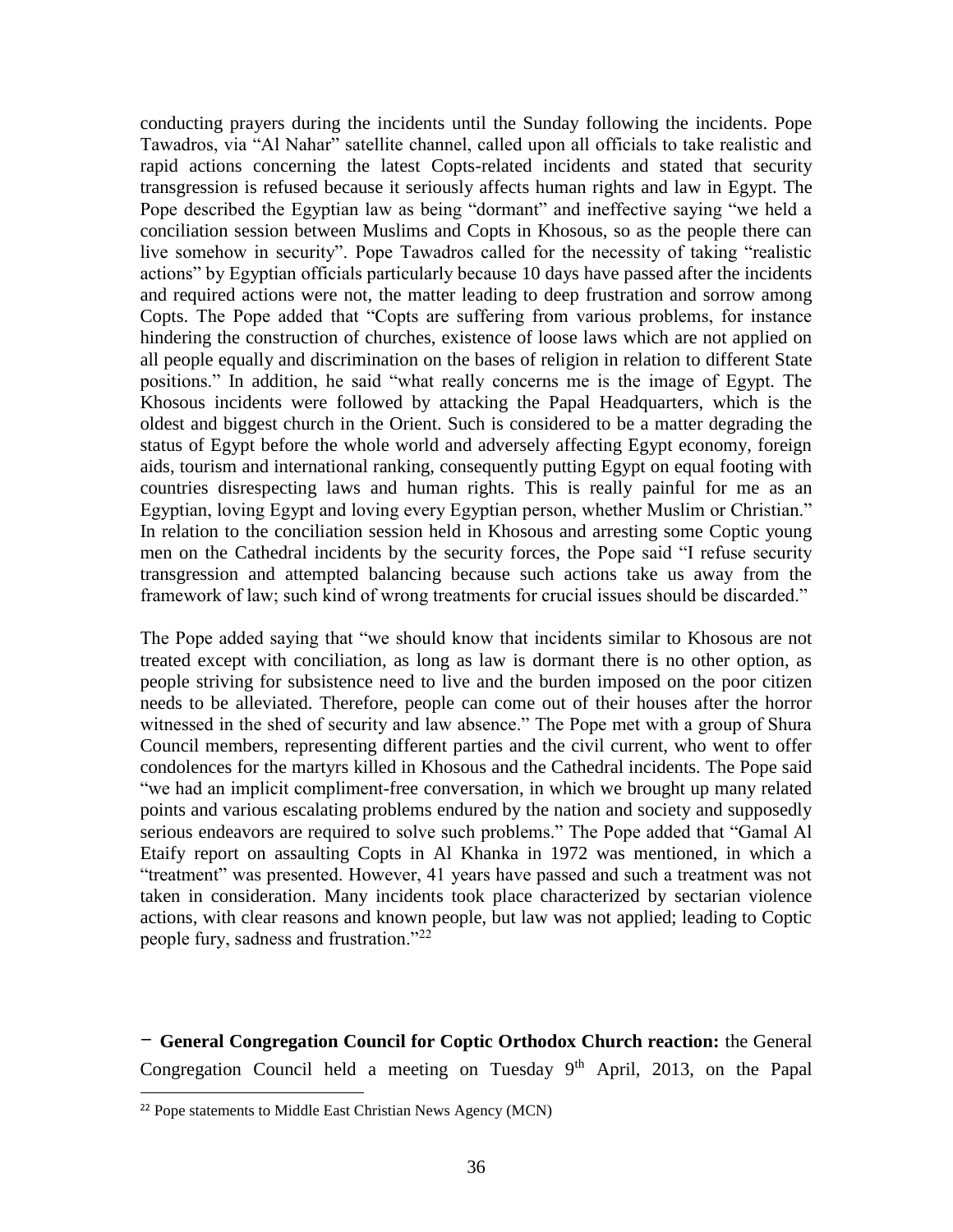conducting prayers during the incidents until the Sunday following the incidents. Pope Tawadros, via "Al Nahar" satellite channel, called upon all officials to take realistic and rapid actions concerning the latest Copts-related incidents and stated that security transgression is refused because it seriously affects human rights and law in Egypt. The Pope described the Egyptian law as being "dormant" and ineffective saying "we held a conciliation session between Muslims and Copts in Khosous, so as the people there can live somehow in security". Pope Tawadros called for the necessity of taking "realistic actions" by Egyptian officials particularly because 10 days have passed after the incidents and required actions were not, the matter leading to deep frustration and sorrow among Copts. The Pope added that "Copts are suffering from various problems, for instance hindering the construction of churches, existence of loose laws which are not applied on all people equally and discrimination on the bases of religion in relation to different State positions." In addition, he said "what really concerns me is the image of Egypt. The Khosous incidents were followed by attacking the Papal Headquarters, which is the oldest and biggest church in the Orient. Such is considered to be a matter degrading the status of Egypt before the whole world and adversely affecting Egypt economy, foreign aids, tourism and international ranking, consequently putting Egypt on equal footing with countries disrespecting laws and human rights. This is really painful for me as an Egyptian, loving Egypt and loving every Egyptian person, whether Muslim or Christian." In relation to the conciliation session held in Khosous and arresting some Coptic young men on the Cathedral incidents by the security forces, the Pope said "I refuse security transgression and attempted balancing because such actions take us away from the framework of law; such kind of wrong treatments for crucial issues should be discarded."

The Pope added saying that "we should know that incidents similar to Khosous are not treated except with conciliation, as long as law is dormant there is no other option, as people striving for subsistence need to live and the burden imposed on the poor citizen needs to be alleviated. Therefore, people can come out of their houses after the horror witnessed in the shed of security and law absence." The Pope met with a group of Shura Council members, representing different parties and the civil current, who went to offer condolences for the martyrs killed in Khosous and the Cathedral incidents. The Pope said "we had an implicit compliment-free conversation, in which we brought up many related points and various escalating problems endured by the nation and society and supposedly serious endeavors are required to solve such problems." The Pope added that "Gamal Al Etaify report on assaulting Copts in Al Khanka in 1972 was mentioned, in which a "treatment" was presented. However, 41 years have passed and such a treatment was not taken in consideration. Many incidents took place characterized by sectarian violence actions, with clear reasons and known people, but law was not applied; leading to Coptic people fury, sadness and frustration."[22]

- **General Congregation Council for Coptic Orthodox Church reaction:** the General Congregation Council held a meeting on Tuesday 9th April, 2013, on the Papal

[22] Pope statements to Middle East Christian News Agency (MCN)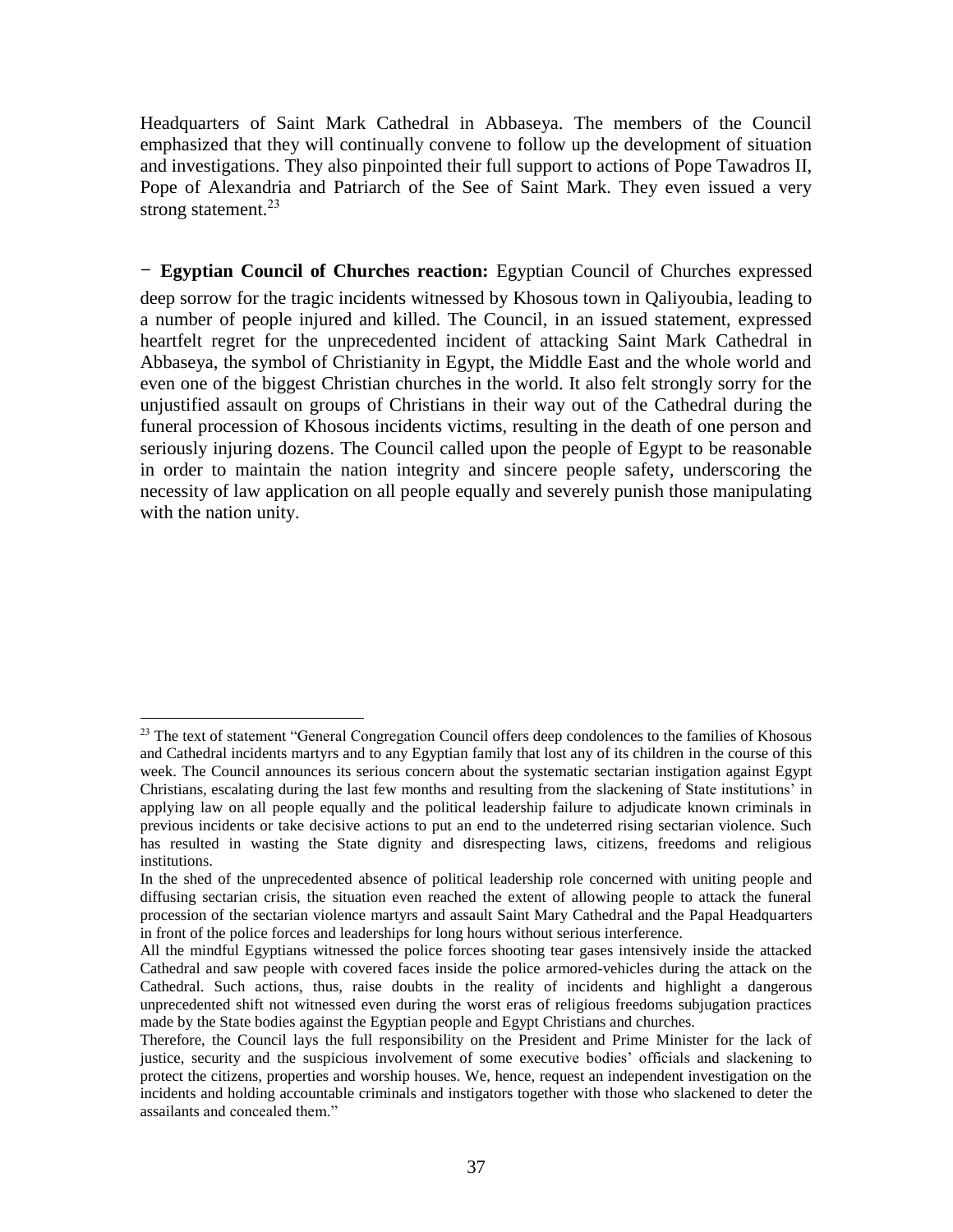Headquarters of Saint Mark Cathedral in Abbaseya. The members of the Council emphasized that they will continually convene to follow up the development of situation and investigations. They also pinpointed their full support to actions of Pope Tawadros II, Pope of Alexandria and Patriarch of the See of Saint Mark. They even issued a very strong statement.[23]

- **Egyptian Council of Churches reaction:** Egyptian Council of Churches expressed deep sorrow for the tragic incidents witnessed by Khosous town in Qaliyoubia, leading to a number of people injured and killed. The Council, in an issued statement, expressed heartfelt regret for the unprecedented incident of attacking Saint Mark Cathedral in Abbaseya, the symbol of Christianity in Egypt, the Middle East and the whole world and even one of the biggest Christian churches in the world. It also felt strongly sorry for the unjustified assault on groups of Christians in their way out of the Cathedral during the funeral procession of Khosous incidents victims, resulting in the death of one person and seriously injuring dozens. The Council called upon the people of Egypt to be reasonable in order to maintain the nation integrity and sincere people safety, underscoring the necessity of law application on all people equally and severely punish those manipulating with the nation unity.

---

[23] The text of statement "General Congregation Council offers deep condolences to the families of Khosous and Cathedral incidents martyrs and to any Egyptian family that lost any of its children in the course of this week. The Council announces its serious concern about the systematic sectarian instigation against Egypt Christians, escalating during the last few months and resulting from the slackening of State institutions' in applying law on all people equally and the political leadership failure to adjudicate known criminals in previous incidents or take decisive actions to put an end to the undeterred rising sectarian violence. Such has resulted in wasting the State dignity and disrespecting laws, citizens, freedoms and religious institutions.

In the shed of the unprecedented absence of political leadership role concerned with uniting people and diffusing sectarian crisis, the situation even reached the extent of allowing people to attack the funeral procession of the sectarian violence martyrs and assault Saint Mary Cathedral and the Papal Headquarters in front of the police forces and leaderships for long hours without serious interference.

All the mindful Egyptians witnessed the police forces shooting tear gases intensively inside the attacked Cathedral and saw people with covered faces inside the police armored-vehicles during the attack on the Cathedral. Such actions, thus, raise doubts in the reality of incidents and highlight a dangerous unprecedented shift not witnessed even during the worst eras of religious freedoms subjugation practices made by the State bodies against the Egyptian people and Egypt Christians and churches.

Therefore, the Council lays the full responsibility on the President and Prime Minister for the lack of justice, security and the suspicious involvement of some executive bodies' officials and slackening to protect the citizens, properties and worship houses. We, hence, request an independent investigation on the incidents and holding accountable criminals and instigators together with those who slackened to deter the assailants and concealed them."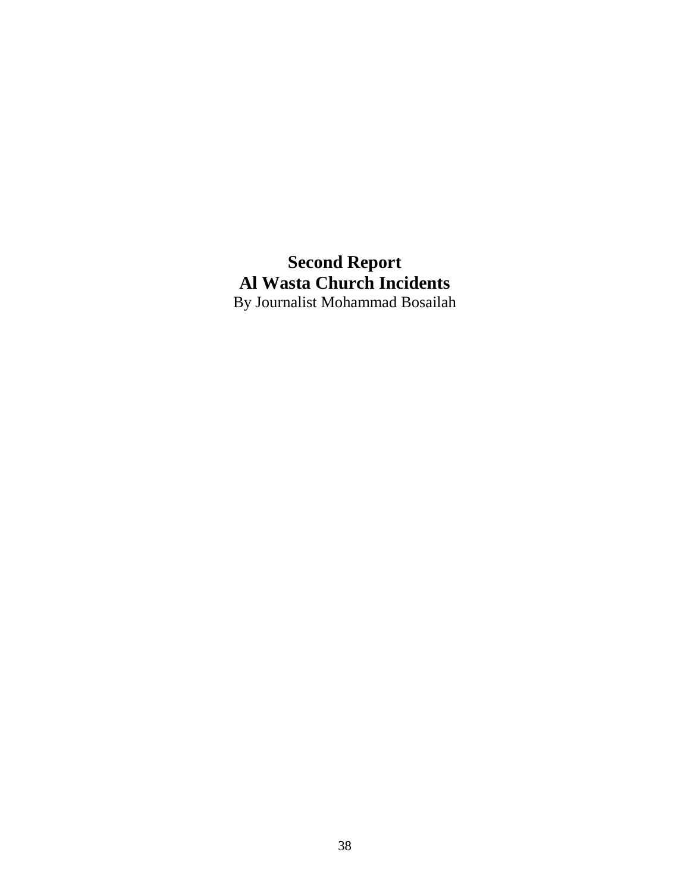# Second Report
# Al Wasta Church Incidents

By Journalist Mohammad Bosailah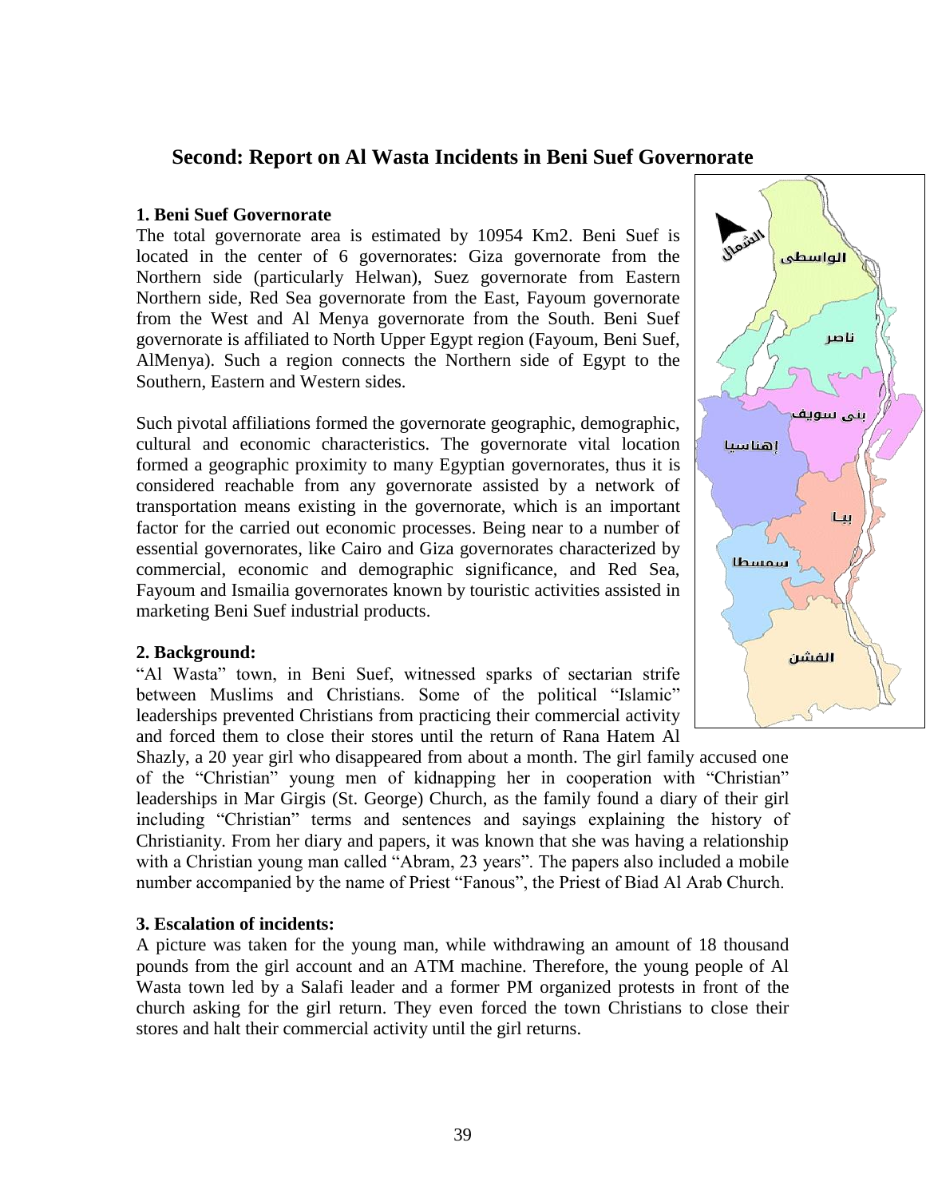## Second: Report on Al Wasta Incidents in Beni Suef Governorate

### 1. Beni Suef Governorate

The total governorate area is estimated by 10954 Km2. Beni Suef is located in the center of 6 governorates: Giza governorate from the Northern side (particularly Helwan), Suez governorate from Eastern Northern side, Red Sea governorate from the East, Fayoum governorate from the West and Al Menya governorate from the South. Beni Suef governorate is affiliated to North Upper Egypt region (Fayoum, Beni Suef, AlMenya). Such a region connects the Northern side of Egypt to the Southern, Eastern and Western sides.

Such pivotal affiliations formed the governorate geographic, demographic, cultural and economic characteristics. The governorate vital location formed a geographic proximity to many Egyptian governorates, thus it is considered reachable from any governorate assisted by a network of transportation means existing in the governorate, which is an important factor for the carried out economic processes. Being near to a number of essential governorates, like Cairo and Giza governorates characterized by commercial, economic and demographic significance, and Red Sea, Fayoum and Ismailia governorates known by touristic activities assisted in marketing Beni Suef industrial products.

### 2. Background:

"Al Wasta" town, in Beni Suef, witnessed sparks of sectarian strife between Muslims and Christians. Some of the political "Islamic" leaderships prevented Christians from practicing their commercial activity and forced them to close their stores until the return of Rana Hatem Al Shazly, a 20 year girl who disappeared from about a month. The girl family accused one of the "Christian" young men of kidnapping her in cooperation with "Christian" leaderships in Mar Girgis (St. George) Church, as the family found a diary of their girl including "Christian" terms and sentences and sayings explaining the history of Christianity. From her diary and papers, it was known that she was having a relationship with a Christian young man called "Abram, 23 years". The papers also included a mobile number accompanied by the name of Priest "Fanous", the Priest of Biad Al Arab Church.

### 3. Escalation of incidents:

A picture was taken for the young man, while withdrawing an amount of 18 thousand pounds from the girl account and an ATM machine. Therefore, the young people of Al Wasta town led by a Salafi leader and a former PM organized protests in front of the church asking for the girl return. They even forced the town Christians to close their stores and halt their commercial activity until the girl returns.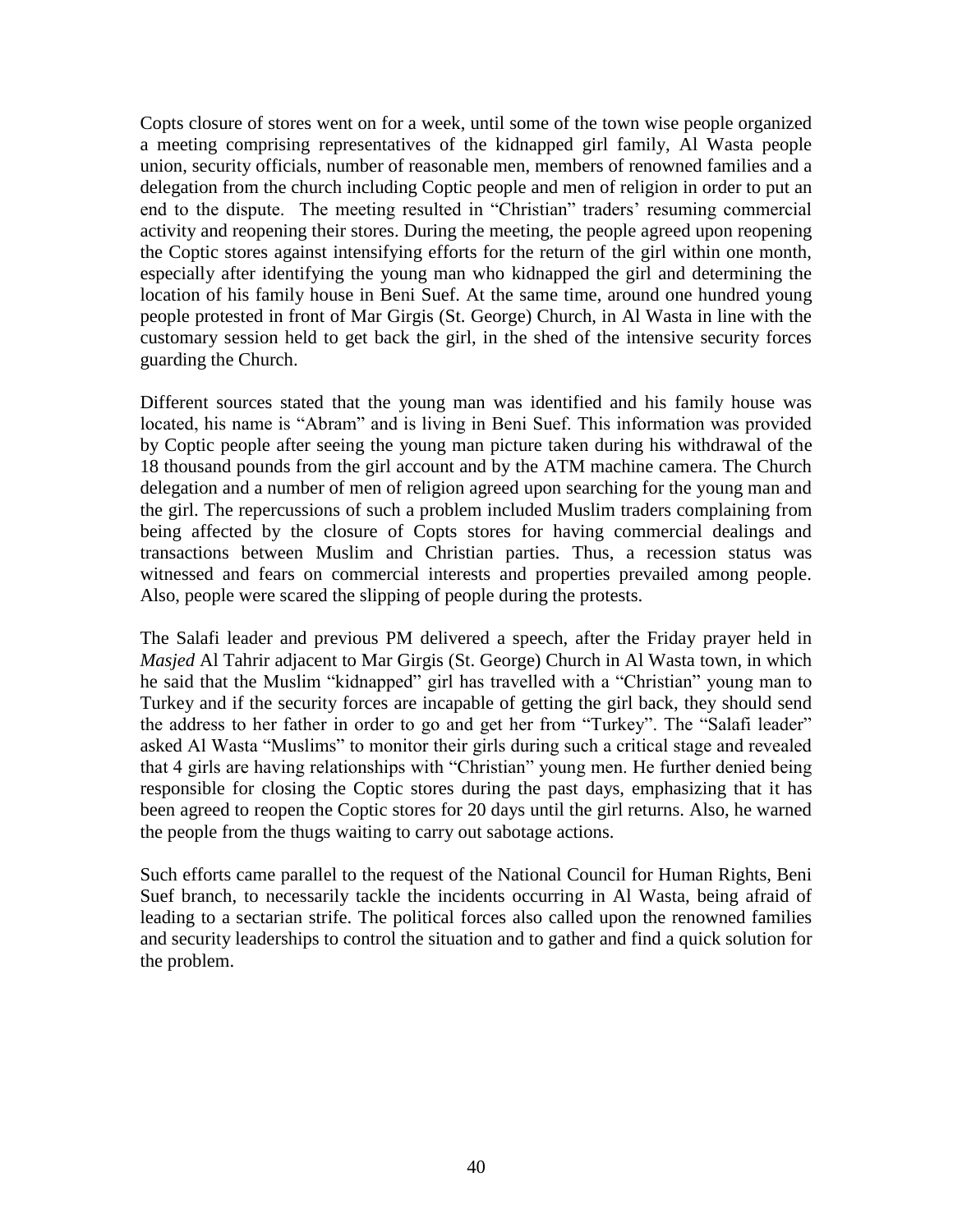Copts closure of stores went on for a week, until some of the town wise people organized a meeting comprising representatives of the kidnapped girl family, Al Wasta people union, security officials, number of reasonable men, members of renowned families and a delegation from the church including Coptic people and men of religion in order to put an end to the dispute. The meeting resulted in "Christian" traders' resuming commercial activity and reopening their stores. During the meeting, the people agreed upon reopening the Coptic stores against intensifying efforts for the return of the girl within one month, especially after identifying the young man who kidnapped the girl and determining the location of his family house in Beni Suef. At the same time, around one hundred young people protested in front of Mar Girgis (St. George) Church, in Al Wasta in line with the customary session held to get back the girl, in the shed of the intensive security forces guarding the Church.

Different sources stated that the young man was identified and his family house was located, his name is "Abram" and is living in Beni Suef. This information was provided by Coptic people after seeing the young man picture taken during his withdrawal of the 18 thousand pounds from the girl account and by the ATM machine camera. The Church delegation and a number of men of religion agreed upon searching for the young man and the girl. The repercussions of such a problem included Muslim traders complaining from being affected by the closure of Copts stores for having commercial dealings and transactions between Muslim and Christian parties. Thus, a recession status was witnessed and fears on commercial interests and properties prevailed among people. Also, people were scared the slipping of people during the protests.

The Salafi leader and previous PM delivered a speech, after the Friday prayer held in *Masjed* Al Tahrir adjacent to Mar Girgis (St. George) Church in Al Wasta town, in which he said that the Muslim "kidnapped" girl has travelled with a "Christian" young man to Turkey and if the security forces are incapable of getting the girl back, they should send the address to her father in order to go and get her from "Turkey". The "Salafi leader" asked Al Wasta "Muslims" to monitor their girls during such a critical stage and revealed that 4 girls are having relationships with "Christian" young men. He further denied being responsible for closing the Coptic stores during the past days, emphasizing that it has been agreed to reopen the Coptic stores for 20 days until the girl returns. Also, he warned the people from the thugs waiting to carry out sabotage actions.

Such efforts came parallel to the request of the National Council for Human Rights, Beni Suef branch, to necessarily tackle the incidents occurring in Al Wasta, being afraid of leading to a sectarian strife. The political forces also called upon the renowned families and security leaderships to control the situation and to gather and find a quick solution for the problem.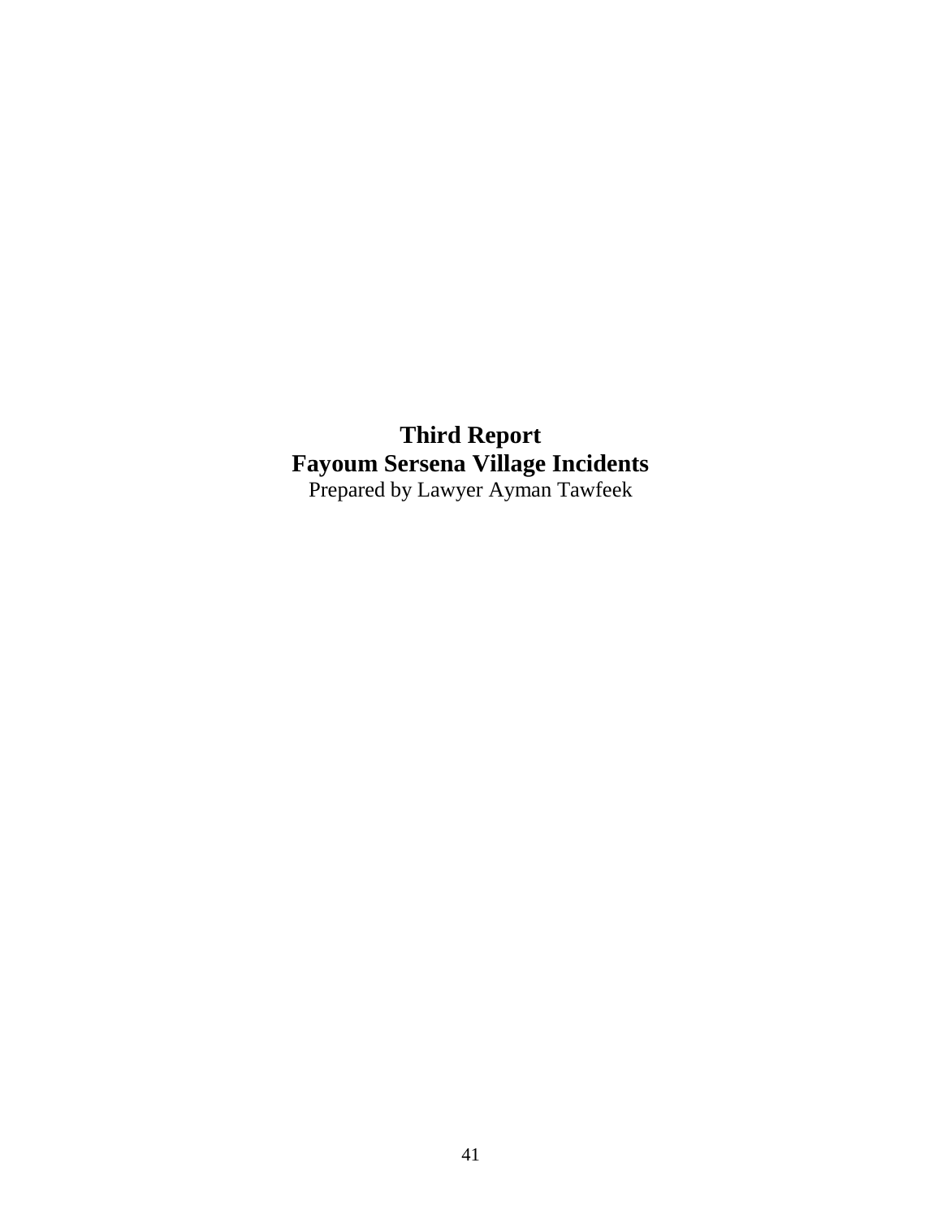# Third Report

## Fayoum Sersena Village Incidents

Prepared by Lawyer Ayman Tawfeek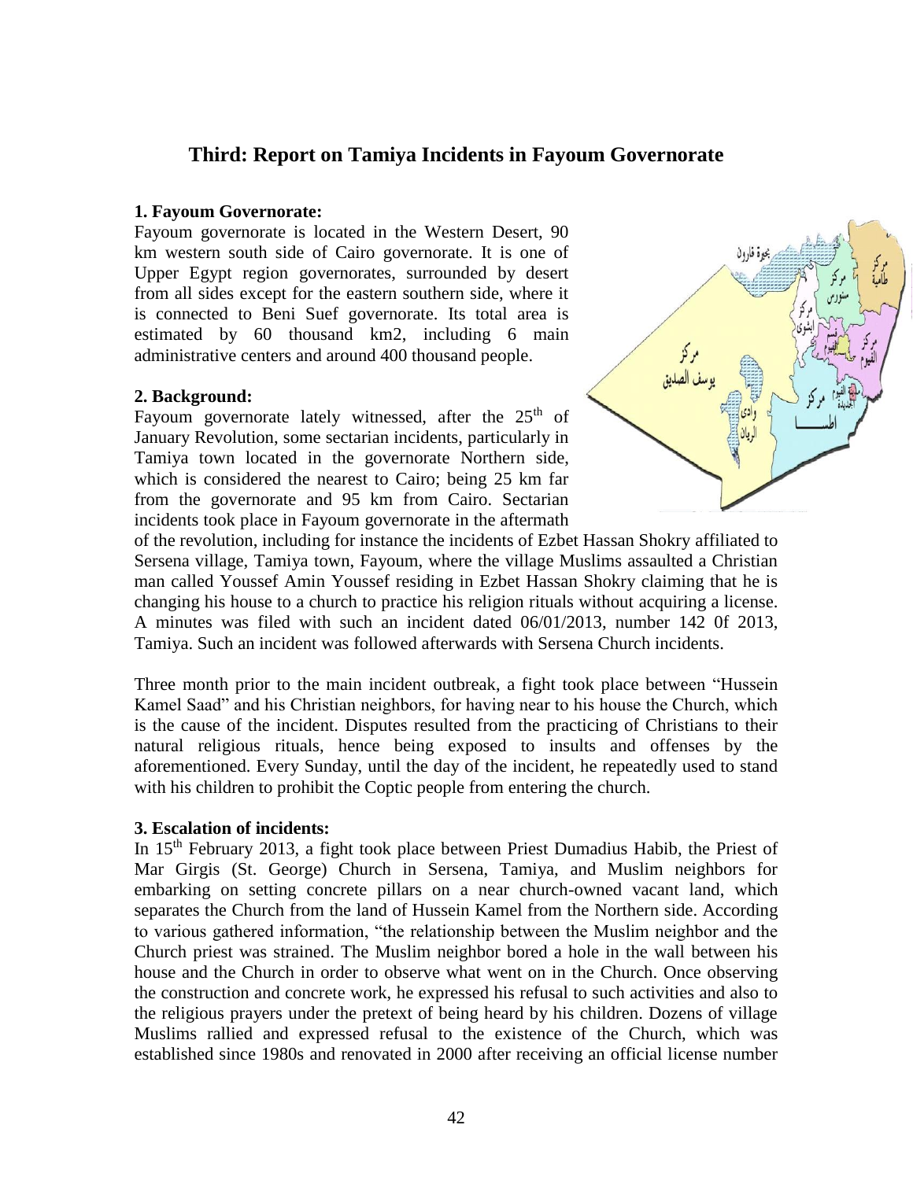## Third: Report on Tamiya Incidents in Fayoum Governorate

### 1. Fayoum Governorate:

Fayoum governorate is located in the Western Desert, 90 km western south side of Cairo governorate. It is one of Upper Egypt region governorates, surrounded by desert from all sides except for the eastern southern side, where it is connected to Beni Suef governorate. Its total area is estimated by 60 thousand km2, including 6 main administrative centers and around 400 thousand people.

### 2. Background:

Fayoum governorate lately witnessed, after the 25th of January Revolution, some sectarian incidents, particularly in Tamiya town located in the governorate Northern side, which is considered the nearest to Cairo; being 25 km far from the governorate and 95 km from Cairo. Sectarian incidents took place in Fayoum governorate in the aftermath of the revolution, including for instance the incidents of Ezbet Hassan Shokry affiliated to Sersena village, Tamiya town, Fayoum, where the village Muslims assaulted a Christian man called Youssef Amin Youssef residing in Ezbet Hassan Shokry claiming that he is changing his house to a church to practice his religion rituals without acquiring a license. A minutes was filed with such an incident dated 06/01/2013, number 142 0f 2013, Tamiya. Such an incident was followed afterwards with Sersena Church incidents.

Three month prior to the main incident outbreak, a fight took place between "Hussein Kamel Saad" and his Christian neighbors, for having near to his house the Church, which is the cause of the incident. Disputes resulted from the practicing of Christians to their natural religious rituals, hence being exposed to insults and offenses by the aforementioned. Every Sunday, until the day of the incident, he repeatedly used to stand with his children to prohibit the Coptic people from entering the church.

### 3. Escalation of incidents:

In 15th February 2013, a fight took place between Priest Dumadius Habib, the Priest of Mar Girgis (St. George) Church in Sersena, Tamiya, and Muslim neighbors for embarking on setting concrete pillars on a near church-owned vacant land, which separates the Church from the land of Hussein Kamel from the Northern side. According to various gathered information, "the relationship between the Muslim neighbor and the Church priest was strained. The Muslim neighbor bored a hole in the wall between his house and the Church in order to observe what went on in the Church. Once observing the construction and concrete work, he expressed his refusal to such activities and also to the religious prayers under the pretext of being heard by his children. Dozens of village Muslims rallied and expressed refusal to the existence of the Church, which was established since 1980s and renovated in 2000 after receiving an official license number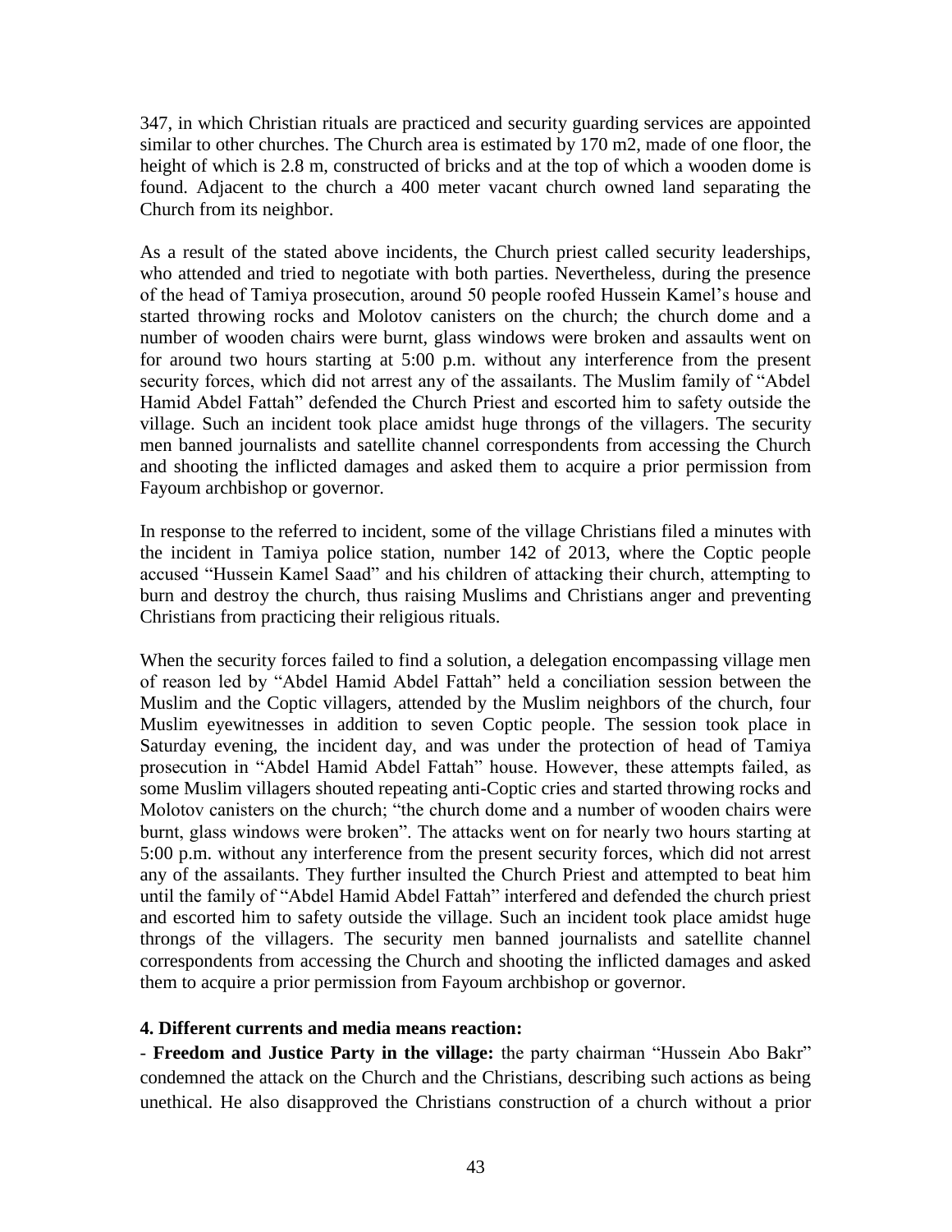347, in which Christian rituals are practiced and security guarding services are appointed similar to other churches. The Church area is estimated by 170 m2, made of one floor, the height of which is 2.8 m, constructed of bricks and at the top of which a wooden dome is found. Adjacent to the church a 400 meter vacant church owned land separating the Church from its neighbor.

As a result of the stated above incidents, the Church priest called security leaderships, who attended and tried to negotiate with both parties. Nevertheless, during the presence of the head of Tamiya prosecution, around 50 people roofed Hussein Kamel's house and started throwing rocks and Molotov canisters on the church; the church dome and a number of wooden chairs were burnt, glass windows were broken and assaults went on for around two hours starting at 5:00 p.m. without any interference from the present security forces, which did not arrest any of the assailants. The Muslim family of "Abdel Hamid Abdel Fattah" defended the Church Priest and escorted him to safety outside the village. Such an incident took place amidst huge throngs of the villagers. The security men banned journalists and satellite channel correspondents from accessing the Church and shooting the inflicted damages and asked them to acquire a prior permission from Fayoum archbishop or governor.

In response to the referred to incident, some of the village Christians filed a minutes with the incident in Tamiya police station, number 142 of 2013, where the Coptic people accused "Hussein Kamel Saad" and his children of attacking their church, attempting to burn and destroy the church, thus raising Muslims and Christians anger and preventing Christians from practicing their religious rituals.

When the security forces failed to find a solution, a delegation encompassing village men of reason led by "Abdel Hamid Abdel Fattah" held a conciliation session between the Muslim and the Coptic villagers, attended by the Muslim neighbors of the church, four Muslim eyewitnesses in addition to seven Coptic people. The session took place in Saturday evening, the incident day, and was under the protection of head of Tamiya prosecution in "Abdel Hamid Abdel Fattah" house. However, these attempts failed, as some Muslim villagers shouted repeating anti-Coptic cries and started throwing rocks and Molotov canisters on the church; "the church dome and a number of wooden chairs were burnt, glass windows were broken". The attacks went on for nearly two hours starting at 5:00 p.m. without any interference from the present security forces, which did not arrest any of the assailants. They further insulted the Church Priest and attempted to beat him until the family of "Abdel Hamid Abdel Fattah" interfered and defended the church priest and escorted him to safety outside the village. Such an incident took place amidst huge throngs of the villagers. The security men banned journalists and satellite channel correspondents from accessing the Church and shooting the inflicted damages and asked them to acquire a prior permission from Fayoum archbishop or governor.

**4. Different currents and media means reaction:**

- **Freedom and Justice Party in the village:** the party chairman "Hussein Abo Bakr" condemned the attack on the Church and the Christians, describing such actions as being unethical. He also disapproved the Christians construction of a church without a prior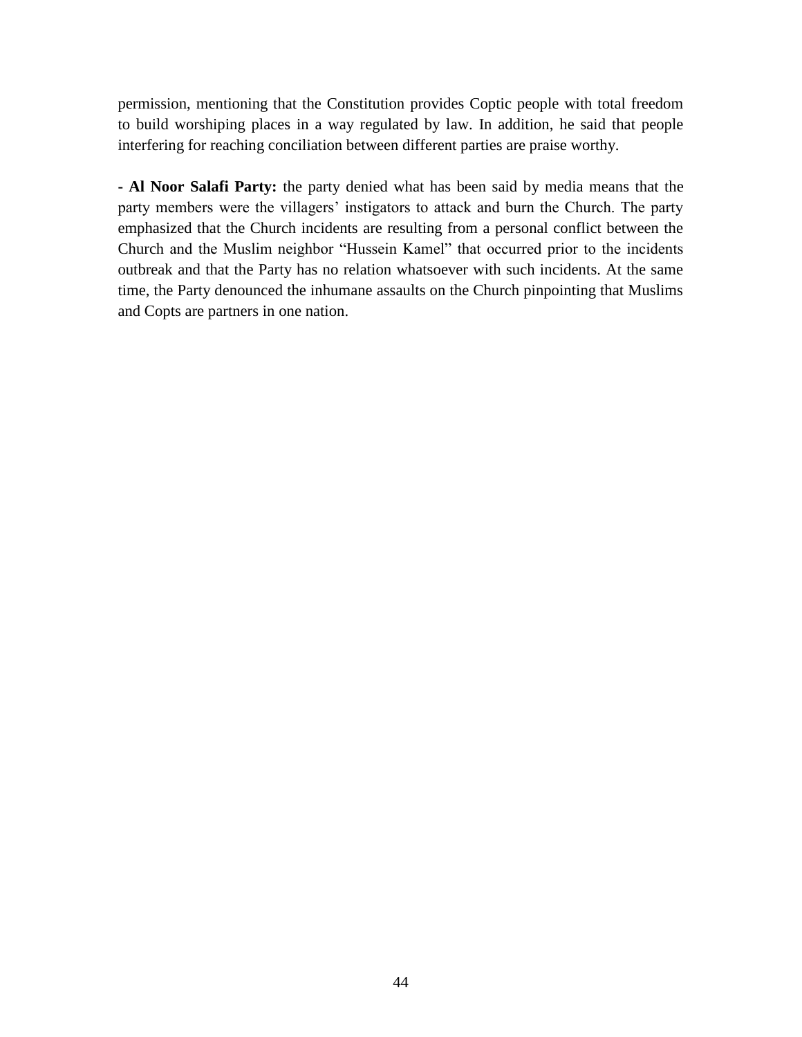permission, mentioning that the Constitution provides Coptic people with total freedom to build worshiping places in a way regulated by law. In addition, he said that people interfering for reaching conciliation between different parties are praise worthy.

**- Al Noor Salafi Party:** the party denied what has been said by media means that the party members were the villagers' instigators to attack and burn the Church. The party emphasized that the Church incidents are resulting from a personal conflict between the Church and the Muslim neighbor "Hussein Kamel" that occurred prior to the incidents outbreak and that the Party has no relation whatsoever with such incidents. At the same time, the Party denounced the inhumane assaults on the Church pinpointing that Muslims and Copts are partners in one nation.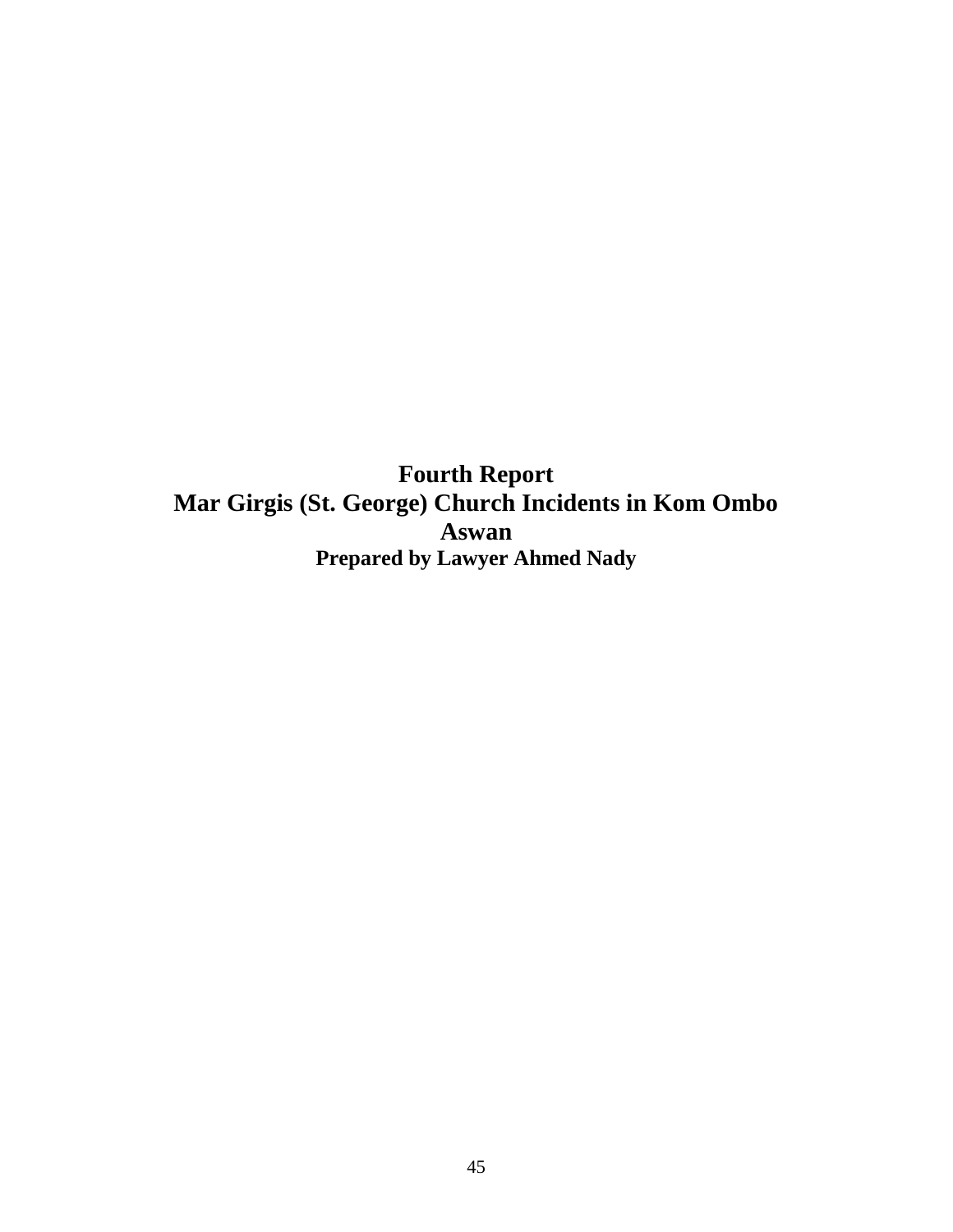# Fourth Report
# Mar Girgis (St. George) Church Incidents in Kom Ombo
# Aswan

**Prepared by Lawyer Ahmed Nady**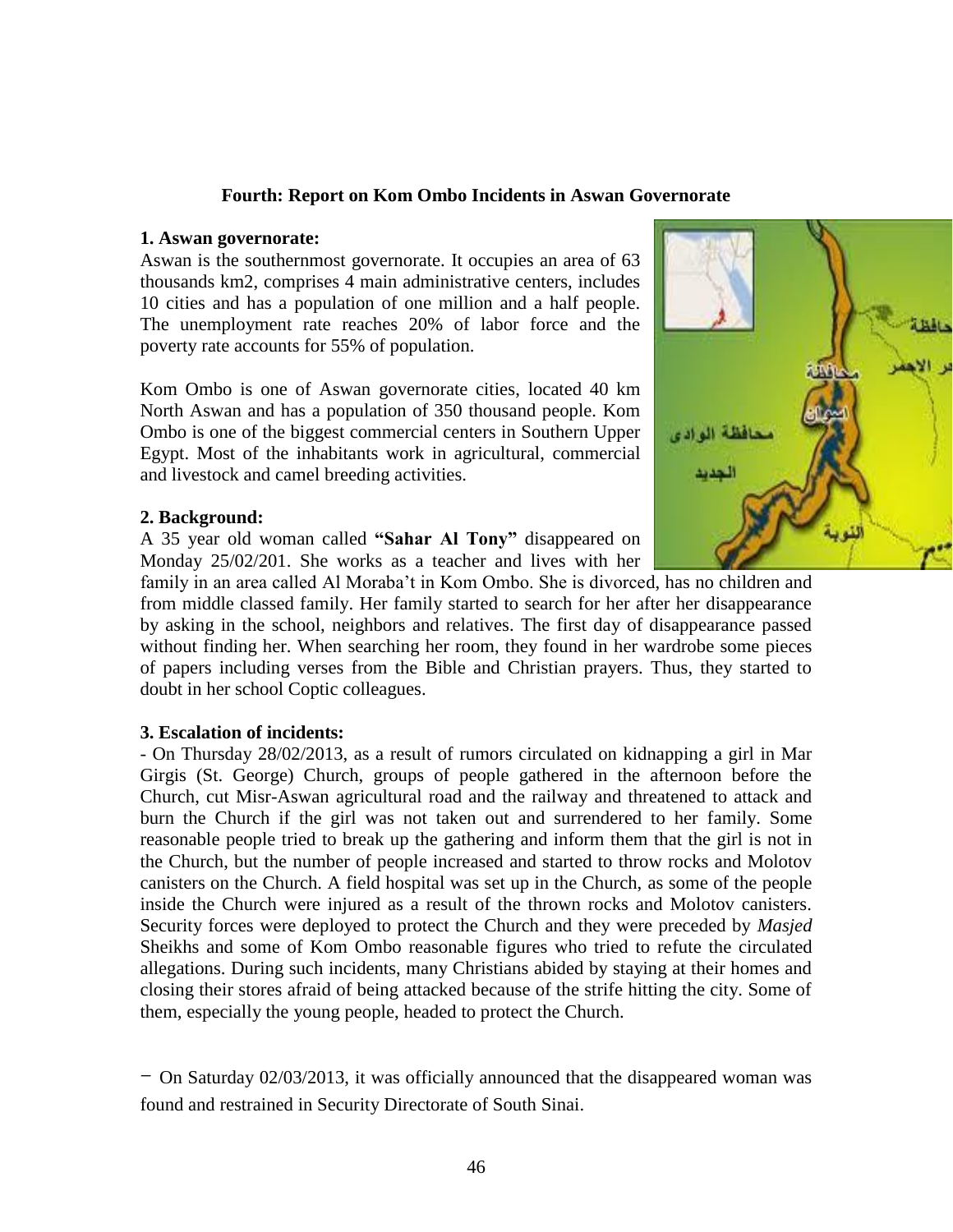### Fourth: Report on Kom Ombo Incidents in Aswan Governorate

**1. Aswan governorate:**

Aswan is the southernmost governorate. It occupies an area of 63 thousands km2, comprises 4 main administrative centers, includes 10 cities and has a population of one million and a half people. The unemployment rate reaches 20% of labor force and the poverty rate accounts for 55% of population.

Kom Ombo is one of Aswan governorate cities, located 40 km North Aswan and has a population of 350 thousand people. Kom Ombo is one of the biggest commercial centers in Southern Upper Egypt. Most of the inhabitants work in agricultural, commercial and livestock and camel breeding activities.

**2. Background:**

A 35 year old woman called **"Sahar Al Tony"** disappeared on Monday 25/02/201. She works as a teacher and lives with her family in an area called Al Moraba't in Kom Ombo. She is divorced, has no children and from middle classed family. Her family started to search for her after her disappearance by asking in the school, neighbors and relatives. The first day of disappearance passed without finding her. When searching her room, they found in her wardrobe some pieces of papers including verses from the Bible and Christian prayers. Thus, they started to doubt in her school Coptic colleagues.

**3. Escalation of incidents:**

- On Thursday 28/02/2013, as a result of rumors circulated on kidnapping a girl in Mar Girgis (St. George) Church, groups of people gathered in the afternoon before the Church, cut Misr-Aswan agricultural road and the railway and threatened to attack and burn the Church if the girl was not taken out and surrendered to her family. Some reasonable people tried to break up the gathering and inform them that the girl is not in the Church, but the number of people increased and started to throw rocks and Molotov canisters on the Church. A field hospital was set up in the Church, as some of the people inside the Church were injured as a result of the thrown rocks and Molotov canisters. Security forces were deployed to protect the Church and they were preceded by *Masjed* Sheikhs and some of Kom Ombo reasonable figures who tried to refute the circulated allegations. During such incidents, many Christians abided by staying at their homes and closing their stores afraid of being attacked because of the strife hitting the city. Some of them, especially the young people, headed to protect the Church.

- On Saturday 02/03/2013, it was officially announced that the disappeared woman was found and restrained in Security Directorate of South Sinai.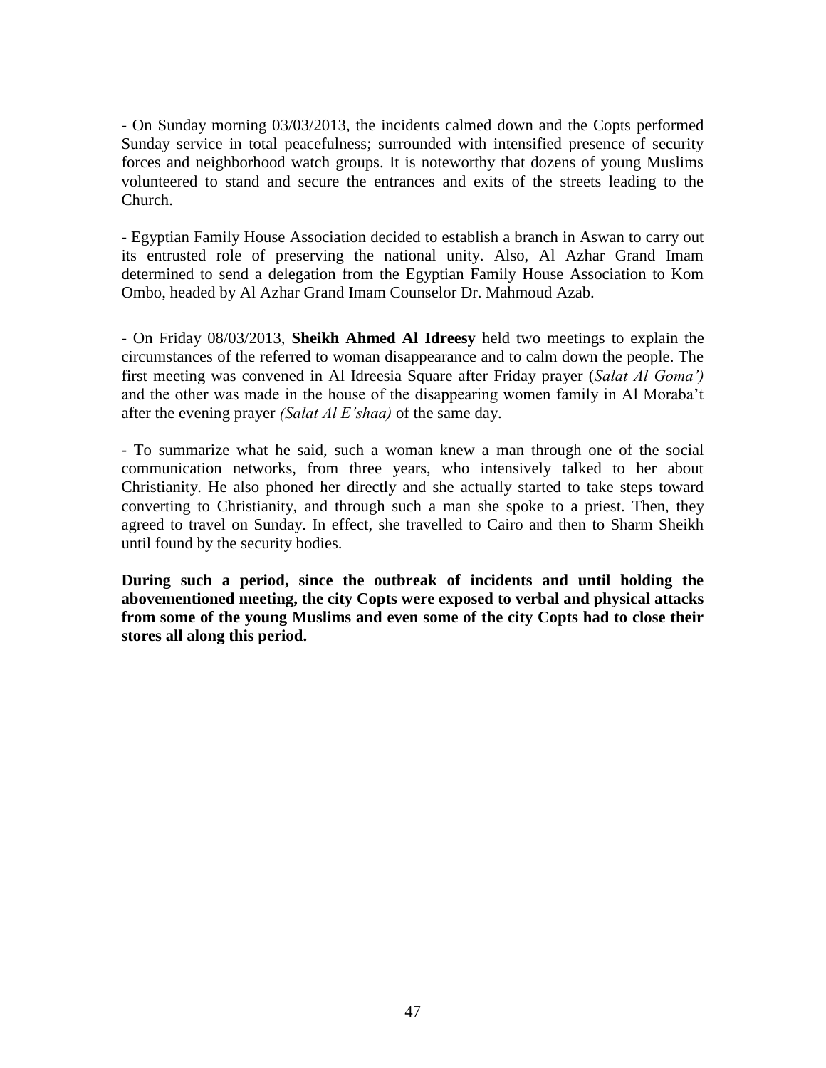- On Sunday morning 03/03/2013, the incidents calmed down and the Copts performed Sunday service in total peacefulness; surrounded with intensified presence of security forces and neighborhood watch groups. It is noteworthy that dozens of young Muslims volunteered to stand and secure the entrances and exits of the streets leading to the Church.

- Egyptian Family House Association decided to establish a branch in Aswan to carry out its entrusted role of preserving the national unity. Also, Al Azhar Grand Imam determined to send a delegation from the Egyptian Family House Association to Kom Ombo, headed by Al Azhar Grand Imam Counselor Dr. Mahmoud Azab.

- On Friday 08/03/2013, **Sheikh Ahmed Al Idreesy** held two meetings to explain the circumstances of the referred to woman disappearance and to calm down the people. The first meeting was convened in Al Idreesia Square after Friday prayer (*Salat Al Goma')* and the other was made in the house of the disappearing women family in Al Moraba't after the evening prayer *(Salat Al E'shaa)* of the same day.

- To summarize what he said, such a woman knew a man through one of the social communication networks, from three years, who intensively talked to her about Christianity. He also phoned her directly and she actually started to take steps toward converting to Christianity, and through such a man she spoke to a priest. Then, they agreed to travel on Sunday. In effect, she travelled to Cairo and then to Sharm Sheikh until found by the security bodies.

**During such a period, since the outbreak of incidents and until holding the abovementioned meeting, the city Copts were exposed to verbal and physical attacks from some of the young Muslims and even some of the city Copts had to close their stores all along this period.**